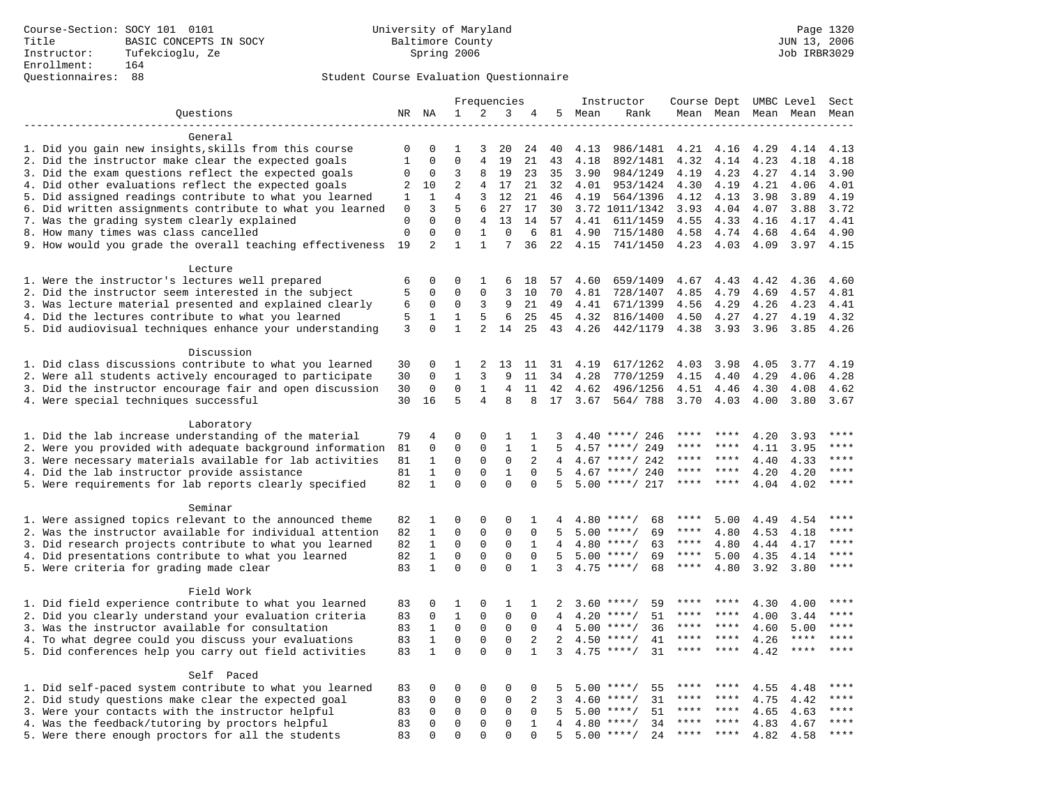Course-Section: SOCY 101 0101
Title: BASIC CONCEPTS IN SOCY
Instructor: Tufekcioglu, Ze
Enrollment: 164
Questionnaires: 88

University of Maryland
Baltimore County
Spring 2006

JUN 13, 2006
Job IRBR3029

Student Course Evaluation Questionnaire

| Questions | NR | NA | 1 | 2 | 3 | 4 | 5 | Instructor Mean | Rank | Course Mean | Dept Mean | UMBC Level Mean | Level Mean | Sect Mean |
|---|---|---|---|---|---|---|---|---|---|---|---|---|---|---|
| **General** | | | | | | | | | | | | | | |
| 1. Did you gain new insights,skills from this course | 0 | 0 | 1 | 3 | 20 | 24 | 40 | 4.13 | 986/1481 | 4.21 | 4.16 | 4.29 | 4.14 | 4.13 |
| 2. Did the instructor make clear the expected goals | 1 | 0 | 0 | 4 | 19 | 21 | 43 | 4.18 | 892/1481 | 4.32 | 4.14 | 4.23 | 4.18 | 4.18 |
| 3. Did the exam questions reflect the expected goals | 0 | 0 | 3 | 8 | 19 | 23 | 35 | 3.90 | 984/1249 | 4.19 | 4.23 | 4.27 | 4.14 | 3.90 |
| 4. Did other evaluations reflect the expected goals | 2 | 10 | 2 | 4 | 17 | 21 | 32 | 4.01 | 953/1424 | 4.30 | 4.19 | 4.21 | 4.06 | 4.01 |
| 5. Did assigned readings contribute to what you learned | 1 | 1 | 4 | 3 | 12 | 21 | 46 | 4.19 | 564/1396 | 4.12 | 4.13 | 3.98 | 3.89 | 4.19 |
| 6. Did written assignments contribute to what you learned | 0 | 3 | 5 | 6 | 27 | 17 | 30 | 3.72 | 1011/1342 | 3.93 | 4.04 | 4.07 | 3.88 | 3.72 |
| 7. Was the grading system clearly explained | 0 | 0 | 0 | 4 | 13 | 14 | 57 | 4.41 | 611/1459 | 4.55 | 4.33 | 4.16 | 4.17 | 4.41 |
| 8. How many times was class cancelled | 0 | 0 | 0 | 1 | 0 | 6 | 81 | 4.90 | 715/1480 | 4.58 | 4.74 | 4.68 | 4.64 | 4.90 |
| 9. How would you grade the overall teaching effectiveness | 19 | 2 | 1 | 1 | 7 | 36 | 22 | 4.15 | 741/1450 | 4.23 | 4.03 | 4.09 | 3.97 | 4.15 |
| **Lecture** | | | | | | | | | | | | | | |
| 1. Were the instructor's lectures well prepared | 6 | 0 | 0 | 1 | 6 | 18 | 57 | 4.60 | 659/1409 | 4.67 | 4.43 | 4.42 | 4.36 | 4.60 |
| 2. Did the instructor seem interested in the subject | 5 | 0 | 0 | 0 | 3 | 10 | 70 | 4.81 | 728/1407 | 4.85 | 4.79 | 4.69 | 4.57 | 4.81 |
| 3. Was lecture material presented and explained clearly | 6 | 0 | 0 | 3 | 9 | 21 | 49 | 4.41 | 671/1399 | 4.56 | 4.29 | 4.26 | 4.23 | 4.41 |
| 4. Did the lectures contribute to what you learned | 5 | 1 | 1 | 5 | 6 | 25 | 45 | 4.32 | 816/1400 | 4.50 | 4.27 | 4.27 | 4.19 | 4.32 |
| 5. Did audiovisual techniques enhance your understanding | 3 | 0 | 1 | 2 | 14 | 25 | 43 | 4.26 | 442/1179 | 4.38 | 3.93 | 3.96 | 3.85 | 4.26 |
| **Discussion** | | | | | | | | | | | | | | |
| 1. Did class discussions contribute to what you learned | 30 | 0 | 1 | 2 | 13 | 11 | 31 | 4.19 | 617/1262 | 4.03 | 3.98 | 4.05 | 3.77 | 4.19 |
| 2. Were all students actively encouraged to participate | 30 | 0 | 1 | 3 | 9 | 11 | 34 | 4.28 | 770/1259 | 4.15 | 4.40 | 4.29 | 4.06 | 4.28 |
| 3. Did the instructor encourage fair and open discussion | 30 | 0 | 0 | 1 | 4 | 11 | 42 | 4.62 | 496/1256 | 4.51 | 4.46 | 4.30 | 4.08 | 4.62 |
| 4. Were special techniques successful | 30 | 16 | 5 | 4 | 8 | 8 | 17 | 3.67 | 564/ 788 | 3.70 | 4.03 | 4.00 | 3.80 | 3.67 |
| **Laboratory** | | | | | | | | | | | | | | |
| 1. Did the lab increase understanding of the material | 79 | 4 | 0 | 0 | 1 | 1 | 3 | 4.40 | ****/ 246 | **** | **** | 4.20 | 3.93 | **** |
| 2. Were you provided with adequate background information | 81 | 0 | 0 | 0 | 1 | 1 | 5 | 4.57 | ****/ 249 | **** | **** | 4.11 | 3.95 | **** |
| 3. Were necessary materials available for lab activities | 81 | 1 | 0 | 0 | 0 | 2 | 4 | 4.67 | ****/ 242 | **** | **** | 4.40 | 4.33 | **** |
| 4. Did the lab instructor provide assistance | 81 | 1 | 0 | 0 | 1 | 0 | 5 | 4.67 | ****/ 240 | **** | **** | 4.20 | 4.20 | **** |
| 5. Were requirements for lab reports clearly specified | 82 | 1 | 0 | 0 | 0 | 0 | 5 | 5.00 | ****/ 217 | **** | **** | 4.04 | 4.02 | **** |
| **Seminar** | | | | | | | | | | | | | | |
| 1. Were assigned topics relevant to the announced theme | 82 | 1 | 0 | 0 | 0 | 1 | 4 | 4.80 | ****/ 68 | **** | 5.00 | 4.49 | 4.54 | **** |
| 2. Was the instructor available for individual attention | 82 | 1 | 0 | 0 | 0 | 0 | 5 | 5.00 | ****/ 69 | **** | 4.80 | 4.53 | 4.18 | **** |
| 3. Did research projects contribute to what you learned | 82 | 1 | 0 | 0 | 0 | 1 | 4 | 4.80 | ****/ 63 | **** | 4.80 | 4.44 | 4.17 | **** |
| 4. Did presentations contribute to what you learned | 82 | 1 | 0 | 0 | 0 | 0 | 5 | 5.00 | ****/ 69 | **** | 5.00 | 4.35 | 4.14 | **** |
| 5. Were criteria for grading made clear | 83 | 1 | 0 | 0 | 0 | 1 | 3 | 4.75 | ****/ 68 | **** | 4.80 | 3.92 | 3.80 | **** |
| **Field Work** | | | | | | | | | | | | | | |
| 1. Did field experience contribute to what you learned | 83 | 0 | 1 | 0 | 1 | 1 | 2 | 3.60 | ****/ 59 | **** | **** | 4.30 | 4.00 | **** |
| 2. Did you clearly understand your evaluation criteria | 83 | 0 | 1 | 0 | 0 | 0 | 4 | 4.20 | ****/ 51 | **** | **** | 4.00 | 3.44 | **** |
| 3. Was the instructor available for consultation | 83 | 1 | 0 | 0 | 0 | 0 | 4 | 5.00 | ****/ 36 | **** | **** | 4.60 | 5.00 | **** |
| 4. To what degree could you discuss your evaluations | 83 | 1 | 0 | 0 | 0 | 2 | 2 | 4.50 | ****/ 41 | **** | **** | 4.26 | **** | **** |
| 5. Did conferences help you carry out field activities | 83 | 1 | 0 | 0 | 0 | 1 | 3 | 4.75 | ****/ 31 | **** | **** | 4.42 | **** | **** |
| **Self Paced** | | | | | | | | | | | | | | |
| 1. Did self-paced system contribute to what you learned | 83 | 0 | 0 | 0 | 0 | 0 | 5 | 5.00 | ****/ 55 | **** | **** | 4.55 | 4.48 | **** |
| 2. Did study questions make clear the expected goal | 83 | 0 | 0 | 0 | 0 | 2 | 3 | 4.60 | ****/ 31 | **** | **** | 4.75 | 4.42 | **** |
| 3. Were your contacts with the instructor helpful | 83 | 0 | 0 | 0 | 0 | 0 | 5 | 5.00 | ****/ 51 | **** | **** | 4.65 | 4.63 | **** |
| 4. Was the feedback/tutoring by proctors helpful | 83 | 0 | 0 | 0 | 0 | 1 | 4 | 4.80 | ****/ 34 | **** | **** | 4.83 | 4.67 | **** |
| 5. Were there enough proctors for all the students | 83 | 0 | 0 | 0 | 0 | 0 | 5 | 5.00 | ****/ 24 | **** | **** | 4.82 | 4.58 | **** |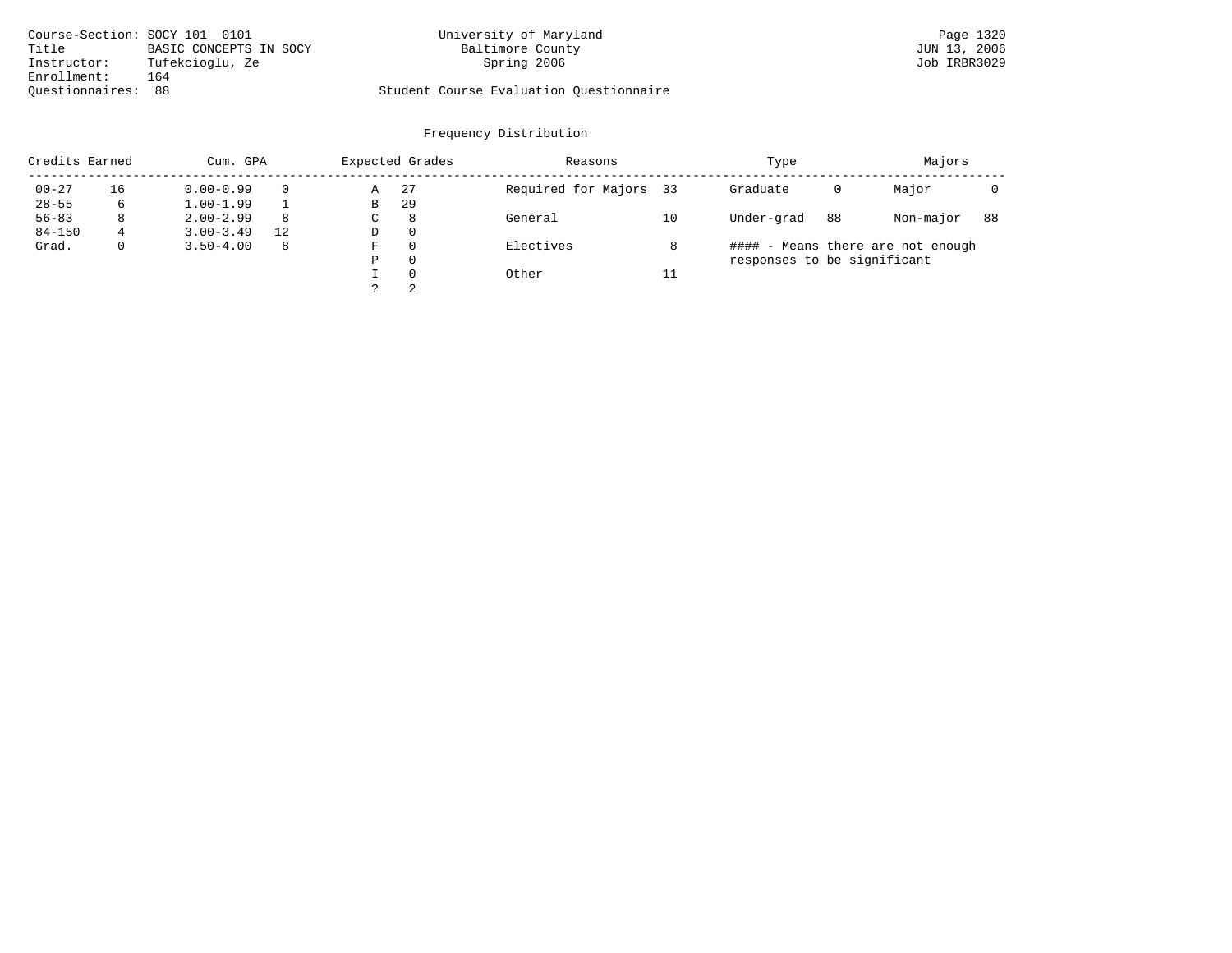Course-Section: SOCY 101 0101
Title: BASIC CONCEPTS IN SOCY
Instructor: Tufekcioglu, Ze
Enrollment: 164
Questionnaires: 88

University of Maryland
Baltimore County
Spring 2006

Student Course Evaluation Questionnaire

Page 1320
JUN 13, 2006
Job IRBR3029

## Frequency Distribution

| Credits Earned | | Cum. GPA | | Expected Grades | | Reasons | | Type | | Majors | |
|---|---|---|---|---|---|---|---|---|---|---|---|
| 00-27 | 16 | 0.00-0.99 | 0 | A | 27 | Required for Majors | 33 | Graduate | 0 | Major | 0 |
| 28-55 | 6 | 1.00-1.99 | 1 | B | 29 | | | | | | |
| 56-83 | 8 | 2.00-2.99 | 8 | C | 8 | General | 10 | Under-grad | 88 | Non-major | 88 |
| 84-150 | 4 | 3.00-3.49 | 12 | D | 0 | | | | | | |
| Grad. | 0 | 3.50-4.00 | 8 | F | 0 | Electives | 8 | | | | |
| | | | | P | 0 | | | | | | |
| | | | | I | 0 | Other | 11 | | | | |
| | | | | ? | 2 | | | | | | |

#### - Means there are not enough responses to be significant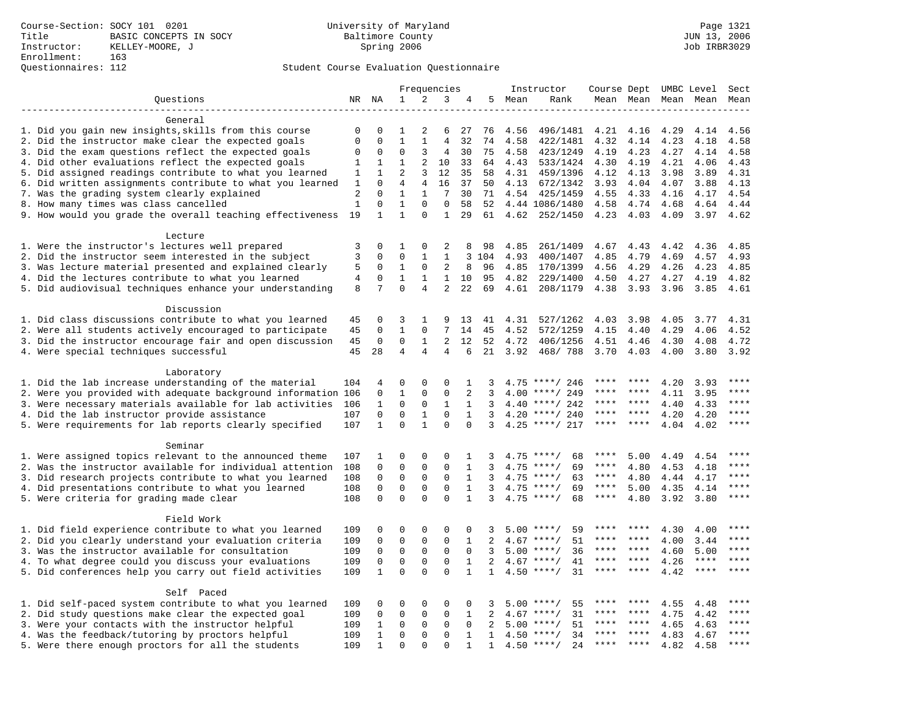Course-Section: SOCY 101 0201
Title: BASIC CONCEPTS IN SOCY
Instructor: KELLEY-MOORE, J
Enrollment: 163
Questionnaires: 112

University of Maryland
Baltimore County
Spring 2006

JUN 13, 2006
Job IRBR3029

## Student Course Evaluation Questionnaire

| Questions | NR | NA | 1 | 2 | 3 | 4 | 5 | Instructor Mean | Rank | Course Mean | Dept Mean | UMBC Level Mean | Level Mean | Sect Mean |
|---|---|---|---|---|---|---|---|---|---|---|---|---|---|---|
| **General** | | | | | | | | | | | | | | |
| 1. Did you gain new insights,skills from this course | 0 | 0 | 1 | 2 | 6 | 27 | 76 | 4.56 | 496/1481 | 4.21 | 4.16 | 4.29 | 4.14 | 4.56 |
| 2. Did the instructor make clear the expected goals | 0 | 0 | 1 | 1 | 4 | 32 | 74 | 4.58 | 422/1481 | 4.32 | 4.14 | 4.23 | 4.18 | 4.58 |
| 3. Did the exam questions reflect the expected goals | 0 | 0 | 0 | 3 | 4 | 30 | 75 | 4.58 | 423/1249 | 4.19 | 4.23 | 4.27 | 4.14 | 4.58 |
| 4. Did other evaluations reflect the expected goals | 1 | 1 | 1 | 2 | 10 | 33 | 64 | 4.43 | 533/1424 | 4.30 | 4.19 | 4.21 | 4.06 | 4.43 |
| 5. Did assigned readings contribute to what you learned | 1 | 1 | 2 | 3 | 12 | 35 | 58 | 4.31 | 459/1396 | 4.12 | 4.13 | 3.98 | 3.89 | 4.31 |
| 6. Did written assignments contribute to what you learned | 1 | 0 | 4 | 4 | 16 | 37 | 50 | 4.13 | 672/1342 | 3.93 | 4.04 | 4.07 | 3.88 | 4.13 |
| 7. Was the grading system clearly explained | 2 | 0 | 1 | 1 | 7 | 30 | 71 | 4.54 | 425/1459 | 4.55 | 4.33 | 4.16 | 4.17 | 4.54 |
| 8. How many times was class cancelled | 1 | 0 | 1 | 0 | 0 | 58 | 52 | 4.44 | 1086/1480 | 4.58 | 4.74 | 4.68 | 4.64 | 4.44 |
| 9. How would you grade the overall teaching effectiveness | 19 | 1 | 1 | 0 | 1 | 29 | 61 | 4.62 | 252/1450 | 4.23 | 4.03 | 4.09 | 3.97 | 4.62 |
| **Lecture** | | | | | | | | | | | | | | |
| 1. Were the instructor's lectures well prepared | 3 | 0 | 1 | 0 | 2 | 8 | 98 | 4.85 | 261/1409 | 4.67 | 4.43 | 4.42 | 4.36 | 4.85 |
| 2. Did the instructor seem interested in the subject | 3 | 0 | 0 | 1 | 1 | 3 | 104 | 4.93 | 400/1407 | 4.85 | 4.79 | 4.69 | 4.57 | 4.93 |
| 3. Was lecture material presented and explained clearly | 5 | 0 | 1 | 0 | 2 | 8 | 96 | 4.85 | 170/1399 | 4.56 | 4.29 | 4.26 | 4.23 | 4.85 |
| 4. Did the lectures contribute to what you learned | 4 | 0 | 1 | 1 | 1 | 10 | 95 | 4.82 | 229/1400 | 4.50 | 4.27 | 4.27 | 4.19 | 4.82 |
| 5. Did audiovisual techniques enhance your understanding | 8 | 7 | 0 | 4 | 2 | 22 | 69 | 4.61 | 208/1179 | 4.38 | 3.93 | 3.96 | 3.85 | 4.61 |
| **Discussion** | | | | | | | | | | | | | | |
| 1. Did class discussions contribute to what you learned | 45 | 0 | 3 | 1 | 9 | 13 | 41 | 4.31 | 527/1262 | 4.03 | 3.98 | 4.05 | 3.77 | 4.31 |
| 2. Were all students actively encouraged to participate | 45 | 0 | 1 | 0 | 7 | 14 | 45 | 4.52 | 572/1259 | 4.15 | 4.40 | 4.29 | 4.06 | 4.52 |
| 3. Did the instructor encourage fair and open discussion | 45 | 0 | 0 | 1 | 2 | 12 | 52 | 4.72 | 406/1256 | 4.51 | 4.46 | 4.30 | 4.08 | 4.72 |
| 4. Were special techniques successful | 45 | 28 | 4 | 4 | 4 | 6 | 21 | 3.92 | 468/ 788 | 3.70 | 4.03 | 4.00 | 3.80 | 3.92 |
| **Laboratory** | | | | | | | | | | | | | | |
| 1. Did the lab increase understanding of the material | 104 | 4 | 0 | 0 | 0 | 1 | 3 | 4.75 | ****/ 246 | **** | **** | 4.20 | 3.93 | **** |
| 2. Were you provided with adequate background information | 106 | 0 | 1 | 0 | 0 | 2 | 3 | 4.00 | ****/ 249 | **** | **** | 4.11 | 3.95 | **** |
| 3. Were necessary materials available for lab activities | 106 | 1 | 0 | 0 | 1 | 1 | 3 | 4.40 | ****/ 242 | **** | **** | 4.40 | 4.33 | **** |
| 4. Did the lab instructor provide assistance | 107 | 0 | 0 | 1 | 0 | 1 | 3 | 4.20 | ****/ 240 | **** | **** | 4.20 | 4.20 | **** |
| 5. Were requirements for lab reports clearly specified | 107 | 1 | 0 | 1 | 0 | 0 | 3 | 4.25 | ****/ 217 | **** | **** | 4.04 | 4.02 | **** |
| **Seminar** | | | | | | | | | | | | | | |
| 1. Were assigned topics relevant to the announced theme | 107 | 1 | 0 | 0 | 0 | 1 | 3 | 4.75 | ****/ 68 | **** | 5.00 | 4.49 | 4.54 | **** |
| 2. Was the instructor available for individual attention | 108 | 0 | 0 | 0 | 0 | 1 | 3 | 4.75 | ****/ 69 | **** | 4.80 | 4.53 | 4.18 | **** |
| 3. Did research projects contribute to what you learned | 108 | 0 | 0 | 0 | 0 | 1 | 3 | 4.75 | ****/ 63 | **** | 4.80 | 4.44 | 4.17 | **** |
| 4. Did presentations contribute to what you learned | 108 | 0 | 0 | 0 | 0 | 1 | 3 | 4.75 | ****/ 69 | **** | 5.00 | 4.35 | 4.14 | **** |
| 5. Were criteria for grading made clear | 108 | 0 | 0 | 0 | 0 | 1 | 3 | 4.75 | ****/ 68 | **** | 4.80 | 3.92 | 3.80 | **** |
| **Field Work** | | | | | | | | | | | | | | |
| 1. Did field experience contribute to what you learned | 109 | 0 | 0 | 0 | 0 | 0 | 3 | 5.00 | ****/ 59 | **** | **** | 4.30 | 4.00 | **** |
| 2. Did you clearly understand your evaluation criteria | 109 | 0 | 0 | 0 | 0 | 1 | 2 | 4.67 | ****/ 51 | **** | **** | 4.00 | 3.44 | **** |
| 3. Was the instructor available for consultation | 109 | 0 | 0 | 0 | 0 | 0 | 3 | 5.00 | ****/ 36 | **** | **** | 4.60 | 5.00 | **** |
| 4. To what degree could you discuss your evaluations | 109 | 0 | 0 | 0 | 0 | 1 | 2 | 4.67 | ****/ 41 | **** | **** | 4.26 | **** | **** |
| 5. Did conferences help you carry out field activities | 109 | 1 | 0 | 0 | 0 | 1 | 1 | 4.50 | ****/ 31 | **** | **** | 4.42 | **** | **** |
| **Self Paced** | | | | | | | | | | | | | | |
| 1. Did self-paced system contribute to what you learned | 109 | 0 | 0 | 0 | 0 | 0 | 3 | 5.00 | ****/ 55 | **** | **** | 4.55 | 4.48 | **** |
| 2. Did study questions make clear the expected goal | 109 | 0 | 0 | 0 | 0 | 1 | 2 | 4.67 | ****/ 31 | **** | **** | 4.75 | 4.42 | **** |
| 3. Were your contacts with the instructor helpful | 109 | 1 | 0 | 0 | 0 | 0 | 2 | 5.00 | ****/ 51 | **** | **** | 4.65 | 4.63 | **** |
| 4. Was the feedback/tutoring by proctors helpful | 109 | 1 | 0 | 0 | 0 | 1 | 1 | 4.50 | ****/ 34 | **** | **** | 4.83 | 4.67 | **** |
| 5. Were there enough proctors for all the students | 109 | 1 | 0 | 0 | 0 | 1 | 1 | 4.50 | ****/ 24 | **** | **** | 4.82 | 4.58 | **** |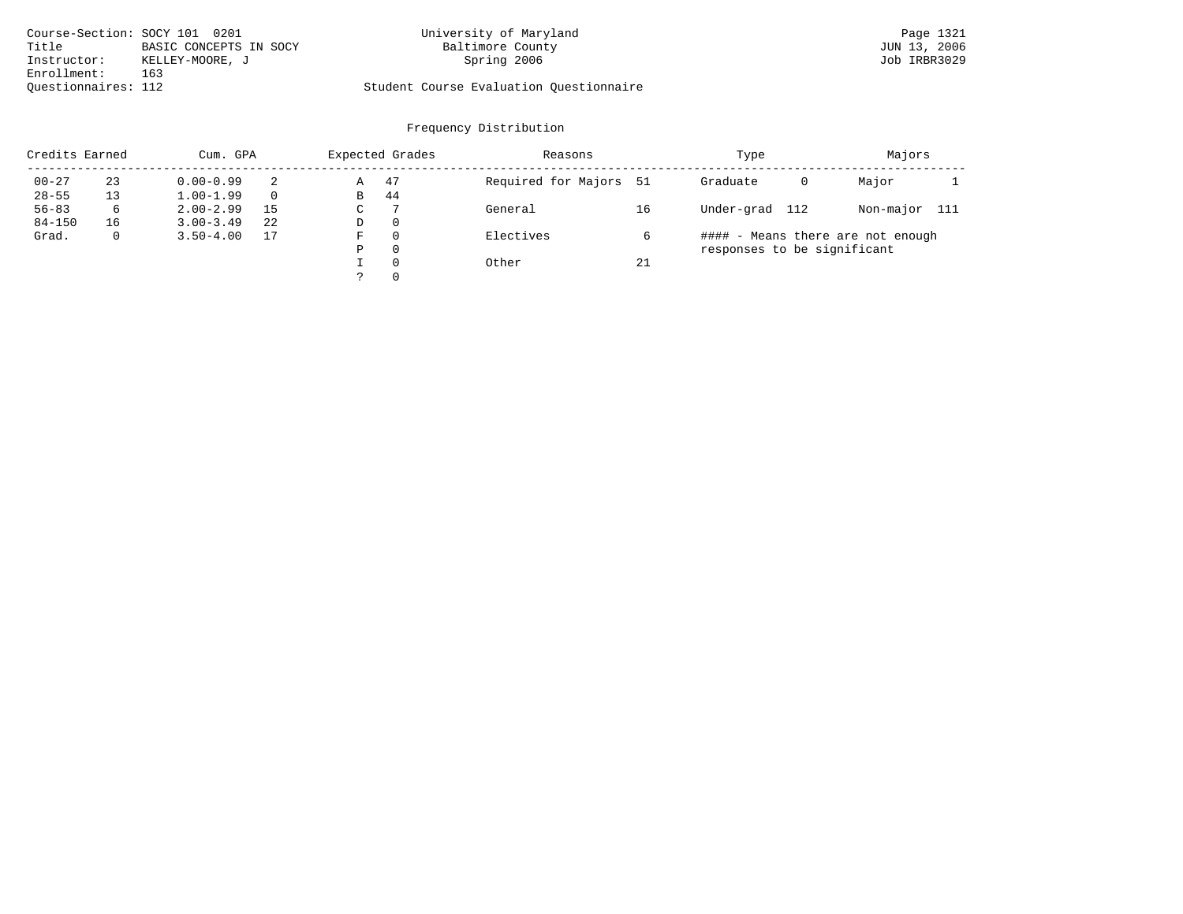Course-Section: SOCY 101 0201
Title: BASIC CONCEPTS IN SOCY
Instructor: KELLEY-MOORE, J
Enrollment: 163
Questionnaires: 112

University of Maryland
Baltimore County
Spring 2006

Page 1321
JUN 13, 2006
Job IRBR3029

Student Course Evaluation Questionnaire

## Frequency Distribution

| Credits Earned | | Cum. GPA | | Expected Grades | | Reasons | | Type | | Majors | |
|---|---|---|---|---|---|---|---|---|---|---|---|
| 00-27 | 23 | 0.00-0.99 | 2 | A | 47 | Required for Majors | 51 | Graduate | 0 | Major | 1 |
| 28-55 | 13 | 1.00-1.99 | 0 | B | 44 | | | | | | |
| 56-83 | 6 | 2.00-2.99 | 15 | C | 7 | General | 16 | Under-grad | 112 | Non-major | 111 |
| 84-150 | 16 | 3.00-3.49 | 22 | D | 0 | | | | | | |
| Grad. | 0 | 3.50-4.00 | 17 | F | 0 | Electives | 6 | | | | |
| | | | | P | 0 | | | | | | |
| | | | | I | 0 | Other | 21 | | | | |
| | | | | ? | 0 | | | | | | |

#### - Means there are not enough responses to be significant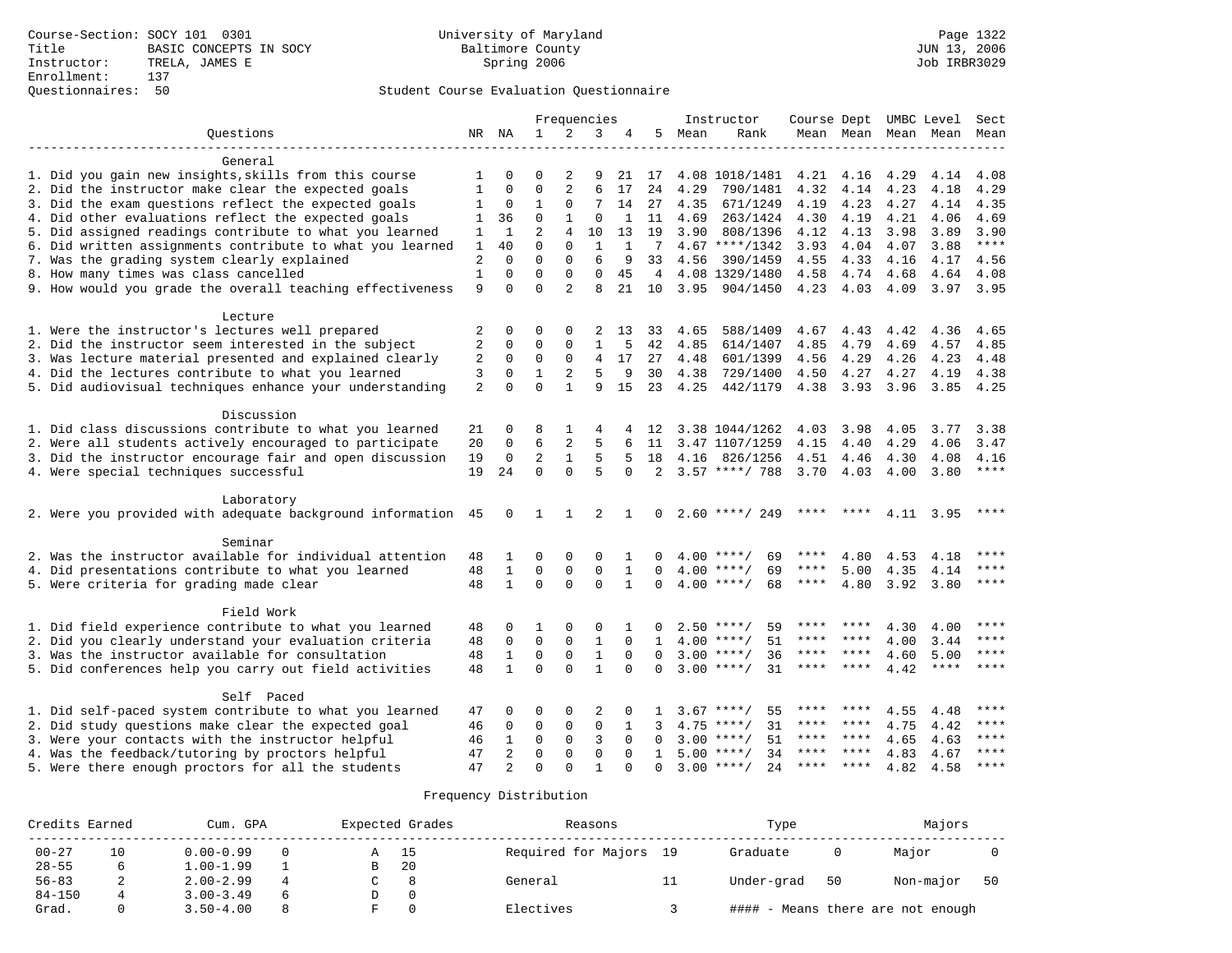Course-Section: SOCY 101 0301
Title: BASIC CONCEPTS IN SOCY
Instructor: TRELA, JAMES E
Enrollment: 137
Questionnaires: 50

University of Maryland
Baltimore County
Spring 2006

JUN 13, 2006
Job IRBR3029

Student Course Evaluation Questionnaire

| Questions | NR | NA | 1 | 2 | 3 | 4 | 5 | Instructor Mean | Rank | Course Mean | Dept Mean | UMBC Level Mean | Level Mean | Sect Mean |
|---|---|---|---|---|---|---|---|---|---|---|---|---|---|---|
| **General** | | | | | | | | | | | | | | |
| 1. Did you gain new insights,skills from this course | 1 | 0 | 0 | 2 | 9 | 21 | 17 | 4.08 | 1018/1481 | 4.21 | 4.16 | 4.29 | 4.14 | 4.08 |
| 2. Did the instructor make clear the expected goals | 1 | 0 | 0 | 2 | 6 | 17 | 24 | 4.29 | 790/1481 | 4.32 | 4.14 | 4.23 | 4.18 | 4.29 |
| 3. Did the exam questions reflect the expected goals | 1 | 0 | 1 | 0 | 7 | 14 | 27 | 4.35 | 671/1249 | 4.19 | 4.23 | 4.27 | 4.14 | 4.35 |
| 4. Did other evaluations reflect the expected goals | 1 | 36 | 0 | 1 | 0 | 1 | 11 | 4.69 | 263/1424 | 4.30 | 4.19 | 4.21 | 4.06 | 4.69 |
| 5. Did assigned readings contribute to what you learned | 1 | 1 | 2 | 4 | 10 | 13 | 19 | 3.90 | 808/1396 | 4.12 | 4.13 | 3.98 | 3.89 | 3.90 |
| 6. Did written assignments contribute to what you learned | 1 | 40 | 0 | 0 | 1 | 1 | 7 | 4.67 | ****/1342 | 3.93 | 4.04 | 4.07 | 3.88 | **** |
| 7. Was the grading system clearly explained | 2 | 0 | 0 | 0 | 6 | 9 | 33 | 4.56 | 390/1459 | 4.55 | 4.33 | 4.16 | 4.17 | 4.56 |
| 8. How many times was class cancelled | 1 | 0 | 0 | 0 | 0 | 45 | 4 | 4.08 | 1329/1480 | 4.58 | 4.74 | 4.68 | 4.64 | 4.08 |
| 9. How would you grade the overall teaching effectiveness | 9 | 0 | 0 | 2 | 8 | 21 | 10 | 3.95 | 904/1450 | 4.23 | 4.03 | 4.09 | 3.97 | 3.95 |
| **Lecture** | | | | | | | | | | | | | | |
| 1. Were the instructor's lectures well prepared | 2 | 0 | 0 | 0 | 2 | 13 | 33 | 4.65 | 588/1409 | 4.67 | 4.43 | 4.42 | 4.36 | 4.65 |
| 2. Did the instructor seem interested in the subject | 2 | 0 | 0 | 0 | 1 | 5 | 42 | 4.85 | 614/1407 | 4.85 | 4.79 | 4.69 | 4.57 | 4.85 |
| 3. Was lecture material presented and explained clearly | 2 | 0 | 0 | 0 | 4 | 17 | 27 | 4.48 | 601/1399 | 4.56 | 4.29 | 4.26 | 4.23 | 4.48 |
| 4. Did the lectures contribute to what you learned | 3 | 0 | 1 | 2 | 5 | 9 | 30 | 4.38 | 729/1400 | 4.50 | 4.27 | 4.27 | 4.19 | 4.38 |
| 5. Did audiovisual techniques enhance your understanding | 2 | 0 | 0 | 1 | 9 | 15 | 23 | 4.25 | 442/1179 | 4.38 | 3.93 | 3.96 | 3.85 | 4.25 |
| **Discussion** | | | | | | | | | | | | | | |
| 1. Did class discussions contribute to what you learned | 21 | 0 | 8 | 1 | 4 | 4 | 12 | 3.38 | 1044/1262 | 4.03 | 3.98 | 4.05 | 3.77 | 3.38 |
| 2. Were all students actively encouraged to participate | 20 | 0 | 6 | 2 | 5 | 6 | 11 | 3.47 | 1107/1259 | 4.15 | 4.40 | 4.29 | 4.06 | 3.47 |
| 3. Did the instructor encourage fair and open discussion | 19 | 0 | 2 | 1 | 5 | 5 | 18 | 4.16 | 826/1256 | 4.51 | 4.46 | 4.30 | 4.08 | 4.16 |
| 4. Were special techniques successful | 19 | 24 | 0 | 0 | 5 | 0 | 2 | 3.57 | ****/ 788 | 3.70 | 4.03 | 4.00 | 3.80 | **** |
| **Laboratory** | | | | | | | | | | | | | | |
| 2. Were you provided with adequate background information | 45 | 0 | 1 | 1 | 2 | 1 | 0 | 2.60 | ****/ 249 | **** | **** | 4.11 | 3.95 | **** |
| **Seminar** | | | | | | | | | | | | | | |
| 2. Was the instructor available for individual attention | 48 | 1 | 0 | 0 | 0 | 1 | 0 | 4.00 | ****/ 69 | **** | 4.80 | 4.53 | 4.18 | **** |
| 4. Did presentations contribute to what you learned | 48 | 1 | 0 | 0 | 0 | 1 | 0 | 4.00 | ****/ 69 | **** | 5.00 | 4.35 | 4.14 | **** |
| 5. Were criteria for grading made clear | 48 | 1 | 0 | 0 | 0 | 1 | 0 | 4.00 | ****/ 68 | **** | 4.80 | 3.92 | 3.80 | **** |
| **Field Work** | | | | | | | | | | | | | | |
| 1. Did field experience contribute to what you learned | 48 | 0 | 1 | 0 | 0 | 1 | 0 | 2.50 | ****/ 59 | **** | **** | 4.30 | 4.00 | **** |
| 2. Did you clearly understand your evaluation criteria | 48 | 0 | 0 | 0 | 1 | 0 | 1 | 4.00 | ****/ 51 | **** | **** | 4.00 | 3.44 | **** |
| 3. Was the instructor available for consultation | 48 | 1 | 0 | 0 | 1 | 0 | 0 | 3.00 | ****/ 36 | **** | **** | 4.60 | 5.00 | **** |
| 5. Did conferences help you carry out field activities | 48 | 1 | 0 | 0 | 1 | 0 | 0 | 3.00 | ****/ 31 | **** | **** | 4.42 | **** | **** |
| **Self Paced** | | | | | | | | | | | | | | |
| 1. Did self-paced system contribute to what you learned | 47 | 0 | 0 | 0 | 2 | 0 | 1 | 3.67 | ****/ 55 | **** | **** | 4.55 | 4.48 | **** |
| 2. Did study questions make clear the expected goal | 46 | 0 | 0 | 0 | 0 | 1 | 3 | 4.75 | ****/ 31 | **** | **** | 4.75 | 4.42 | **** |
| 3. Were your contacts with the instructor helpful | 46 | 1 | 0 | 0 | 3 | 0 | 0 | 3.00 | ****/ 51 | **** | **** | 4.65 | 4.63 | **** |
| 4. Was the feedback/tutoring by proctors helpful | 47 | 2 | 0 | 0 | 0 | 0 | 1 | 5.00 | ****/ 34 | **** | **** | 4.83 | 4.67 | **** |
| 5. Were there enough proctors for all the students | 47 | 2 | 0 | 0 | 1 | 0 | 0 | 3.00 | ****/ 24 | **** | **** | 4.82 | 4.58 | **** |

Frequency Distribution

| Credits Earned | | Cum. GPA | | Expected Grades | | Reasons | | Type | | Majors | |
|---|---|---|---|---|---|---|---|---|---|---|---|
| 00-27 | 10 | 0.00-0.99 | 0 | A | 15 | Required for Majors | 19 | Graduate | 0 | Major | 0 |
| 28-55 | 6 | 1.00-1.99 | 1 | B | 20 | | | | | | |
| 56-83 | 2 | 2.00-2.99 | 4 | C | 8 | General | 11 | Under-grad | 50 | Non-major | 50 |
| 84-150 | 4 | 3.00-3.49 | 6 | D | 0 | | | | | | |
| Grad. | 0 | 3.50-4.00 | 8 | F | 0 | Electives | 3 | #### - Means there are not enough | | | |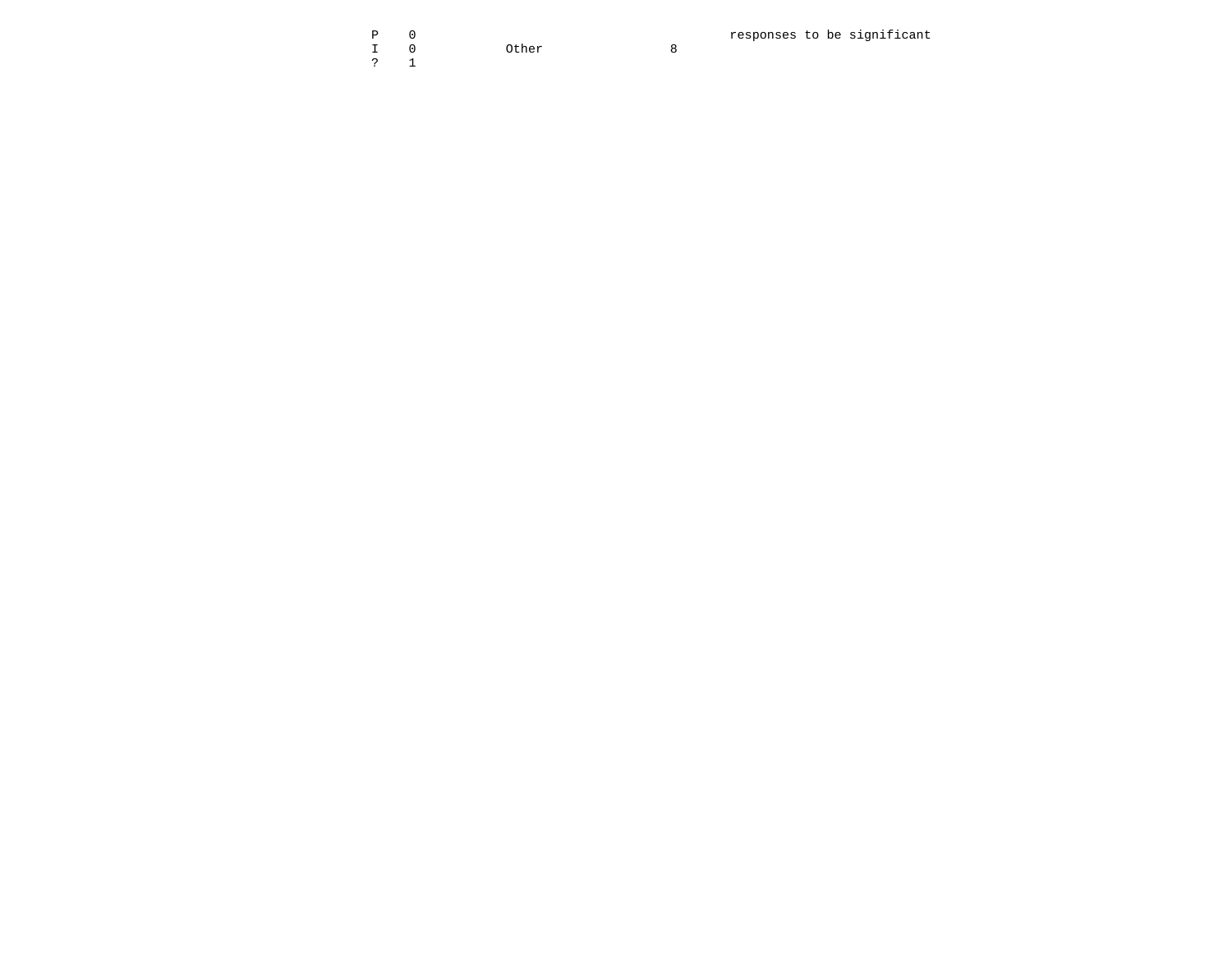```
P    0                                              responses to be significant
I    0            Other                  8
?    1
```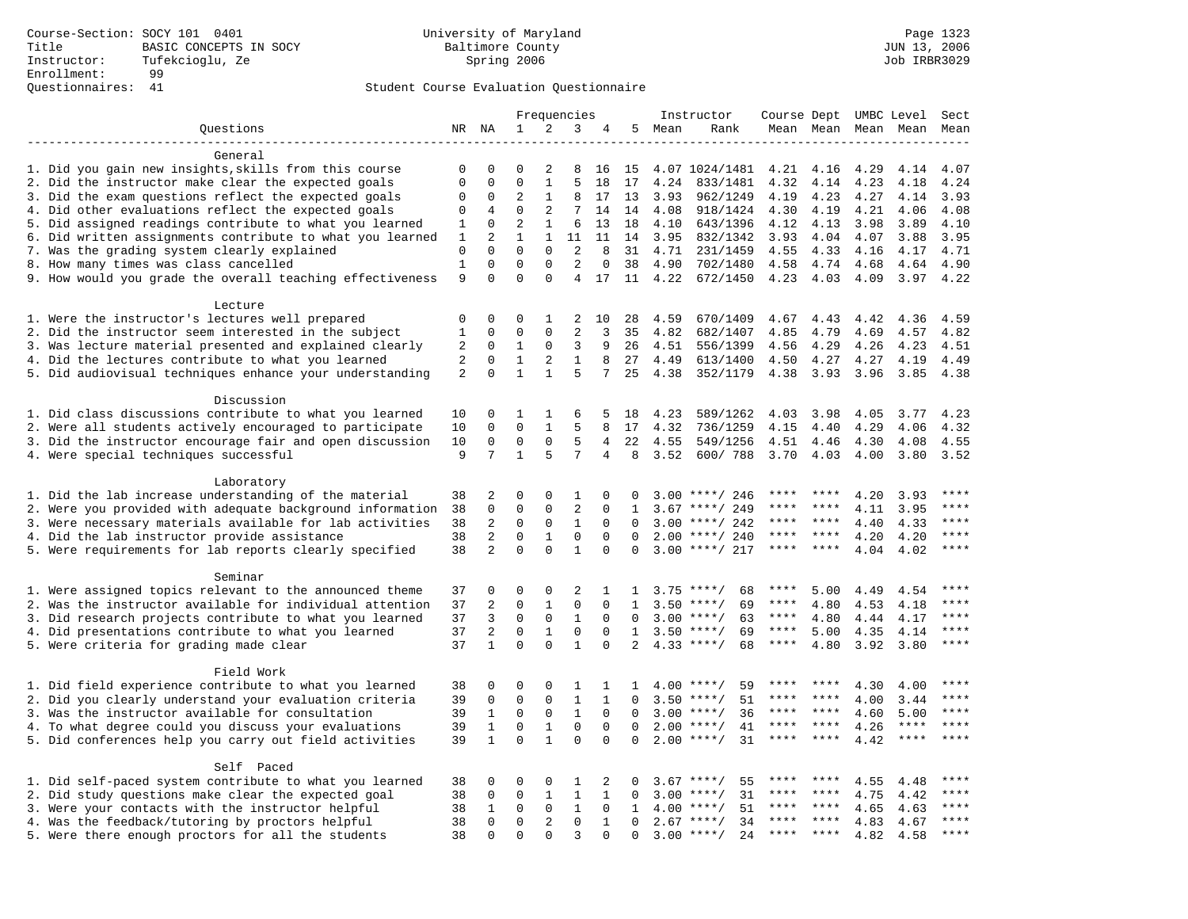Course-Section: SOCY 101 0401
Title: BASIC CONCEPTS IN SOCY
Instructor: Tufekcioglu, Ze
Enrollment: 99
Questionnaires: 41

University of Maryland
Baltimore County
Spring 2006

JUN 13, 2006
Job IRBR3029

## Student Course Evaluation Questionnaire

| Questions | NR | NA | 1 | 2 | 3 | 4 | 5 | Instructor Mean | Instructor Rank | Course Mean | Dept Mean | UMBC Mean | Level Mean | Sect Mean |
|---|---|---|---|---|---|---|---|---|---|---|---|---|---|---|
| **General** | | | | | | | | | | | | | | |
| 1. Did you gain new insights,skills from this course | 0 | 0 | 0 | 2 | 8 | 16 | 15 | 4.07 | 1024/1481 | 4.21 | 4.16 | 4.29 | 4.14 | 4.07 |
| 2. Did the instructor make clear the expected goals | 0 | 0 | 0 | 1 | 5 | 18 | 17 | 4.24 | 833/1481 | 4.32 | 4.14 | 4.23 | 4.18 | 4.24 |
| 3. Did the exam questions reflect the expected goals | 0 | 0 | 2 | 1 | 8 | 17 | 13 | 3.93 | 962/1249 | 4.19 | 4.23 | 4.27 | 4.14 | 3.93 |
| 4. Did other evaluations reflect the expected goals | 0 | 4 | 0 | 2 | 7 | 14 | 14 | 4.08 | 918/1424 | 4.30 | 4.19 | 4.21 | 4.06 | 4.08 |
| 5. Did assigned readings contribute to what you learned | 1 | 0 | 2 | 1 | 6 | 13 | 18 | 4.10 | 643/1396 | 4.12 | 4.13 | 3.98 | 3.89 | 4.10 |
| 6. Did written assignments contribute to what you learned | 1 | 2 | 1 | 1 | 11 | 11 | 14 | 3.95 | 832/1342 | 3.93 | 4.04 | 4.07 | 3.88 | 3.95 |
| 7. Was the grading system clearly explained | 0 | 0 | 0 | 0 | 2 | 8 | 31 | 4.71 | 231/1459 | 4.55 | 4.33 | 4.16 | 4.17 | 4.71 |
| 8. How many times was class cancelled | 1 | 0 | 0 | 0 | 2 | 0 | 38 | 4.90 | 702/1480 | 4.58 | 4.74 | 4.68 | 4.64 | 4.90 |
| 9. How would you grade the overall teaching effectiveness | 9 | 0 | 0 | 0 | 4 | 17 | 11 | 4.22 | 672/1450 | 4.23 | 4.03 | 4.09 | 3.97 | 4.22 |
| **Lecture** | | | | | | | | | | | | | | |
| 1. Were the instructor's lectures well prepared | 0 | 0 | 0 | 1 | 2 | 10 | 28 | 4.59 | 670/1409 | 4.67 | 4.43 | 4.42 | 4.36 | 4.59 |
| 2. Did the instructor seem interested in the subject | 1 | 0 | 0 | 0 | 2 | 3 | 35 | 4.82 | 682/1407 | 4.85 | 4.79 | 4.69 | 4.57 | 4.82 |
| 3. Was lecture material presented and explained clearly | 2 | 0 | 1 | 0 | 3 | 9 | 26 | 4.51 | 556/1399 | 4.56 | 4.29 | 4.26 | 4.23 | 4.51 |
| 4. Did the lectures contribute to what you learned | 2 | 0 | 1 | 2 | 1 | 8 | 27 | 4.49 | 613/1400 | 4.50 | 4.27 | 4.27 | 4.19 | 4.49 |
| 5. Did audiovisual techniques enhance your understanding | 2 | 0 | 1 | 1 | 5 | 7 | 25 | 4.38 | 352/1179 | 4.38 | 3.93 | 3.96 | 3.85 | 4.38 |
| **Discussion** | | | | | | | | | | | | | | |
| 1. Did class discussions contribute to what you learned | 10 | 0 | 1 | 1 | 6 | 5 | 18 | 4.23 | 589/1262 | 4.03 | 3.98 | 4.05 | 3.77 | 4.23 |
| 2. Were all students actively encouraged to participate | 10 | 0 | 0 | 1 | 5 | 8 | 17 | 4.32 | 736/1259 | 4.15 | 4.40 | 4.29 | 4.06 | 4.32 |
| 3. Did the instructor encourage fair and open discussion | 10 | 0 | 0 | 0 | 5 | 4 | 22 | 4.55 | 549/1256 | 4.51 | 4.46 | 4.30 | 4.08 | 4.55 |
| 4. Were special techniques successful | 9 | 7 | 1 | 5 | 7 | 4 | 8 | 3.52 | 600/ 788 | 3.70 | 4.03 | 4.00 | 3.80 | 3.52 |
| **Laboratory** | | | | | | | | | | | | | | |
| 1. Did the lab increase understanding of the material | 38 | 2 | 0 | 0 | 1 | 0 | 0 | 3.00 | ****/ 246 | **** | **** | 4.20 | 3.93 | **** |
| 2. Were you provided with adequate background information | 38 | 0 | 0 | 0 | 2 | 0 | 1 | 3.67 | ****/ 249 | **** | **** | 4.11 | 3.95 | **** |
| 3. Were necessary materials available for lab activities | 38 | 2 | 0 | 0 | 1 | 0 | 0 | 3.00 | ****/ 242 | **** | **** | 4.40 | 4.33 | **** |
| 4. Did the lab instructor provide assistance | 38 | 2 | 0 | 1 | 0 | 0 | 0 | 2.00 | ****/ 240 | **** | **** | 4.20 | 4.20 | **** |
| 5. Were requirements for lab reports clearly specified | 38 | 2 | 0 | 0 | 1 | 0 | 0 | 3.00 | ****/ 217 | **** | **** | 4.04 | 4.02 | **** |
| **Seminar** | | | | | | | | | | | | | | |
| 1. Were assigned topics relevant to the announced theme | 37 | 0 | 0 | 0 | 2 | 1 | 1 | 3.75 | ****/ 68 | **** | 5.00 | 4.49 | 4.54 | **** |
| 2. Was the instructor available for individual attention | 37 | 2 | 0 | 1 | 0 | 0 | 1 | 3.50 | ****/ 69 | **** | 4.80 | 4.53 | 4.18 | **** |
| 3. Did research projects contribute to what you learned | 37 | 3 | 0 | 0 | 1 | 0 | 0 | 3.00 | ****/ 63 | **** | 4.80 | 4.44 | 4.17 | **** |
| 4. Did presentations contribute to what you learned | 37 | 2 | 0 | 1 | 0 | 0 | 1 | 3.50 | ****/ 69 | **** | 5.00 | 4.35 | 4.14 | **** |
| 5. Were criteria for grading made clear | 37 | 1 | 0 | 0 | 1 | 0 | 2 | 4.33 | ****/ 68 | **** | 4.80 | 3.92 | 3.80 | **** |
| **Field Work** | | | | | | | | | | | | | | |
| 1. Did field experience contribute to what you learned | 38 | 0 | 0 | 0 | 1 | 1 | 1 | 4.00 | ****/ 59 | **** | **** | 4.30 | 4.00 | **** |
| 2. Did you clearly understand your evaluation criteria | 39 | 0 | 0 | 0 | 1 | 1 | 0 | 3.50 | ****/ 51 | **** | **** | 4.00 | 3.44 | **** |
| 3. Was the instructor available for consultation | 39 | 1 | 0 | 0 | 1 | 0 | 0 | 3.00 | ****/ 36 | **** | **** | 4.60 | 5.00 | **** |
| 4. To what degree could you discuss your evaluations | 39 | 1 | 0 | 1 | 0 | 0 | 0 | 2.00 | ****/ 41 | **** | **** | 4.26 | **** | **** |
| 5. Did conferences help you carry out field activities | 39 | 1 | 0 | 1 | 0 | 0 | 0 | 2.00 | ****/ 31 | **** | **** | 4.42 | **** | **** |
| **Self Paced** | | | | | | | | | | | | | | |
| 1. Did self-paced system contribute to what you learned | 38 | 0 | 0 | 0 | 1 | 2 | 0 | 3.67 | ****/ 55 | **** | **** | 4.55 | 4.48 | **** |
| 2. Did study questions make clear the expected goal | 38 | 0 | 0 | 1 | 1 | 1 | 0 | 3.00 | ****/ 31 | **** | **** | 4.75 | 4.42 | **** |
| 3. Were your contacts with the instructor helpful | 38 | 1 | 0 | 0 | 1 | 0 | 1 | 4.00 | ****/ 51 | **** | **** | 4.65 | 4.63 | **** |
| 4. Was the feedback/tutoring by proctors helpful | 38 | 0 | 0 | 2 | 0 | 1 | 0 | 2.67 | ****/ 34 | **** | **** | 4.83 | 4.67 | **** |
| 5. Were there enough proctors for all the students | 38 | 0 | 0 | 0 | 3 | 0 | 0 | 3.00 | ****/ 24 | **** | **** | 4.82 | 4.58 | **** |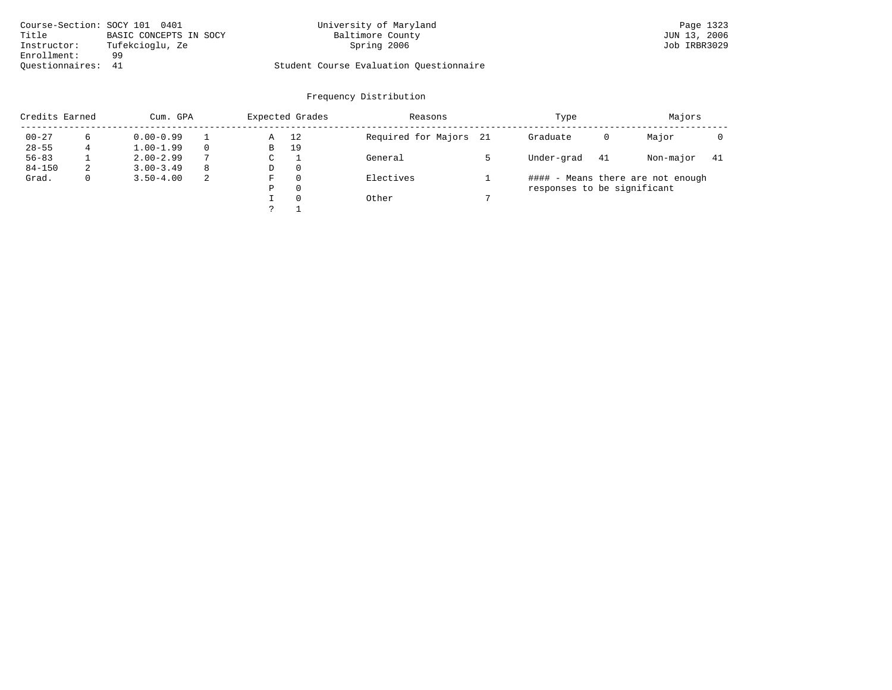Course-Section: SOCY 101 0401
Title: BASIC CONCEPTS IN SOCY
Instructor: Tufekcioglu, Ze
Enrollment: 99
Questionnaires: 41

University of Maryland
Baltimore County
Spring 2006

Student Course Evaluation Questionnaire

JUN 13, 2006
Job IRBR3029

## Frequency Distribution

| Credits Earned | | Cum. GPA | | Expected Grades | | Reasons | | Type | | Majors | |
|---|---|---|---|---|---|---|---|---|---|---|---|
| 00-27 | 6 | 0.00-0.99 | 1 | A | 12 | Required for Majors | 21 | Graduate | 0 | Major | 0 |
| 28-55 | 4 | 1.00-1.99 | 0 | B | 19 | | | | | | |
| 56-83 | 1 | 2.00-2.99 | 7 | C | 1 | General | 5 | Under-grad | 41 | Non-major | 41 |
| 84-150 | 2 | 3.00-3.49 | 8 | D | 0 | | | | | | |
| Grad. | 0 | 3.50-4.00 | 2 | F | 0 | Electives | 1 | | | | |
| | | | | P | 0 | | | | | | |
| | | | | I | 0 | Other | 7 | | | | |
| | | | | ? | 1 | | | | | | |

#### - Means there are not enough responses to be significant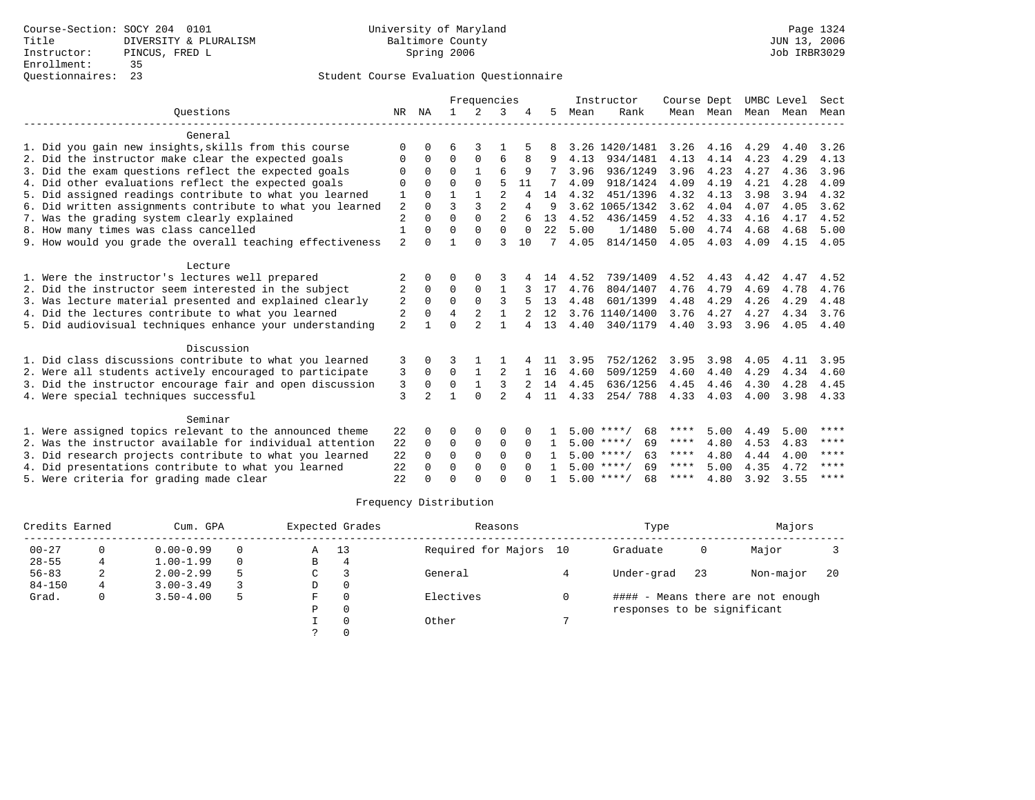Course-Section: SOCY 204 0101
Title: DIVERSITY & PLURALISM
Instructor: PINCUS, FRED L
Enrollment: 35
Questionnaires: 23

University of Maryland
Baltimore County
Spring 2006

Page 1324
JUN 13, 2006
Job IRBR3029

## Student Course Evaluation Questionnaire

| Questions | NR | NA | 1 | 2 | 3 | 4 | 5 | Instructor Mean | Instructor Rank | Course Mean | Dept Mean | UMBC Mean | Level Mean | Sect Mean |
|---|---|---|---|---|---|---|---|---|---|---|---|---|---|---|
| **General** | | | | | | | | | | | | | | |
| 1. Did you gain new insights,skills from this course | 0 | 0 | 6 | 3 | 1 | 5 | 8 | 3.26 | 1420/1481 | 3.26 | 4.16 | 4.29 | 4.40 | 3.26 |
| 2. Did the instructor make clear the expected goals | 0 | 0 | 0 | 0 | 6 | 8 | 9 | 4.13 | 934/1481 | 4.13 | 4.14 | 4.23 | 4.29 | 4.13 |
| 3. Did the exam questions reflect the expected goals | 0 | 0 | 0 | 1 | 6 | 9 | 7 | 3.96 | 936/1249 | 3.96 | 4.23 | 4.27 | 4.36 | 3.96 |
| 4. Did other evaluations reflect the expected goals | 0 | 0 | 0 | 0 | 5 | 11 | 7 | 4.09 | 918/1424 | 4.09 | 4.19 | 4.21 | 4.28 | 4.09 |
| 5. Did assigned readings contribute to what you learned | 1 | 0 | 1 | 1 | 2 | 4 | 14 | 4.32 | 451/1396 | 4.32 | 4.13 | 3.98 | 3.94 | 4.32 |
| 6. Did written assignments contribute to what you learned | 2 | 0 | 3 | 3 | 2 | 4 | 9 | 3.62 | 1065/1342 | 3.62 | 4.04 | 4.07 | 4.05 | 3.62 |
| 7. Was the grading system clearly explained | 2 | 0 | 0 | 0 | 2 | 6 | 13 | 4.52 | 436/1459 | 4.52 | 4.33 | 4.16 | 4.17 | 4.52 |
| 8. How many times was class cancelled | 1 | 0 | 0 | 0 | 0 | 0 | 22 | 5.00 | 1/1480 | 5.00 | 4.74 | 4.68 | 4.68 | 5.00 |
| 9. How would you grade the overall teaching effectiveness | 2 | 0 | 1 | 0 | 3 | 10 | 7 | 4.05 | 814/1450 | 4.05 | 4.03 | 4.09 | 4.15 | 4.05 |
| **Lecture** | | | | | | | | | | | | | | |
| 1. Were the instructor's lectures well prepared | 2 | 0 | 0 | 0 | 3 | 4 | 14 | 4.52 | 739/1409 | 4.52 | 4.43 | 4.42 | 4.47 | 4.52 |
| 2. Did the instructor seem interested in the subject | 2 | 0 | 0 | 0 | 1 | 3 | 17 | 4.76 | 804/1407 | 4.76 | 4.79 | 4.69 | 4.78 | 4.76 |
| 3. Was lecture material presented and explained clearly | 2 | 0 | 0 | 0 | 3 | 5 | 13 | 4.48 | 601/1399 | 4.48 | 4.29 | 4.26 | 4.29 | 4.48 |
| 4. Did the lectures contribute to what you learned | 2 | 0 | 4 | 2 | 1 | 2 | 12 | 3.76 | 1140/1400 | 3.76 | 4.27 | 4.27 | 4.34 | 3.76 |
| 5. Did audiovisual techniques enhance your understanding | 2 | 1 | 0 | 2 | 1 | 4 | 13 | 4.40 | 340/1179 | 4.40 | 3.93 | 3.96 | 4.05 | 4.40 |
| **Discussion** | | | | | | | | | | | | | | |
| 1. Did class discussions contribute to what you learned | 3 | 0 | 3 | 1 | 1 | 4 | 11 | 3.95 | 752/1262 | 3.95 | 3.98 | 4.05 | 4.11 | 3.95 |
| 2. Were all students actively encouraged to participate | 3 | 0 | 0 | 1 | 2 | 1 | 16 | 4.60 | 509/1259 | 4.60 | 4.40 | 4.29 | 4.34 | 4.60 |
| 3. Did the instructor encourage fair and open discussion | 3 | 0 | 0 | 1 | 3 | 2 | 14 | 4.45 | 636/1256 | 4.45 | 4.46 | 4.30 | 4.28 | 4.45 |
| 4. Were special techniques successful | 3 | 2 | 1 | 0 | 2 | 4 | 11 | 4.33 | 254/ 788 | 4.33 | 4.03 | 4.00 | 3.98 | 4.33 |
| **Seminar** | | | | | | | | | | | | | | |
| 1. Were assigned topics relevant to the announced theme | 22 | 0 | 0 | 0 | 0 | 0 | 1 | 5.00 | ****/ 68 | **** | 5.00 | 4.49 | 5.00 | **** |
| 2. Was the instructor available for individual attention | 22 | 0 | 0 | 0 | 0 | 0 | 1 | 5.00 | ****/ 69 | **** | 4.80 | 4.53 | 4.83 | **** |
| 3. Did research projects contribute to what you learned | 22 | 0 | 0 | 0 | 0 | 0 | 1 | 5.00 | ****/ 63 | **** | 4.80 | 4.44 | 4.00 | **** |
| 4. Did presentations contribute to what you learned | 22 | 0 | 0 | 0 | 0 | 0 | 1 | 5.00 | ****/ 69 | **** | 5.00 | 4.35 | 4.72 | **** |
| 5. Were criteria for grading made clear | 22 | 0 | 0 | 0 | 0 | 0 | 1 | 5.00 | ****/ 68 | **** | 4.80 | 3.92 | 3.55 | **** |

## Frequency Distribution

| Credits Earned | | Cum. GPA | | Expected Grades | | Reasons | | Type | | Majors | |
|---|---|---|---|---|---|---|---|---|---|---|---|
| 00-27 | 0 | 0.00-0.99 | 0 | A | 13 | Required for Majors | 10 | Graduate | 0 | Major | 3 |
| 28-55 | 4 | 1.00-1.99 | 0 | B | 4 | | | | | | |
| 56-83 | 2 | 2.00-2.99 | 5 | C | 3 | General | 4 | Under-grad | 23 | Non-major | 20 |
| 84-150 | 4 | 3.00-3.49 | 3 | D | 0 | | | | | | |
| Grad. | 0 | 3.50-4.00 | 5 | F | 0 | Electives | 0 | #### - Means there are not enough responses to be significant | | | |
| | | | | P | 0 | | | | | | |
| | | | | I | 0 | Other | 7 | | | | |
| | | | | ? | 0 | | | | | | |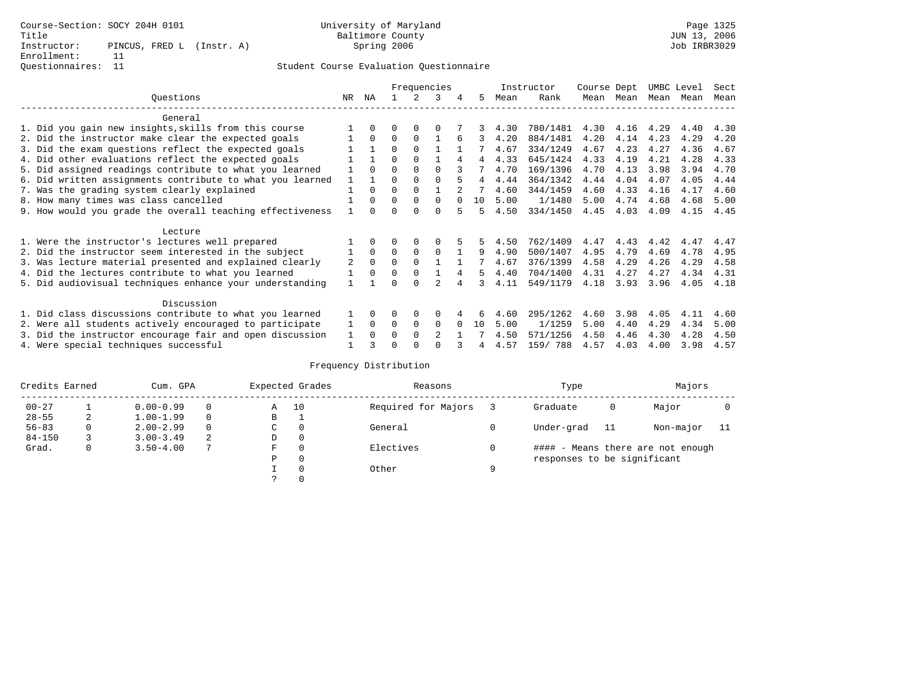Course-Section: SOCY 204H 0101
Title
Instructor: PINCUS, FRED L (Instr. A)
Enrollment: 11
Questionnaires: 11

University of Maryland
Baltimore County
Spring 2006

Page 1325
JUN 13, 2006
Job IRBR3029

Student Course Evaluation Questionnaire

| Questions | NR | NA | 1 | 2 | 3 | 4 | 5 | Instructor Mean | Rank | Course Mean | Dept Mean | UMBC Mean | Level Mean | Sect Mean |
|---|---|---|---|---|---|---|---|---|---|---|---|---|---|---|
| **General** | | | | | | | | | | | | | | |
| 1. Did you gain new insights,skills from this course | 1 | 0 | 0 | 0 | 0 | 7 | 3 | 4.30 | 780/1481 | 4.30 | 4.16 | 4.29 | 4.40 | 4.30 |
| 2. Did the instructor make clear the expected goals | 1 | 0 | 0 | 0 | 1 | 6 | 3 | 4.20 | 884/1481 | 4.20 | 4.14 | 4.23 | 4.29 | 4.20 |
| 3. Did the exam questions reflect the expected goals | 1 | 1 | 0 | 0 | 1 | 1 | 7 | 4.67 | 334/1249 | 4.67 | 4.23 | 4.27 | 4.36 | 4.67 |
| 4. Did other evaluations reflect the expected goals | 1 | 1 | 0 | 0 | 1 | 4 | 4 | 4.33 | 645/1424 | 4.33 | 4.19 | 4.21 | 4.28 | 4.33 |
| 5. Did assigned readings contribute to what you learned | 1 | 0 | 0 | 0 | 0 | 3 | 7 | 4.70 | 169/1396 | 4.70 | 4.13 | 3.98 | 3.94 | 4.70 |
| 6. Did written assignments contribute to what you learned | 1 | 1 | 0 | 0 | 0 | 5 | 4 | 4.44 | 364/1342 | 4.44 | 4.04 | 4.07 | 4.05 | 4.44 |
| 7. Was the grading system clearly explained | 1 | 0 | 0 | 0 | 1 | 2 | 7 | 4.60 | 344/1459 | 4.60 | 4.33 | 4.16 | 4.17 | 4.60 |
| 8. How many times was class cancelled | 1 | 0 | 0 | 0 | 0 | 0 | 10 | 5.00 | 1/1480 | 5.00 | 4.74 | 4.68 | 4.68 | 5.00 |
| 9. How would you grade the overall teaching effectiveness | 1 | 0 | 0 | 0 | 0 | 5 | 5 | 4.50 | 334/1450 | 4.45 | 4.03 | 4.09 | 4.15 | 4.45 |
| **Lecture** | | | | | | | | | | | | | | |
| 1. Were the instructor's lectures well prepared | 1 | 0 | 0 | 0 | 0 | 5 | 5 | 4.50 | 762/1409 | 4.47 | 4.43 | 4.42 | 4.47 | 4.47 |
| 2. Did the instructor seem interested in the subject | 1 | 0 | 0 | 0 | 0 | 1 | 9 | 4.90 | 500/1407 | 4.95 | 4.79 | 4.69 | 4.78 | 4.95 |
| 3. Was lecture material presented and explained clearly | 2 | 0 | 0 | 0 | 1 | 1 | 7 | 4.67 | 376/1399 | 4.58 | 4.29 | 4.26 | 4.29 | 4.58 |
| 4. Did the lectures contribute to what you learned | 1 | 0 | 0 | 0 | 1 | 4 | 5 | 4.40 | 704/1400 | 4.31 | 4.27 | 4.27 | 4.34 | 4.31 |
| 5. Did audiovisual techniques enhance your understanding | 1 | 1 | 0 | 0 | 2 | 4 | 3 | 4.11 | 549/1179 | 4.18 | 3.93 | 3.96 | 4.05 | 4.18 |
| **Discussion** | | | | | | | | | | | | | | |
| 1. Did class discussions contribute to what you learned | 1 | 0 | 0 | 0 | 0 | 4 | 6 | 4.60 | 295/1262 | 4.60 | 3.98 | 4.05 | 4.11 | 4.60 |
| 2. Were all students actively encouraged to participate | 1 | 0 | 0 | 0 | 0 | 0 | 10 | 5.00 | 1/1259 | 5.00 | 4.40 | 4.29 | 4.34 | 5.00 |
| 3. Did the instructor encourage fair and open discussion | 1 | 0 | 0 | 0 | 2 | 1 | 7 | 4.50 | 571/1256 | 4.50 | 4.46 | 4.30 | 4.28 | 4.50 |
| 4. Were special techniques successful | 1 | 3 | 0 | 0 | 0 | 3 | 4 | 4.57 | 159/ 788 | 4.57 | 4.03 | 4.00 | 3.98 | 4.57 |

Frequency Distribution

| Credits Earned | | Cum. GPA | | Expected Grades | | Reasons | | Type | | Majors | |
|---|---|---|---|---|---|---|---|---|---|---|---|
| 00-27 | 1 | 0.00-0.99 | 0 | A | 10 | Required for Majors | 3 | Graduate | 0 | Major | 0 |
| 28-55 | 2 | 1.00-1.99 | 0 | B | 1 | | | | | | |
| 56-83 | 0 | 2.00-2.99 | 0 | C | 0 | General | 0 | Under-grad | 11 | Non-major | 11 |
| 84-150 | 3 | 3.00-3.49 | 2 | D | 0 | | | | | | |
| Grad. | 0 | 3.50-4.00 | 7 | F | 0 | Electives | 0 | #### - Means there are not enough responses to be significant | | | |
| | | | | P | 0 | | | | | | |
| | | | | I | 0 | Other | 9 | | | | |
| | | | | ? | 0 | | | | | | |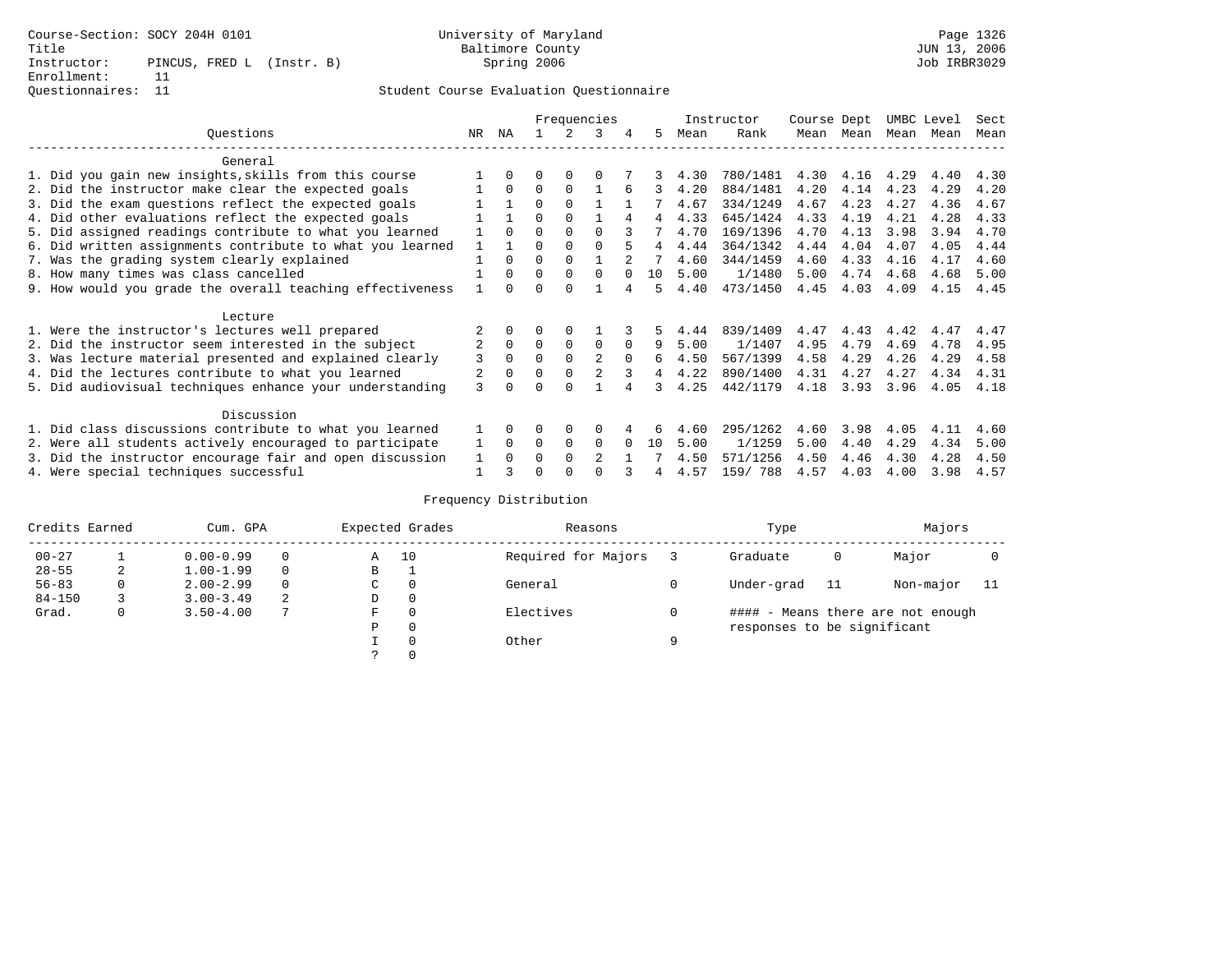Course-Section: SOCY 204H 0101
Title
Instructor: PINCUS, FRED L (Instr. B)
Enrollment: 11
Questionnaires: 11

University of Maryland
Baltimore County
Spring 2006

JUN 13, 2006
Job IRBR3029

## Student Course Evaluation Questionnaire

| Questions | NR | NA | 1 | 2 | 3 | 4 | 5 | Instructor Mean | Instructor Rank | Course Mean | Dept Mean | UMBC Mean | Level Mean | Sect Mean |
|---|---|---|---|---|---|---|---|---|---|---|---|---|---|---|
| **General** | | | | | | | | | | | | | | |
| 1. Did you gain new insights,skills from this course | 1 | 0 | 0 | 0 | 0 | 7 | 3 | 4.30 | 780/1481 | 4.30 | 4.16 | 4.29 | 4.40 | 4.30 |
| 2. Did the instructor make clear the expected goals | 1 | 0 | 0 | 0 | 1 | 6 | 3 | 4.20 | 884/1481 | 4.20 | 4.14 | 4.23 | 4.29 | 4.20 |
| 3. Did the exam questions reflect the expected goals | 1 | 1 | 0 | 0 | 1 | 1 | 7 | 4.67 | 334/1249 | 4.67 | 4.23 | 4.27 | 4.36 | 4.67 |
| 4. Did other evaluations reflect the expected goals | 1 | 1 | 0 | 0 | 1 | 4 | 4 | 4.33 | 645/1424 | 4.33 | 4.19 | 4.21 | 4.28 | 4.33 |
| 5. Did assigned readings contribute to what you learned | 1 | 0 | 0 | 0 | 0 | 3 | 7 | 4.70 | 169/1396 | 4.70 | 4.13 | 3.98 | 3.94 | 4.70 |
| 6. Did written assignments contribute to what you learned | 1 | 1 | 0 | 0 | 0 | 5 | 4 | 4.44 | 364/1342 | 4.44 | 4.04 | 4.07 | 4.05 | 4.44 |
| 7. Was the grading system clearly explained | 1 | 0 | 0 | 0 | 1 | 2 | 7 | 4.60 | 344/1459 | 4.60 | 4.33 | 4.16 | 4.17 | 4.60 |
| 8. How many times was class cancelled | 1 | 0 | 0 | 0 | 0 | 0 | 10 | 5.00 | 1/1480 | 5.00 | 4.74 | 4.68 | 4.68 | 5.00 |
| 9. How would you grade the overall teaching effectiveness | 1 | 0 | 0 | 0 | 1 | 4 | 5 | 4.40 | 473/1450 | 4.45 | 4.03 | 4.09 | 4.15 | 4.45 |
| **Lecture** | | | | | | | | | | | | | | |
| 1. Were the instructor's lectures well prepared | 2 | 0 | 0 | 0 | 1 | 3 | 5 | 4.44 | 839/1409 | 4.47 | 4.43 | 4.42 | 4.47 | 4.47 |
| 2. Did the instructor seem interested in the subject | 2 | 0 | 0 | 0 | 0 | 0 | 9 | 5.00 | 1/1407 | 4.95 | 4.79 | 4.69 | 4.78 | 4.95 |
| 3. Was lecture material presented and explained clearly | 3 | 0 | 0 | 0 | 2 | 0 | 6 | 4.50 | 567/1399 | 4.58 | 4.29 | 4.26 | 4.29 | 4.58 |
| 4. Did the lectures contribute to what you learned | 2 | 0 | 0 | 0 | 2 | 3 | 4 | 4.22 | 890/1400 | 4.31 | 4.27 | 4.27 | 4.34 | 4.31 |
| 5. Did audiovisual techniques enhance your understanding | 3 | 0 | 0 | 0 | 1 | 4 | 3 | 4.25 | 442/1179 | 4.18 | 3.93 | 3.96 | 4.05 | 4.18 |
| **Discussion** | | | | | | | | | | | | | | |
| 1. Did class discussions contribute to what you learned | 1 | 0 | 0 | 0 | 0 | 4 | 6 | 4.60 | 295/1262 | 4.60 | 3.98 | 4.05 | 4.11 | 4.60 |
| 2. Were all students actively encouraged to participate | 1 | 0 | 0 | 0 | 0 | 0 | 10 | 5.00 | 1/1259 | 5.00 | 4.40 | 4.29 | 4.34 | 5.00 |
| 3. Did the instructor encourage fair and open discussion | 1 | 0 | 0 | 0 | 2 | 1 | 7 | 4.50 | 571/1256 | 4.50 | 4.46 | 4.30 | 4.28 | 4.50 |
| 4. Were special techniques successful | 1 | 3 | 0 | 0 | 0 | 3 | 4 | 4.57 | 159/ 788 | 4.57 | 4.03 | 4.00 | 3.98 | 4.57 |

## Frequency Distribution

| Credits Earned | | Cum. GPA | | Expected Grades | | Reasons | | Type | | Majors | |
|---|---|---|---|---|---|---|---|---|---|---|---|
| 00-27 | 1 | 0.00-0.99 | 0 | A | 10 | Required for Majors | 3 | Graduate | 0 | Major | 0 |
| 28-55 | 2 | 1.00-1.99 | 0 | B | 1 | | | | | | |
| 56-83 | 0 | 2.00-2.99 | 0 | C | 0 | General | 0 | Under-grad | 11 | Non-major | 11 |
| 84-150 | 3 | 3.00-3.49 | 2 | D | 0 | | | | | | |
| Grad. | 0 | 3.50-4.00 | 7 | F | 0 | Electives | 0 | #### - Means there are not enough responses to be significant | | | |
| | | | | P | 0 | | | | | | |
| | | | | I | 0 | Other | 9 | | | | |
| | | | | ? | 0 | | | | | | |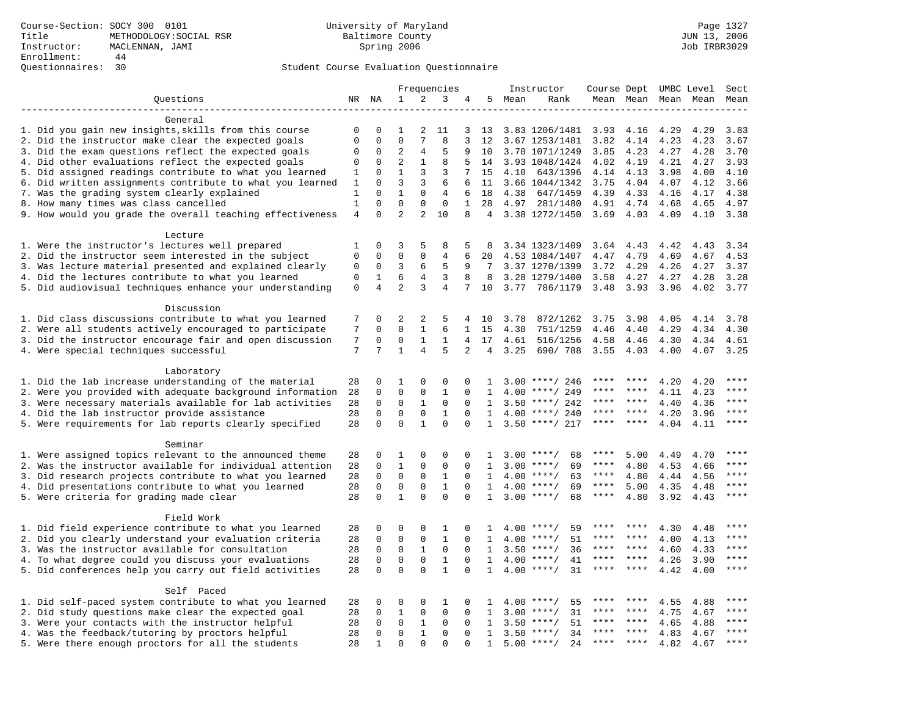Course-Section: SOCY 300 0101
Title: METHODOLOGY:SOCIAL RSR
Instructor: MACLENNAN, JAMI
Enrollment: 44
Questionnaires: 30

University of Maryland
Baltimore County
Spring 2006

JUN 13, 2006
Job IRBR3029

Student Course Evaluation Questionnaire

| Questions | NR | NA | 1 | 2 | 3 | 4 | 5 | Instructor Mean | Rank | Course Mean | Dept Mean | UMBC Mean | Level Mean | Sect Mean |
|---|---|---|---|---|---|---|---|---|---|---|---|---|---|---|
| **General** | | | | | | | | | | | | | | |
| 1. Did you gain new insights,skills from this course | 0 | 0 | 1 | 2 | 11 | 3 | 13 | 3.83 | 1206/1481 | 3.93 | 4.16 | 4.29 | 4.29 | 3.83 |
| 2. Did the instructor make clear the expected goals | 0 | 0 | 0 | 7 | 8 | 3 | 12 | 3.67 | 1253/1481 | 3.82 | 4.14 | 4.23 | 4.23 | 3.67 |
| 3. Did the exam questions reflect the expected goals | 0 | 0 | 2 | 4 | 5 | 9 | 10 | 3.70 | 1071/1249 | 3.85 | 4.23 | 4.27 | 4.28 | 3.70 |
| 4. Did other evaluations reflect the expected goals | 0 | 0 | 2 | 1 | 8 | 5 | 14 | 3.93 | 1048/1424 | 4.02 | 4.19 | 4.21 | 4.27 | 3.93 |
| 5. Did assigned readings contribute to what you learned | 1 | 0 | 1 | 3 | 3 | 7 | 15 | 4.10 | 643/1396 | 4.14 | 4.13 | 3.98 | 4.00 | 4.10 |
| 6. Did written assignments contribute to what you learned | 1 | 0 | 3 | 3 | 6 | 6 | 11 | 3.66 | 1044/1342 | 3.75 | 4.04 | 4.07 | 4.12 | 3.66 |
| 7. Was the grading system clearly explained | 1 | 0 | 1 | 0 | 4 | 6 | 18 | 4.38 | 647/1459 | 4.39 | 4.33 | 4.16 | 4.17 | 4.38 |
| 8. How many times was class cancelled | 1 | 0 | 0 | 0 | 0 | 1 | 28 | 4.97 | 281/1480 | 4.91 | 4.74 | 4.68 | 4.65 | 4.97 |
| 9. How would you grade the overall teaching effectiveness | 4 | 0 | 2 | 2 | 10 | 8 | 4 | 3.38 | 1272/1450 | 3.69 | 4.03 | 4.09 | 4.10 | 3.38 |
| **Lecture** | | | | | | | | | | | | | | |
| 1. Were the instructor's lectures well prepared | 1 | 0 | 3 | 5 | 8 | 5 | 8 | 3.34 | 1323/1409 | 3.64 | 4.43 | 4.42 | 4.43 | 3.34 |
| 2. Did the instructor seem interested in the subject | 0 | 0 | 0 | 0 | 4 | 6 | 20 | 4.53 | 1084/1407 | 4.47 | 4.79 | 4.69 | 4.67 | 4.53 |
| 3. Was lecture material presented and explained clearly | 0 | 0 | 3 | 6 | 5 | 9 | 7 | 3.37 | 1270/1399 | 3.72 | 4.29 | 4.26 | 4.27 | 3.37 |
| 4. Did the lectures contribute to what you learned | 0 | 1 | 6 | 4 | 3 | 8 | 8 | 3.28 | 1279/1400 | 3.58 | 4.27 | 4.27 | 4.28 | 3.28 |
| 5. Did audiovisual techniques enhance your understanding | 0 | 4 | 2 | 3 | 4 | 7 | 10 | 3.77 | 786/1179 | 3.48 | 3.93 | 3.96 | 4.02 | 3.77 |
| **Discussion** | | | | | | | | | | | | | | |
| 1. Did class discussions contribute to what you learned | 7 | 0 | 2 | 2 | 5 | 4 | 10 | 3.78 | 872/1262 | 3.75 | 3.98 | 4.05 | 4.14 | 3.78 |
| 2. Were all students actively encouraged to participate | 7 | 0 | 0 | 1 | 6 | 1 | 15 | 4.30 | 751/1259 | 4.46 | 4.40 | 4.29 | 4.34 | 4.30 |
| 3. Did the instructor encourage fair and open discussion | 7 | 0 | 0 | 1 | 1 | 4 | 17 | 4.61 | 516/1256 | 4.58 | 4.46 | 4.30 | 4.34 | 4.61 |
| 4. Were special techniques successful | 7 | 7 | 1 | 4 | 5 | 2 | 4 | 3.25 | 690/ 788 | 3.55 | 4.03 | 4.00 | 4.07 | 3.25 |
| **Laboratory** | | | | | | | | | | | | | | |
| 1. Did the lab increase understanding of the material | 28 | 0 | 1 | 0 | 0 | 0 | 1 | 3.00 | ****/ 246 | **** | **** | 4.20 | 4.20 | **** |
| 2. Were you provided with adequate background information | 28 | 0 | 0 | 0 | 1 | 0 | 1 | 4.00 | ****/ 249 | **** | **** | 4.11 | 4.23 | **** |
| 3. Were necessary materials available for lab activities | 28 | 0 | 0 | 1 | 0 | 0 | 1 | 3.50 | ****/ 242 | **** | **** | 4.40 | 4.36 | **** |
| 4. Did the lab instructor provide assistance | 28 | 0 | 0 | 0 | 1 | 0 | 1 | 4.00 | ****/ 240 | **** | **** | 4.20 | 3.96 | **** |
| 5. Were requirements for lab reports clearly specified | 28 | 0 | 0 | 1 | 0 | 0 | 1 | 3.50 | ****/ 217 | **** | **** | 4.04 | 4.11 | **** |
| **Seminar** | | | | | | | | | | | | | | |
| 1. Were assigned topics relevant to the announced theme | 28 | 0 | 1 | 0 | 0 | 0 | 1 | 3.00 | ****/ 68 | **** | 5.00 | 4.49 | 4.70 | **** |
| 2. Was the instructor available for individual attention | 28 | 0 | 1 | 0 | 0 | 0 | 1 | 3.00 | ****/ 69 | **** | 4.80 | 4.53 | 4.66 | **** |
| 3. Did research projects contribute to what you learned | 28 | 0 | 0 | 0 | 1 | 0 | 1 | 4.00 | ****/ 63 | **** | 4.80 | 4.44 | 4.56 | **** |
| 4. Did presentations contribute to what you learned | 28 | 0 | 0 | 0 | 1 | 0 | 1 | 4.00 | ****/ 69 | **** | 5.00 | 4.35 | 4.48 | **** |
| 5. Were criteria for grading made clear | 28 | 0 | 1 | 0 | 0 | 0 | 1 | 3.00 | ****/ 68 | **** | 4.80 | 3.92 | 4.43 | **** |
| **Field Work** | | | | | | | | | | | | | | |
| 1. Did field experience contribute to what you learned | 28 | 0 | 0 | 0 | 1 | 0 | 1 | 4.00 | ****/ 59 | **** | **** | 4.30 | 4.48 | **** |
| 2. Did you clearly understand your evaluation criteria | 28 | 0 | 0 | 0 | 1 | 0 | 1 | 4.00 | ****/ 51 | **** | **** | 4.00 | 4.13 | **** |
| 3. Was the instructor available for consultation | 28 | 0 | 0 | 1 | 0 | 0 | 1 | 3.50 | ****/ 36 | **** | **** | 4.60 | 4.33 | **** |
| 4. To what degree could you discuss your evaluations | 28 | 0 | 0 | 0 | 1 | 0 | 1 | 4.00 | ****/ 41 | **** | **** | 4.26 | 3.90 | **** |
| 5. Did conferences help you carry out field activities | 28 | 0 | 0 | 0 | 1 | 0 | 1 | 4.00 | ****/ 31 | **** | **** | 4.42 | 4.00 | **** |
| **Self Paced** | | | | | | | | | | | | | | |
| 1. Did self-paced system contribute to what you learned | 28 | 0 | 0 | 0 | 1 | 0 | 1 | 4.00 | ****/ 55 | **** | **** | 4.55 | 4.88 | **** |
| 2. Did study questions make clear the expected goal | 28 | 0 | 1 | 0 | 0 | 0 | 1 | 3.00 | ****/ 31 | **** | **** | 4.75 | 4.67 | **** |
| 3. Were your contacts with the instructor helpful | 28 | 0 | 0 | 1 | 0 | 0 | 1 | 3.50 | ****/ 51 | **** | **** | 4.65 | 4.88 | **** |
| 4. Was the feedback/tutoring by proctors helpful | 28 | 0 | 0 | 1 | 0 | 0 | 1 | 3.50 | ****/ 34 | **** | **** | 4.83 | 4.67 | **** |
| 5. Were there enough proctors for all the students | 28 | 1 | 0 | 0 | 0 | 0 | 1 | 5.00 | ****/ 24 | **** | **** | 4.82 | 4.67 | **** |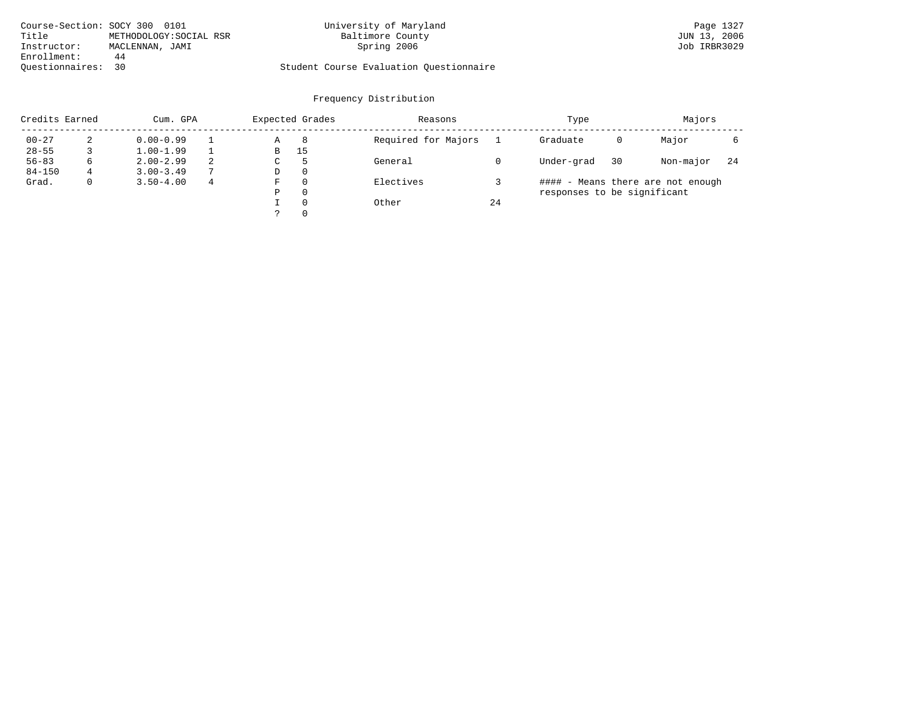Course-Section: SOCY 300 0101
Title: METHODOLOGY:SOCIAL RSR
Instructor: MACLENNAN, JAMI
Enrollment: 44
Questionnaires: 30

University of Maryland
Baltimore County
Spring 2006

Student Course Evaluation Questionnaire

Page 1327
JUN 13, 2006
Job IRBR3029

## Frequency Distribution

| Credits Earned | | Cum. GPA | | Expected Grades | | Reasons | | Type | | Majors | |
|---|---|---|---|---|---|---|---|---|---|---|---|
| 00-27 | 2 | 0.00-0.99 | 1 | A | 8 | Required for Majors | 1 | Graduate | 0 | Major | 6 |
| 28-55 | 3 | 1.00-1.99 | 1 | B | 15 | | | | | | |
| 56-83 | 6 | 2.00-2.99 | 2 | C | 5 | General | 0 | Under-grad | 30 | Non-major | 24 |
| 84-150 | 4 | 3.00-3.49 | 7 | D | 0 | | | | | | |
| Grad. | 0 | 3.50-4.00 | 4 | F | 0 | Electives | 3 | | | | |
| | | | | P | 0 | | | | | | |
| | | | | I | 0 | Other | 24 | | | | |
| | | | | ? | 0 | | | | | | |

#### - Means there are not enough responses to be significant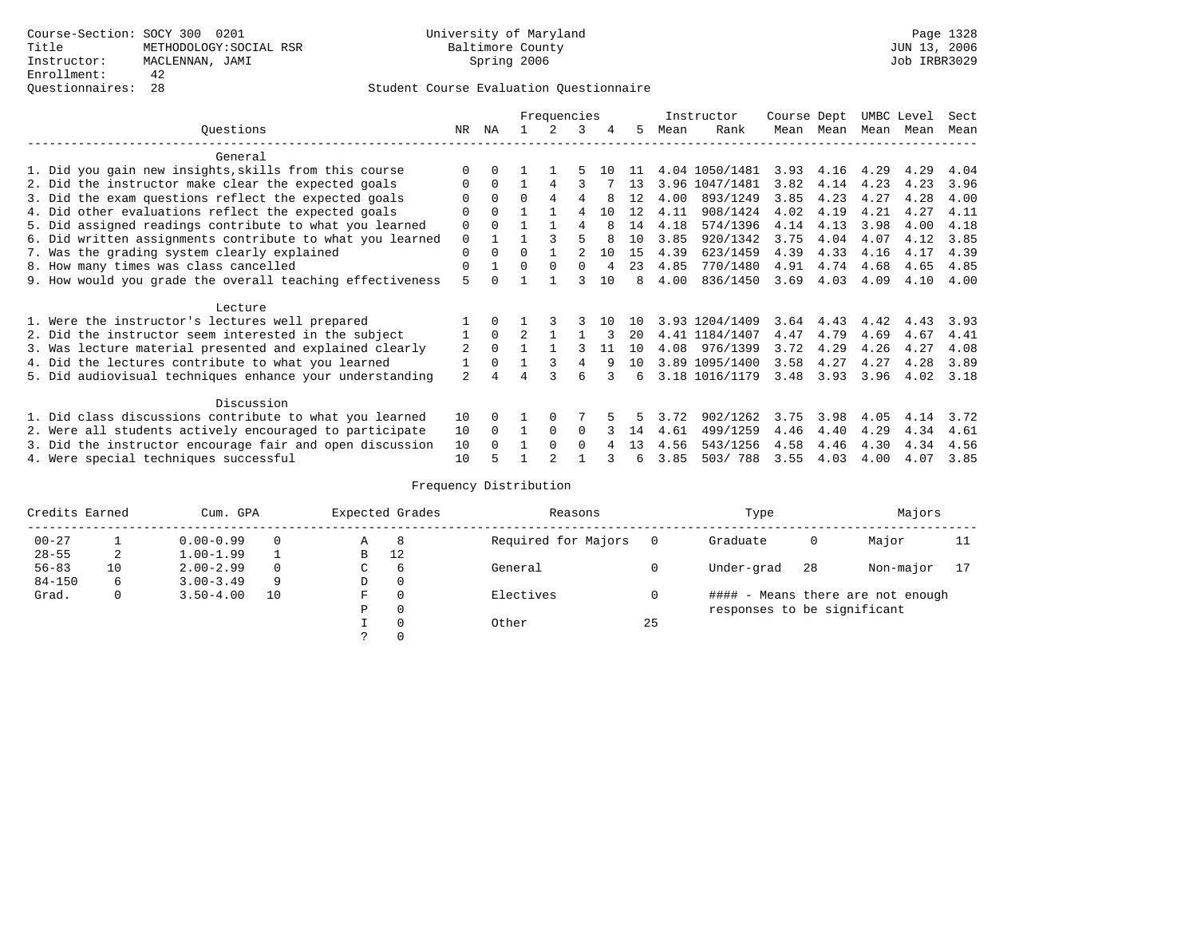Course-Section: SOCY 300 0201
Title: METHODOLOGY:SOCIAL RSR
Instructor: MACLENNAN, JAMI
Enrollment: 42
Questionnaires: 28

University of Maryland
Baltimore County
Spring 2006

JUN 13, 2006
Job IRBR3029

## Student Course Evaluation Questionnaire

| Questions | NR | NA | 1 | 2 | 3 | 4 | 5 | Instructor Mean | Instructor Rank | Course Mean | Dept Mean | UMBC Mean | Level Mean | Sect Mean |
|---|---|---|---|---|---|---|---|---|---|---|---|---|---|---|
| **General** | | | | | | | | | | | | | | |
| 1. Did you gain new insights,skills from this course | 0 | 0 | 1 | 1 | 5 | 10 | 11 | 4.04 | 1050/1481 | 3.93 | 4.16 | 4.29 | 4.29 | 4.04 |
| 2. Did the instructor make clear the expected goals | 0 | 0 | 1 | 4 | 3 | 7 | 13 | 3.96 | 1047/1481 | 3.82 | 4.14 | 4.23 | 4.23 | 3.96 |
| 3. Did the exam questions reflect the expected goals | 0 | 0 | 0 | 4 | 4 | 8 | 12 | 4.00 | 893/1249 | 3.85 | 4.23 | 4.27 | 4.28 | 4.00 |
| 4. Did other evaluations reflect the expected goals | 0 | 0 | 1 | 1 | 4 | 10 | 12 | 4.11 | 908/1424 | 4.02 | 4.19 | 4.21 | 4.27 | 4.11 |
| 5. Did assigned readings contribute to what you learned | 0 | 0 | 1 | 1 | 4 | 8 | 14 | 4.18 | 574/1396 | 4.14 | 4.13 | 3.98 | 4.00 | 4.18 |
| 6. Did written assignments contribute to what you learned | 0 | 1 | 1 | 3 | 5 | 8 | 10 | 3.85 | 920/1342 | 3.75 | 4.04 | 4.07 | 4.12 | 3.85 |
| 7. Was the grading system clearly explained | 0 | 0 | 0 | 1 | 2 | 10 | 15 | 4.39 | 623/1459 | 4.39 | 4.33 | 4.16 | 4.17 | 4.39 |
| 8. How many times was class cancelled | 0 | 1 | 0 | 0 | 0 | 4 | 23 | 4.85 | 770/1480 | 4.91 | 4.74 | 4.68 | 4.65 | 4.85 |
| 9. How would you grade the overall teaching effectiveness | 5 | 0 | 1 | 1 | 3 | 10 | 8 | 4.00 | 836/1450 | 3.69 | 4.03 | 4.09 | 4.10 | 4.00 |
| **Lecture** | | | | | | | | | | | | | | |
| 1. Were the instructor's lectures well prepared | 1 | 0 | 1 | 3 | 3 | 10 | 10 | 3.93 | 1204/1409 | 3.64 | 4.43 | 4.42 | 4.43 | 3.93 |
| 2. Did the instructor seem interested in the subject | 1 | 0 | 2 | 1 | 1 | 3 | 20 | 4.41 | 1184/1407 | 4.47 | 4.79 | 4.69 | 4.67 | 4.41 |
| 3. Was lecture material presented and explained clearly | 2 | 0 | 1 | 1 | 3 | 11 | 10 | 4.08 | 976/1399 | 3.72 | 4.29 | 4.26 | 4.27 | 4.08 |
| 4. Did the lectures contribute to what you learned | 1 | 0 | 1 | 3 | 4 | 9 | 10 | 3.89 | 1095/1400 | 3.58 | 4.27 | 4.27 | 4.28 | 3.89 |
| 5. Did audiovisual techniques enhance your understanding | 2 | 4 | 4 | 3 | 6 | 3 | 6 | 3.18 | 1016/1179 | 3.48 | 3.93 | 3.96 | 4.02 | 3.18 |
| **Discussion** | | | | | | | | | | | | | | |
| 1. Did class discussions contribute to what you learned | 10 | 0 | 1 | 0 | 7 | 5 | 5 | 3.72 | 902/1262 | 3.75 | 3.98 | 4.05 | 4.14 | 3.72 |
| 2. Were all students actively encouraged to participate | 10 | 0 | 1 | 0 | 0 | 3 | 14 | 4.61 | 499/1259 | 4.46 | 4.40 | 4.29 | 4.34 | 4.61 |
| 3. Did the instructor encourage fair and open discussion | 10 | 0 | 1 | 0 | 0 | 4 | 13 | 4.56 | 543/1256 | 4.58 | 4.46 | 4.30 | 4.34 | 4.56 |
| 4. Were special techniques successful | 10 | 5 | 1 | 2 | 1 | 3 | 6 | 3.85 | 503/ 788 | 3.55 | 4.03 | 4.00 | 4.07 | 3.85 |

## Frequency Distribution

| Credits Earned | | Cum. GPA | | Expected Grades | | Reasons | | Type | | Majors | |
|---|---|---|---|---|---|---|---|---|---|---|---|
| 00-27 | 1 | 0.00-0.99 | 0 | A | 8 | Required for Majors | 0 | Graduate | 0 | Major | 11 |
| 28-55 | 2 | 1.00-1.99 | 1 | B | 12 | | | | | | |
| 56-83 | 10 | 2.00-2.99 | 0 | C | 6 | General | 0 | Under-grad | 28 | Non-major | 17 |
| 84-150 | 6 | 3.00-3.49 | 9 | D | 0 | | | | | | |
| Grad. | 0 | 3.50-4.00 | 10 | F | 0 | Electives | 0 | | | | |
| | | | | P | 0 | | | | | | |
| | | | | I | 0 | Other | 25 | | | | |
| | | | | ? | 0 | | | | | | |

#### - Means there are not enough responses to be significant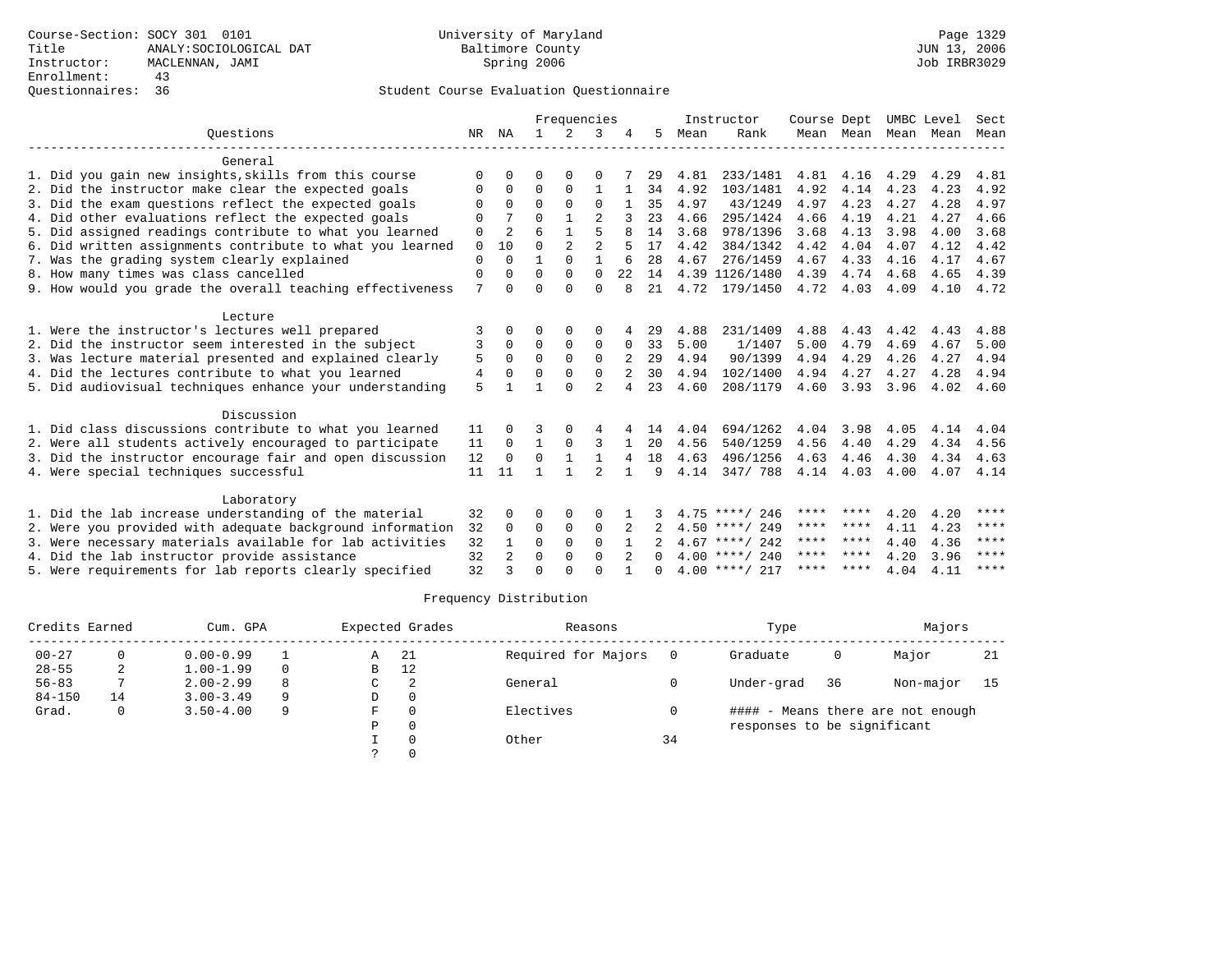Course-Section: SOCY 301 0101
Title: ANALY:SOCIOLOGICAL DAT
Instructor: MACLENNAN, JAMI
Enrollment: 43
Questionnaires: 36

University of Maryland
Baltimore County
Spring 2006

Page 1329
JUN 13, 2006
Job IRBR3029

## Student Course Evaluation Questionnaire

| Questions | NR | NA | 1 | 2 | 3 | 4 | 5 | Instructor Mean | Instructor Rank | Course Mean | Dept Mean | UMBC Mean | Level Mean | Sect Mean |
|---|---|---|---|---|---|---|---|---|---|---|---|---|---|---|
| **General** | | | | | | | | | | | | | | |
| 1. Did you gain new insights,skills from this course | 0 | 0 | 0 | 0 | 0 | 7 | 29 | 4.81 | 233/1481 | 4.81 | 4.16 | 4.29 | 4.29 | 4.81 |
| 2. Did the instructor make clear the expected goals | 0 | 0 | 0 | 0 | 1 | 1 | 34 | 4.92 | 103/1481 | 4.92 | 4.14 | 4.23 | 4.23 | 4.92 |
| 3. Did the exam questions reflect the expected goals | 0 | 0 | 0 | 0 | 0 | 1 | 35 | 4.97 | 43/1249 | 4.97 | 4.23 | 4.27 | 4.28 | 4.97 |
| 4. Did other evaluations reflect the expected goals | 0 | 7 | 0 | 1 | 2 | 3 | 23 | 4.66 | 295/1424 | 4.66 | 4.19 | 4.21 | 4.27 | 4.66 |
| 5. Did assigned readings contribute to what you learned | 0 | 2 | 6 | 1 | 5 | 8 | 14 | 3.68 | 978/1396 | 3.68 | 4.13 | 3.98 | 4.00 | 3.68 |
| 6. Did written assignments contribute to what you learned | 0 | 10 | 0 | 2 | 2 | 5 | 17 | 4.42 | 384/1342 | 4.42 | 4.04 | 4.07 | 4.12 | 4.42 |
| 7. Was the grading system clearly explained | 0 | 0 | 1 | 0 | 1 | 6 | 28 | 4.67 | 276/1459 | 4.67 | 4.33 | 4.16 | 4.17 | 4.67 |
| 8. How many times was class cancelled | 0 | 0 | 0 | 0 | 0 | 22 | 14 | 4.39 | 1126/1480 | 4.39 | 4.74 | 4.68 | 4.65 | 4.39 |
| 9. How would you grade the overall teaching effectiveness | 7 | 0 | 0 | 0 | 0 | 8 | 21 | 4.72 | 179/1450 | 4.72 | 4.03 | 4.09 | 4.10 | 4.72 |
| **Lecture** | | | | | | | | | | | | | | |
| 1. Were the instructor's lectures well prepared | 3 | 0 | 0 | 0 | 0 | 4 | 29 | 4.88 | 231/1409 | 4.88 | 4.43 | 4.42 | 4.43 | 4.88 |
| 2. Did the instructor seem interested in the subject | 3 | 0 | 0 | 0 | 0 | 0 | 33 | 5.00 | 1/1407 | 5.00 | 4.79 | 4.69 | 4.67 | 5.00 |
| 3. Was lecture material presented and explained clearly | 5 | 0 | 0 | 0 | 0 | 2 | 29 | 4.94 | 90/1399 | 4.94 | 4.29 | 4.26 | 4.27 | 4.94 |
| 4. Did the lectures contribute to what you learned | 4 | 0 | 0 | 0 | 0 | 2 | 30 | 4.94 | 102/1400 | 4.94 | 4.27 | 4.27 | 4.28 | 4.94 |
| 5. Did audiovisual techniques enhance your understanding | 5 | 1 | 1 | 0 | 2 | 4 | 23 | 4.60 | 208/1179 | 4.60 | 3.93 | 3.96 | 4.02 | 4.60 |
| **Discussion** | | | | | | | | | | | | | | |
| 1. Did class discussions contribute to what you learned | 11 | 0 | 3 | 0 | 4 | 4 | 14 | 4.04 | 694/1262 | 4.04 | 3.98 | 4.05 | 4.14 | 4.04 |
| 2. Were all students actively encouraged to participate | 11 | 0 | 1 | 0 | 3 | 1 | 20 | 4.56 | 540/1259 | 4.56 | 4.40 | 4.29 | 4.34 | 4.56 |
| 3. Did the instructor encourage fair and open discussion | 12 | 0 | 0 | 1 | 1 | 4 | 18 | 4.63 | 496/1256 | 4.63 | 4.46 | 4.30 | 4.34 | 4.63 |
| 4. Were special techniques successful | 11 | 11 | 1 | 1 | 2 | 1 | 9 | 4.14 | 347/ 788 | 4.14 | 4.03 | 4.00 | 4.07 | 4.14 |
| **Laboratory** | | | | | | | | | | | | | | |
| 1. Did the lab increase understanding of the material | 32 | 0 | 0 | 0 | 0 | 1 | 3 | 4.75 | ****/ 246 | **** | **** | 4.20 | 4.20 | **** |
| 2. Were you provided with adequate background information | 32 | 0 | 0 | 0 | 0 | 2 | 2 | 4.50 | ****/ 249 | **** | **** | 4.11 | 4.23 | **** |
| 3. Were necessary materials available for lab activities | 32 | 1 | 0 | 0 | 0 | 1 | 2 | 4.67 | ****/ 242 | **** | **** | 4.40 | 4.36 | **** |
| 4. Did the lab instructor provide assistance | 32 | 2 | 0 | 0 | 0 | 2 | 0 | 4.00 | ****/ 240 | **** | **** | 4.20 | 3.96 | **** |
| 5. Were requirements for lab reports clearly specified | 32 | 3 | 0 | 0 | 0 | 1 | 0 | 4.00 | ****/ 217 | **** | **** | 4.04 | 4.11 | **** |

## Frequency Distribution

| Credits Earned | | Cum. GPA | | Expected Grades | | Reasons | | Type | | Majors | |
|---|---|---|---|---|---|---|---|---|---|---|---|
| 00-27 | 0 | 0.00-0.99 | 1 | A | 21 | Required for Majors | 0 | Graduate | 0 | Major | 21 |
| 28-55 | 2 | 1.00-1.99 | 0 | B | 12 | | | | | | |
| 56-83 | 7 | 2.00-2.99 | 8 | C | 2 | General | 0 | Under-grad | 36 | Non-major | 15 |
| 84-150 | 14 | 3.00-3.49 | 9 | D | 0 | | | | | | |
| Grad. | 0 | 3.50-4.00 | 9 | F | 0 | Electives | 0 | #### - Means there are not enough responses to be significant | | | |
| | | | | P | 0 | | | | | | |
| | | | | I | 0 | Other | 34 | | | | |
| | | | | ? | 0 | | | | | | |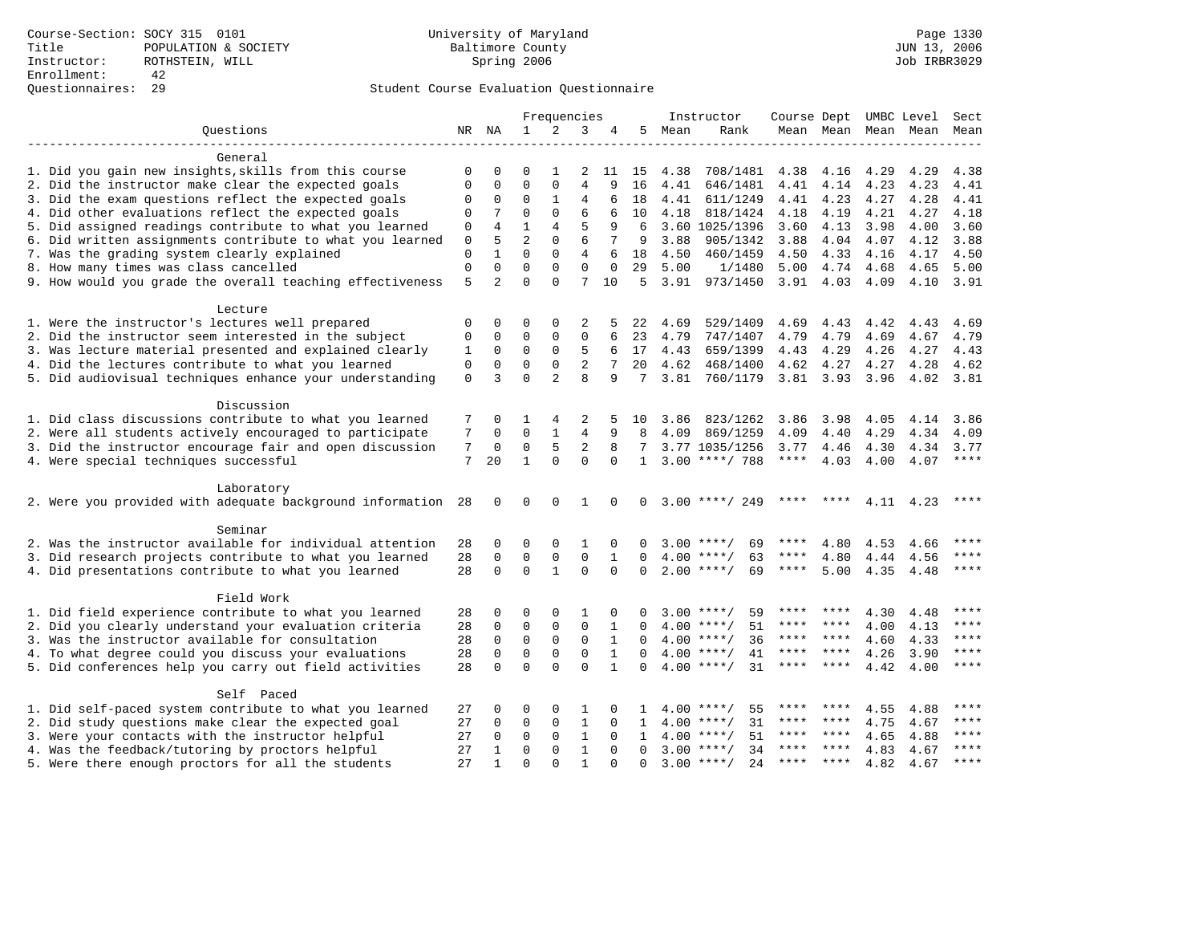Course-Section: SOCY 315 0101
Title: POPULATION & SOCIETY
Instructor: ROTHSTEIN, WILL
Enrollment: 42
Questionnaires: 29

University of Maryland
Baltimore County
Spring 2006

JUN 13, 2006
Job IRBR3029

## Student Course Evaluation Questionnaire

| Questions | NR | NA | 1 | 2 | 3 | 4 | 5 | Instructor Mean | Instructor Rank | Course Mean | Dept Mean | UMBC Level Mean | Level Mean | Sect Mean |
|---|---|---|---|---|---|---|---|---|---|---|---|---|---|---|
| **General** | | | | | | | | | | | | | | |
| 1. Did you gain new insights,skills from this course | 0 | 0 | 0 | 1 | 2 | 11 | 15 | 4.38 | 708/1481 | 4.38 | 4.16 | 4.29 | 4.29 | 4.38 |
| 2. Did the instructor make clear the expected goals | 0 | 0 | 0 | 0 | 4 | 9 | 16 | 4.41 | 646/1481 | 4.41 | 4.14 | 4.23 | 4.23 | 4.41 |
| 3. Did the exam questions reflect the expected goals | 0 | 0 | 0 | 1 | 4 | 6 | 18 | 4.41 | 611/1249 | 4.41 | 4.23 | 4.27 | 4.28 | 4.41 |
| 4. Did other evaluations reflect the expected goals | 0 | 7 | 0 | 0 | 6 | 6 | 10 | 4.18 | 818/1424 | 4.18 | 4.19 | 4.21 | 4.27 | 4.18 |
| 5. Did assigned readings contribute to what you learned | 0 | 4 | 1 | 4 | 5 | 9 | 6 | 3.60 | 1025/1396 | 3.60 | 4.13 | 3.98 | 4.00 | 3.60 |
| 6. Did written assignments contribute to what you learned | 0 | 5 | 2 | 0 | 6 | 7 | 9 | 3.88 | 905/1342 | 3.88 | 4.04 | 4.07 | 4.12 | 3.88 |
| 7. Was the grading system clearly explained | 0 | 1 | 0 | 0 | 4 | 6 | 18 | 4.50 | 460/1459 | 4.50 | 4.33 | 4.16 | 4.17 | 4.50 |
| 8. How many times was class cancelled | 0 | 0 | 0 | 0 | 0 | 0 | 29 | 5.00 | 1/1480 | 5.00 | 4.74 | 4.68 | 4.65 | 5.00 |
| 9. How would you grade the overall teaching effectiveness | 5 | 2 | 0 | 0 | 7 | 10 | 5 | 3.91 | 973/1450 | 3.91 | 4.03 | 4.09 | 4.10 | 3.91 |
| **Lecture** | | | | | | | | | | | | | | |
| 1. Were the instructor's lectures well prepared | 0 | 0 | 0 | 0 | 2 | 5 | 22 | 4.69 | 529/1409 | 4.69 | 4.43 | 4.42 | 4.43 | 4.69 |
| 2. Did the instructor seem interested in the subject | 0 | 0 | 0 | 0 | 0 | 6 | 23 | 4.79 | 747/1407 | 4.79 | 4.79 | 4.69 | 4.67 | 4.79 |
| 3. Was lecture material presented and explained clearly | 1 | 0 | 0 | 0 | 5 | 6 | 17 | 4.43 | 659/1399 | 4.43 | 4.29 | 4.26 | 4.27 | 4.43 |
| 4. Did the lectures contribute to what you learned | 0 | 0 | 0 | 0 | 2 | 7 | 20 | 4.62 | 468/1400 | 4.62 | 4.27 | 4.27 | 4.28 | 4.62 |
| 5. Did audiovisual techniques enhance your understanding | 0 | 3 | 0 | 2 | 8 | 9 | 7 | 3.81 | 760/1179 | 3.81 | 3.93 | 3.96 | 4.02 | 3.81 |
| **Discussion** | | | | | | | | | | | | | | |
| 1. Did class discussions contribute to what you learned | 7 | 0 | 1 | 4 | 2 | 5 | 10 | 3.86 | 823/1262 | 3.86 | 3.98 | 4.05 | 4.14 | 3.86 |
| 2. Were all students actively encouraged to participate | 7 | 0 | 0 | 1 | 4 | 9 | 8 | 4.09 | 869/1259 | 4.09 | 4.40 | 4.29 | 4.34 | 4.09 |
| 3. Did the instructor encourage fair and open discussion | 7 | 0 | 0 | 5 | 2 | 8 | 7 | 3.77 | 1035/1256 | 3.77 | 4.46 | 4.30 | 4.34 | 3.77 |
| 4. Were special techniques successful | 7 | 20 | 1 | 0 | 0 | 0 | 1 | 3.00 | ****/ 788 | **** | 4.03 | 4.00 | 4.07 | **** |
| **Laboratory** | | | | | | | | | | | | | | |
| 2. Were you provided with adequate background information | 28 | 0 | 0 | 0 | 1 | 0 | 0 | 3.00 | ****/ 249 | **** | **** | 4.11 | 4.23 | **** |
| **Seminar** | | | | | | | | | | | | | | |
| 2. Was the instructor available for individual attention | 28 | 0 | 0 | 0 | 1 | 0 | 0 | 3.00 | ****/ 69 | **** | 4.80 | 4.53 | 4.66 | **** |
| 3. Did research projects contribute to what you learned | 28 | 0 | 0 | 0 | 0 | 1 | 0 | 4.00 | ****/ 63 | **** | 4.80 | 4.44 | 4.56 | **** |
| 4. Did presentations contribute to what you learned | 28 | 0 | 0 | 1 | 0 | 0 | 0 | 2.00 | ****/ 69 | **** | 5.00 | 4.35 | 4.48 | **** |
| **Field Work** | | | | | | | | | | | | | | |
| 1. Did field experience contribute to what you learned | 28 | 0 | 0 | 0 | 1 | 0 | 0 | 3.00 | ****/ 59 | **** | **** | 4.30 | 4.48 | **** |
| 2. Did you clearly understand your evaluation criteria | 28 | 0 | 0 | 0 | 0 | 1 | 0 | 4.00 | ****/ 51 | **** | **** | 4.00 | 4.13 | **** |
| 3. Was the instructor available for consultation | 28 | 0 | 0 | 0 | 0 | 1 | 0 | 4.00 | ****/ 36 | **** | **** | 4.60 | 4.33 | **** |
| 4. To what degree could you discuss your evaluations | 28 | 0 | 0 | 0 | 0 | 1 | 0 | 4.00 | ****/ 41 | **** | **** | 4.26 | 3.90 | **** |
| 5. Did conferences help you carry out field activities | 28 | 0 | 0 | 0 | 0 | 1 | 0 | 4.00 | ****/ 31 | **** | **** | 4.42 | 4.00 | **** |
| **Self Paced** | | | | | | | | | | | | | | |
| 1. Did self-paced system contribute to what you learned | 27 | 0 | 0 | 0 | 1 | 0 | 1 | 4.00 | ****/ 55 | **** | **** | 4.55 | 4.88 | **** |
| 2. Did study questions make clear the expected goal | 27 | 0 | 0 | 0 | 1 | 0 | 1 | 4.00 | ****/ 31 | **** | **** | 4.75 | 4.67 | **** |
| 3. Were your contacts with the instructor helpful | 27 | 0 | 0 | 0 | 1 | 0 | 1 | 4.00 | ****/ 51 | **** | **** | 4.65 | 4.88 | **** |
| 4. Was the feedback/tutoring by proctors helpful | 27 | 1 | 0 | 0 | 1 | 0 | 0 | 3.00 | ****/ 34 | **** | **** | 4.83 | 4.67 | **** |
| 5. Were there enough proctors for all the students | 27 | 1 | 0 | 0 | 1 | 0 | 0 | 3.00 | ****/ 24 | **** | **** | 4.82 | 4.67 | **** |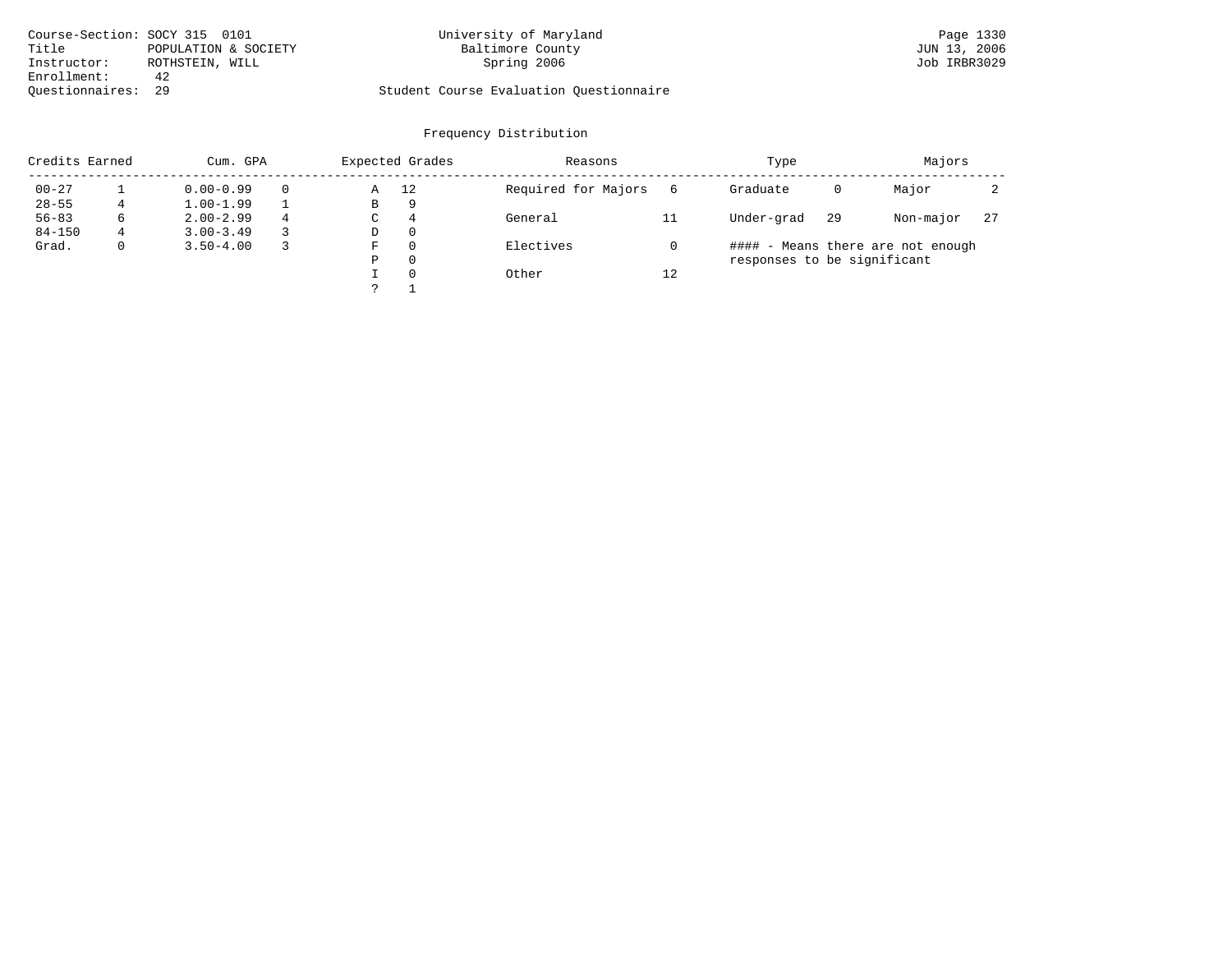Course-Section: SOCY 315 0101
Title: POPULATION & SOCIETY
Instructor: ROTHSTEIN, WILL
Enrollment: 42
Questionnaires: 29

University of Maryland
Baltimore County
Spring 2006

Student Course Evaluation Questionnaire

Page 1330
JUN 13, 2006
Job IRBR3029

## Frequency Distribution

| Credits Earned | | Cum. GPA | | Expected Grades | | Reasons | | Type | | Majors | |
|---|---|---|---|---|---|---|---|---|---|---|---|
| 00-27 | 1 | 0.00-0.99 | 0 | A | 12 | Required for Majors | 6 | Graduate | 0 | Major | 2 |
| 28-55 | 4 | 1.00-1.99 | 1 | B | 9 | | | | | | |
| 56-83 | 6 | 2.00-2.99 | 4 | C | 4 | General | 11 | Under-grad | 29 | Non-major | 27 |
| 84-150 | 4 | 3.00-3.49 | 3 | D | 0 | | | | | | |
| Grad. | 0 | 3.50-4.00 | 3 | F | 0 | Electives | 0 | | | | |
| | | | | P | 0 | | | | | | |
| | | | | I | 0 | Other | 12 | | | | |
| | | | | ? | 1 | | | | | | |

#### - Means there are not enough responses to be significant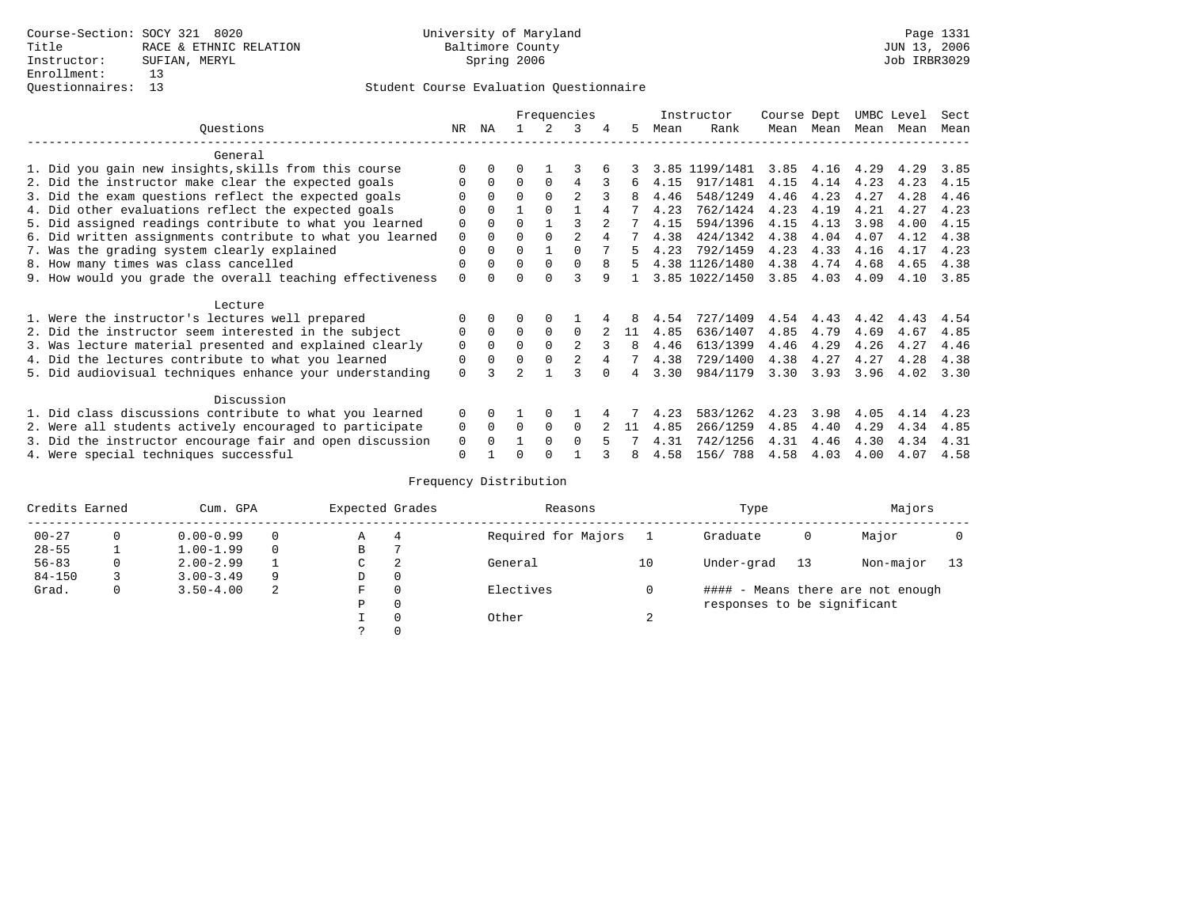Course-Section: SOCY 321 8020
Title: RACE & ETHNIC RELATION
Instructor: SUFIAN, MERYL
Enrollment: 13
Questionnaires: 13

University of Maryland
Baltimore County
Spring 2006

Page 1331
JUN 13, 2006
Job IRBR3029

## Student Course Evaluation Questionnaire

| Questions | NR | NA | 1 | 2 | 3 | 4 | 5 | Instructor Mean | Instructor Rank | Course Mean | Dept Mean | UMBC Mean | Level Mean | Sect Mean |
|---|---|---|---|---|---|---|---|---|---|---|---|---|---|---|
| **General** | | | | | | | | | | | | | | |
| 1. Did you gain new insights,skills from this course | 0 | 0 | 0 | 1 | 3 | 6 | 3 | 3.85 | 1199/1481 | 3.85 | 4.16 | 4.29 | 4.29 | 3.85 |
| 2. Did the instructor make clear the expected goals | 0 | 0 | 0 | 0 | 4 | 3 | 6 | 4.15 | 917/1481 | 4.15 | 4.14 | 4.23 | 4.23 | 4.15 |
| 3. Did the exam questions reflect the expected goals | 0 | 0 | 0 | 0 | 2 | 3 | 8 | 4.46 | 548/1249 | 4.46 | 4.23 | 4.27 | 4.28 | 4.46 |
| 4. Did other evaluations reflect the expected goals | 0 | 0 | 1 | 0 | 1 | 4 | 7 | 4.23 | 762/1424 | 4.23 | 4.19 | 4.21 | 4.27 | 4.23 |
| 5. Did assigned readings contribute to what you learned | 0 | 0 | 0 | 1 | 3 | 2 | 7 | 4.15 | 594/1396 | 4.15 | 4.13 | 3.98 | 4.00 | 4.15 |
| 6. Did written assignments contribute to what you learned | 0 | 0 | 0 | 0 | 2 | 4 | 7 | 4.38 | 424/1342 | 4.38 | 4.04 | 4.07 | 4.12 | 4.38 |
| 7. Was the grading system clearly explained | 0 | 0 | 0 | 1 | 0 | 7 | 5 | 4.23 | 792/1459 | 4.23 | 4.33 | 4.16 | 4.17 | 4.23 |
| 8. How many times was class cancelled | 0 | 0 | 0 | 0 | 0 | 8 | 5 | 4.38 | 1126/1480 | 4.38 | 4.74 | 4.68 | 4.65 | 4.38 |
| 9. How would you grade the overall teaching effectiveness | 0 | 0 | 0 | 0 | 3 | 9 | 1 | 3.85 | 1022/1450 | 3.85 | 4.03 | 4.09 | 4.10 | 3.85 |
| **Lecture** | | | | | | | | | | | | | | |
| 1. Were the instructor's lectures well prepared | 0 | 0 | 0 | 0 | 1 | 4 | 8 | 4.54 | 727/1409 | 4.54 | 4.43 | 4.42 | 4.43 | 4.54 |
| 2. Did the instructor seem interested in the subject | 0 | 0 | 0 | 0 | 0 | 2 | 11 | 4.85 | 636/1407 | 4.85 | 4.79 | 4.69 | 4.67 | 4.85 |
| 3. Was lecture material presented and explained clearly | 0 | 0 | 0 | 0 | 2 | 3 | 8 | 4.46 | 613/1399 | 4.46 | 4.29 | 4.26 | 4.27 | 4.46 |
| 4. Did the lectures contribute to what you learned | 0 | 0 | 0 | 0 | 2 | 4 | 7 | 4.38 | 729/1400 | 4.38 | 4.27 | 4.27 | 4.28 | 4.38 |
| 5. Did audiovisual techniques enhance your understanding | 0 | 3 | 2 | 1 | 3 | 0 | 4 | 3.30 | 984/1179 | 3.30 | 3.93 | 3.96 | 4.02 | 3.30 |
| **Discussion** | | | | | | | | | | | | | | |
| 1. Did class discussions contribute to what you learned | 0 | 0 | 1 | 0 | 1 | 4 | 7 | 4.23 | 583/1262 | 4.23 | 3.98 | 4.05 | 4.14 | 4.23 |
| 2. Were all students actively encouraged to participate | 0 | 0 | 0 | 0 | 0 | 2 | 11 | 4.85 | 266/1259 | 4.85 | 4.40 | 4.29 | 4.34 | 4.85 |
| 3. Did the instructor encourage fair and open discussion | 0 | 0 | 1 | 0 | 0 | 5 | 7 | 4.31 | 742/1256 | 4.31 | 4.46 | 4.30 | 4.34 | 4.31 |
| 4. Were special techniques successful | 0 | 1 | 0 | 0 | 1 | 3 | 8 | 4.58 | 156/ 788 | 4.58 | 4.03 | 4.00 | 4.07 | 4.58 |

## Frequency Distribution

| Credits Earned | | Cum. GPA | | Expected Grades | | Reasons | | Type | | Majors | |
|---|---|---|---|---|---|---|---|---|---|---|---|
| 00-27 | 0 | 0.00-0.99 | 0 | A | 4 | Required for Majors | 1 | Graduate | 0 | Major | 0 |
| 28-55 | 1 | 1.00-1.99 | 0 | B | 7 | | | | | | |
| 56-83 | 0 | 2.00-2.99 | 1 | C | 2 | General | 10 | Under-grad | 13 | Non-major | 13 |
| 84-150 | 3 | 3.00-3.49 | 9 | D | 0 | | | | | | |
| Grad. | 0 | 3.50-4.00 | 2 | F | 0 | Electives | 0 | #### - Means there are not enough responses to be significant | | | |
| | | | | P | 0 | | | | | | |
| | | | | I | 0 | Other | 2 | | | | |
| | | | | ? | 0 | | | | | | |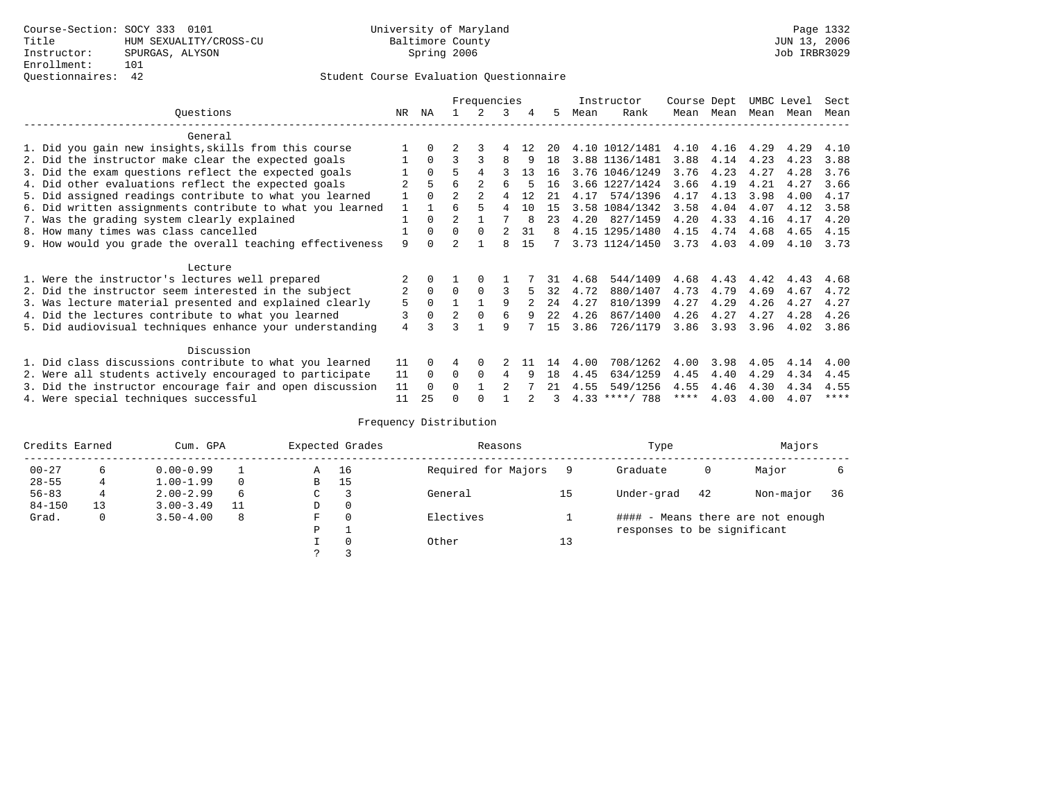Course-Section: SOCY 333 0101
Title: HUM SEXUALITY/CROSS-CU
Instructor: SPURGAS, ALYSON
Enrollment: 101
Questionnaires: 42

University of Maryland
Baltimore County
Spring 2006

JUN 13, 2006
Job IRBR3029

## Student Course Evaluation Questionnaire

| Questions | NR | NA | 1 | 2 | 3 | 4 | 5 | Instructor Mean | Instructor Rank | Course Mean | Dept Mean | UMBC Mean | Level Mean | Sect Mean |
|---|---|---|---|---|---|---|---|---|---|---|---|---|---|---|
| **General** | | | | | | | | | | | | | | |
| 1. Did you gain new insights,skills from this course | 1 | 0 | 2 | 3 | 4 | 12 | 20 | 4.10 | 1012/1481 | 4.10 | 4.16 | 4.29 | 4.29 | 4.10 |
| 2. Did the instructor make clear the expected goals | 1 | 0 | 3 | 3 | 8 | 9 | 18 | 3.88 | 1136/1481 | 3.88 | 4.14 | 4.23 | 4.23 | 3.88 |
| 3. Did the exam questions reflect the expected goals | 1 | 0 | 5 | 4 | 3 | 13 | 16 | 3.76 | 1046/1249 | 3.76 | 4.23 | 4.27 | 4.28 | 3.76 |
| 4. Did other evaluations reflect the expected goals | 2 | 5 | 6 | 2 | 6 | 5 | 16 | 3.66 | 1227/1424 | 3.66 | 4.19 | 4.21 | 4.27 | 3.66 |
| 5. Did assigned readings contribute to what you learned | 1 | 0 | 2 | 2 | 4 | 12 | 21 | 4.17 | 574/1396 | 4.17 | 4.13 | 3.98 | 4.00 | 4.17 |
| 6. Did written assignments contribute to what you learned | 1 | 1 | 6 | 5 | 4 | 10 | 15 | 3.58 | 1084/1342 | 3.58 | 4.04 | 4.07 | 4.12 | 3.58 |
| 7. Was the grading system clearly explained | 1 | 0 | 2 | 1 | 7 | 8 | 23 | 4.20 | 827/1459 | 4.20 | 4.33 | 4.16 | 4.17 | 4.20 |
| 8. How many times was class cancelled | 1 | 0 | 0 | 0 | 2 | 31 | 8 | 4.15 | 1295/1480 | 4.15 | 4.74 | 4.68 | 4.65 | 4.15 |
| 9. How would you grade the overall teaching effectiveness | 9 | 0 | 2 | 1 | 8 | 15 | 7 | 3.73 | 1124/1450 | 3.73 | 4.03 | 4.09 | 4.10 | 3.73 |
| **Lecture** | | | | | | | | | | | | | | |
| 1. Were the instructor's lectures well prepared | 2 | 0 | 1 | 0 | 1 | 7 | 31 | 4.68 | 544/1409 | 4.68 | 4.43 | 4.42 | 4.43 | 4.68 |
| 2. Did the instructor seem interested in the subject | 2 | 0 | 0 | 0 | 3 | 5 | 32 | 4.72 | 880/1407 | 4.73 | 4.79 | 4.69 | 4.67 | 4.72 |
| 3. Was lecture material presented and explained clearly | 5 | 0 | 1 | 1 | 9 | 2 | 24 | 4.27 | 810/1399 | 4.27 | 4.29 | 4.26 | 4.27 | 4.27 |
| 4. Did the lectures contribute to what you learned | 3 | 0 | 2 | 0 | 6 | 9 | 22 | 4.26 | 867/1400 | 4.26 | 4.27 | 4.27 | 4.28 | 4.26 |
| 5. Did audiovisual techniques enhance your understanding | 4 | 3 | 3 | 1 | 9 | 7 | 15 | 3.86 | 726/1179 | 3.86 | 3.93 | 3.96 | 4.02 | 3.86 |
| **Discussion** | | | | | | | | | | | | | | |
| 1. Did class discussions contribute to what you learned | 11 | 0 | 4 | 0 | 2 | 11 | 14 | 4.00 | 708/1262 | 4.00 | 3.98 | 4.05 | 4.14 | 4.00 |
| 2. Were all students actively encouraged to participate | 11 | 0 | 0 | 0 | 4 | 9 | 18 | 4.45 | 634/1259 | 4.45 | 4.40 | 4.29 | 4.34 | 4.45 |
| 3. Did the instructor encourage fair and open discussion | 11 | 0 | 0 | 1 | 2 | 7 | 21 | 4.55 | 549/1256 | 4.55 | 4.46 | 4.30 | 4.34 | 4.55 |
| 4. Were special techniques successful | 11 | 25 | 0 | 0 | 1 | 2 | 3 | 4.33 | ****/ 788 | **** | 4.03 | 4.00 | 4.07 | **** |

## Frequency Distribution

| Credits Earned | | Cum. GPA | | Expected Grades | | Reasons | | Type | | Majors | |
|---|---|---|---|---|---|---|---|---|---|---|---|
| 00-27 | 6 | 0.00-0.99 | 1 | A | 16 | Required for Majors | 9 | Graduate | 0 | Major | 6 |
| 28-55 | 4 | 1.00-1.99 | 0 | B | 15 | | | | | | |
| 56-83 | 4 | 2.00-2.99 | 6 | C | 3 | General | 15 | Under-grad | 42 | Non-major | 36 |
| 84-150 | 13 | 3.00-3.49 | 11 | D | 0 | | | | | | |
| Grad. | 0 | 3.50-4.00 | 8 | F | 0 | Electives | 1 | #### - Means there are not enough responses to be significant | | | |
| | | | | P | 1 | | | | | | |
| | | | | I | 0 | Other | 13 | | | | |
| | | | | ? | 3 | | | | | | |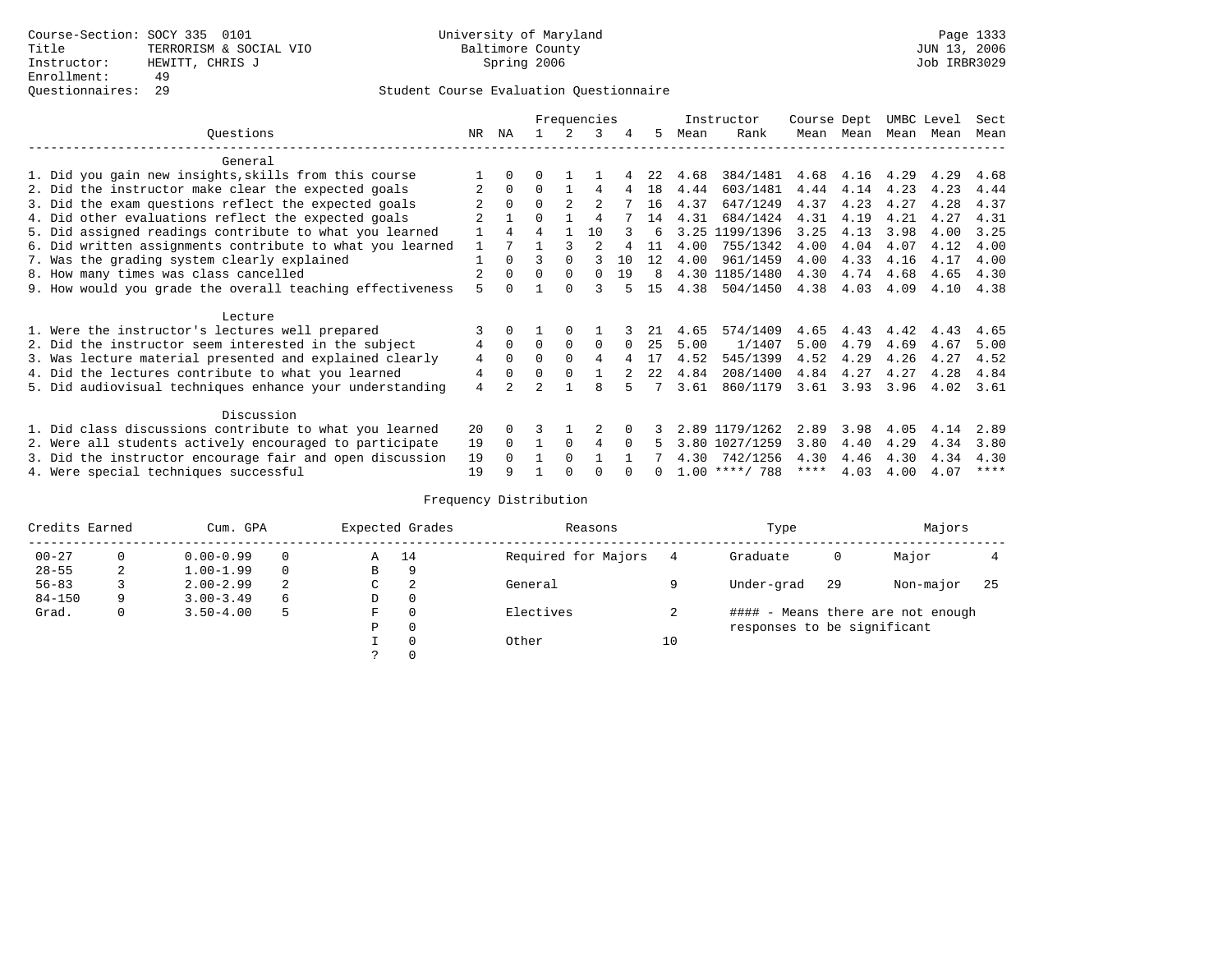Course-Section: SOCY 335 0101
Title: TERRORISM & SOCIAL VIO
Instructor: HEWITT, CHRIS J
Enrollment: 49
Questionnaires: 29

University of Maryland
Baltimore County
Spring 2006

Page 1333
JUN 13, 2006
Job IRBR3029

## Student Course Evaluation Questionnaire

| Questions | NR | NA | 1 | 2 | 3 | 4 | 5 | Instructor Mean | Instructor Rank | Course Mean | Dept Mean | UMBC Mean | Level Mean | Sect Mean |
|---|---|---|---|---|---|---|---|---|---|---|---|---|---|---|
| **General** | | | | | | | | | | | | | | |
| 1. Did you gain new insights,skills from this course | 1 | 0 | 0 | 1 | 1 | 4 | 22 | 4.68 | 384/1481 | 4.68 | 4.16 | 4.29 | 4.29 | 4.68 |
| 2. Did the instructor make clear the expected goals | 2 | 0 | 0 | 1 | 4 | 4 | 18 | 4.44 | 603/1481 | 4.44 | 4.14 | 4.23 | 4.23 | 4.44 |
| 3. Did the exam questions reflect the expected goals | 2 | 0 | 0 | 2 | 2 | 7 | 16 | 4.37 | 647/1249 | 4.37 | 4.23 | 4.27 | 4.28 | 4.37 |
| 4. Did other evaluations reflect the expected goals | 2 | 1 | 0 | 1 | 4 | 7 | 14 | 4.31 | 684/1424 | 4.31 | 4.19 | 4.21 | 4.27 | 4.31 |
| 5. Did assigned readings contribute to what you learned | 1 | 4 | 4 | 1 | 10 | 3 | 6 | 3.25 | 1199/1396 | 3.25 | 4.13 | 3.98 | 4.00 | 3.25 |
| 6. Did written assignments contribute to what you learned | 1 | 7 | 1 | 3 | 2 | 4 | 11 | 4.00 | 755/1342 | 4.00 | 4.04 | 4.07 | 4.12 | 4.00 |
| 7. Was the grading system clearly explained | 1 | 0 | 3 | 0 | 3 | 10 | 12 | 4.00 | 961/1459 | 4.00 | 4.33 | 4.16 | 4.17 | 4.00 |
| 8. How many times was class cancelled | 2 | 0 | 0 | 0 | 0 | 19 | 8 | 4.30 | 1185/1480 | 4.30 | 4.74 | 4.68 | 4.65 | 4.30 |
| 9. How would you grade the overall teaching effectiveness | 5 | 0 | 1 | 0 | 3 | 5 | 15 | 4.38 | 504/1450 | 4.38 | 4.03 | 4.09 | 4.10 | 4.38 |
| **Lecture** | | | | | | | | | | | | | | |
| 1. Were the instructor's lectures well prepared | 3 | 0 | 1 | 0 | 1 | 3 | 21 | 4.65 | 574/1409 | 4.65 | 4.43 | 4.42 | 4.43 | 4.65 |
| 2. Did the instructor seem interested in the subject | 4 | 0 | 0 | 0 | 0 | 0 | 25 | 5.00 | 1/1407 | 5.00 | 4.79 | 4.69 | 4.67 | 5.00 |
| 3. Was lecture material presented and explained clearly | 4 | 0 | 0 | 0 | 4 | 4 | 17 | 4.52 | 545/1399 | 4.52 | 4.29 | 4.26 | 4.27 | 4.52 |
| 4. Did the lectures contribute to what you learned | 4 | 0 | 0 | 0 | 1 | 2 | 22 | 4.84 | 208/1400 | 4.84 | 4.27 | 4.27 | 4.28 | 4.84 |
| 5. Did audiovisual techniques enhance your understanding | 4 | 2 | 2 | 1 | 8 | 5 | 7 | 3.61 | 860/1179 | 3.61 | 3.93 | 3.96 | 4.02 | 3.61 |
| **Discussion** | | | | | | | | | | | | | | |
| 1. Did class discussions contribute to what you learned | 20 | 0 | 3 | 1 | 2 | 0 | 3 | 2.89 | 1179/1262 | 2.89 | 3.98 | 4.05 | 4.14 | 2.89 |
| 2. Were all students actively encouraged to participate | 19 | 0 | 1 | 0 | 4 | 0 | 5 | 3.80 | 1027/1259 | 3.80 | 4.40 | 4.29 | 4.34 | 3.80 |
| 3. Did the instructor encourage fair and open discussion | 19 | 0 | 1 | 0 | 1 | 1 | 7 | 4.30 | 742/1256 | 4.30 | 4.46 | 4.30 | 4.34 | 4.30 |
| 4. Were special techniques successful | 19 | 9 | 1 | 0 | 0 | 0 | 0 | 1.00 | ****/ 788 | **** | 4.03 | 4.00 | 4.07 | **** |

### Frequency Distribution

| Credits Earned | | Cum. GPA | | Expected Grades | | Reasons | | Type | | Majors | |
|---|---|---|---|---|---|---|---|---|---|---|---|
| 00-27 | 0 | 0.00-0.99 | 0 | A | 14 | Required for Majors | 4 | Graduate | 0 | Major | 4 |
| 28-55 | 2 | 1.00-1.99 | 0 | B | 9 | | | | | | |
| 56-83 | 3 | 2.00-2.99 | 2 | C | 2 | General | 9 | Under-grad | 29 | Non-major | 25 |
| 84-150 | 9 | 3.00-3.49 | 6 | D | 0 | | | | | | |
| Grad. | 0 | 3.50-4.00 | 5 | F | 0 | Electives | 2 | #### - Means there are not enough responses to be significant | | | |
| | | | | P | 0 | | | | | | |
| | | | | I | 0 | Other | 10 | | | | |
| | | | | ? | 0 | | | | | | |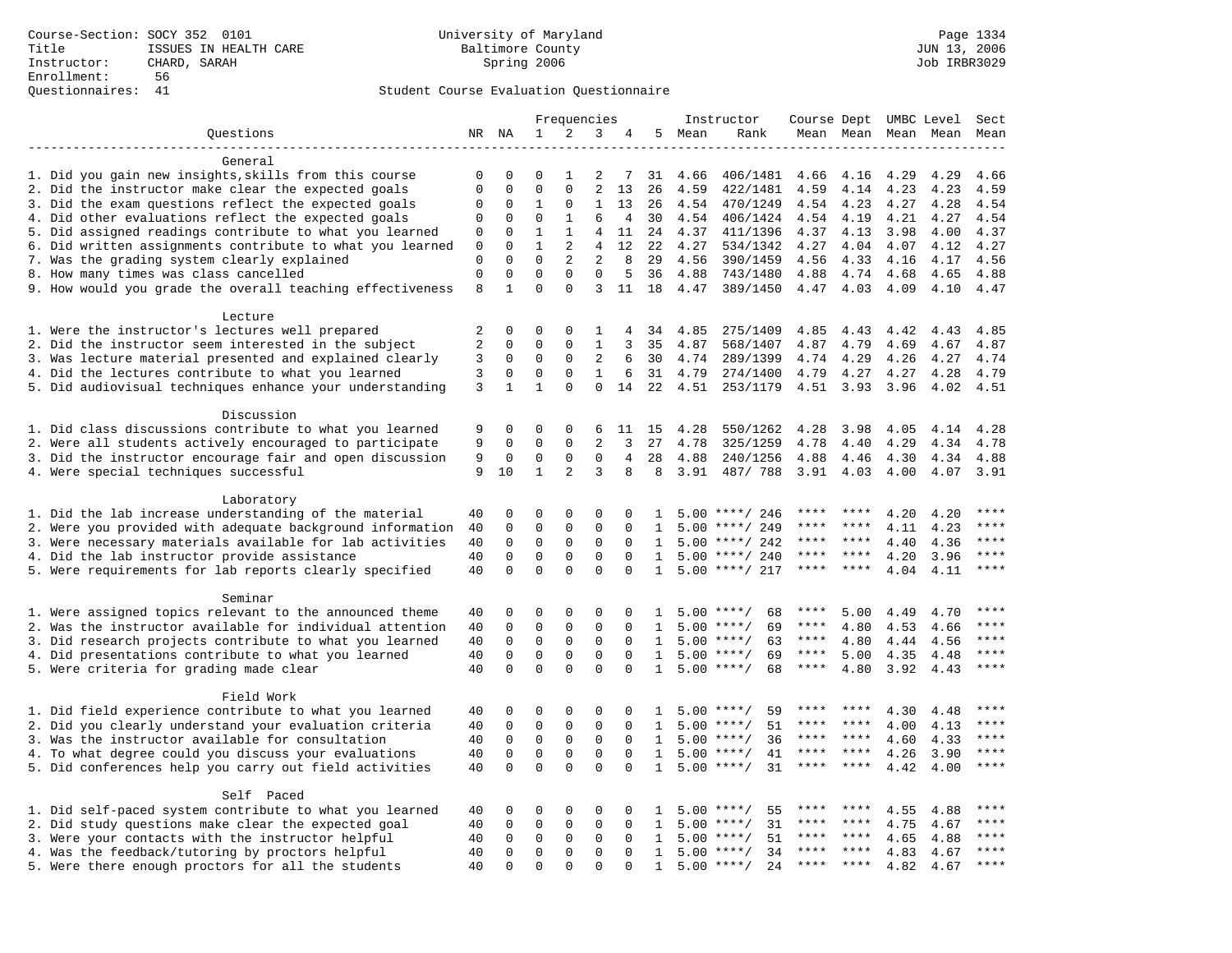Course-Section: SOCY 352 0101
Title: ISSUES IN HEALTH CARE
Instructor: CHARD, SARAH
Enrollment: 56
Questionnaires: 41

University of Maryland
Baltimore County
Spring 2006

JUN 13, 2006
Job IRBR3029

Student Course Evaluation Questionnaire

| Questions | NR | NA | 1 | 2 | 3 | 4 | 5 | Instructor Mean | Rank | Course Mean | Dept Mean | UMBC Mean | Level Mean | Sect Mean |
|---|---|---|---|---|---|---|---|---|---|---|---|---|---|---|
| **General** | | | | | | | | | | | | | | |
| 1. Did you gain new insights,skills from this course | 0 | 0 | 0 | 1 | 2 | 7 | 31 | 4.66 | 406/1481 | 4.66 | 4.16 | 4.29 | 4.29 | 4.66 |
| 2. Did the instructor make clear the expected goals | 0 | 0 | 0 | 0 | 2 | 13 | 26 | 4.59 | 422/1481 | 4.59 | 4.14 | 4.23 | 4.23 | 4.59 |
| 3. Did the exam questions reflect the expected goals | 0 | 0 | 1 | 0 | 1 | 13 | 26 | 4.54 | 470/1249 | 4.54 | 4.23 | 4.27 | 4.28 | 4.54 |
| 4. Did other evaluations reflect the expected goals | 0 | 0 | 0 | 1 | 6 | 4 | 30 | 4.54 | 406/1424 | 4.54 | 4.19 | 4.21 | 4.27 | 4.54 |
| 5. Did assigned readings contribute to what you learned | 0 | 0 | 1 | 1 | 4 | 11 | 24 | 4.37 | 411/1396 | 4.37 | 4.13 | 3.98 | 4.00 | 4.37 |
| 6. Did written assignments contribute to what you learned | 0 | 0 | 1 | 2 | 4 | 12 | 22 | 4.27 | 534/1342 | 4.27 | 4.04 | 4.07 | 4.12 | 4.27 |
| 7. Was the grading system clearly explained | 0 | 0 | 0 | 2 | 2 | 8 | 29 | 4.56 | 390/1459 | 4.56 | 4.33 | 4.16 | 4.17 | 4.56 |
| 8. How many times was class cancelled | 0 | 0 | 0 | 0 | 0 | 5 | 36 | 4.88 | 743/1480 | 4.88 | 4.74 | 4.68 | 4.65 | 4.88 |
| 9. How would you grade the overall teaching effectiveness | 8 | 1 | 0 | 0 | 3 | 11 | 18 | 4.47 | 389/1450 | 4.47 | 4.03 | 4.09 | 4.10 | 4.47 |
| **Lecture** | | | | | | | | | | | | | | |
| 1. Were the instructor's lectures well prepared | 2 | 0 | 0 | 0 | 1 | 4 | 34 | 4.85 | 275/1409 | 4.85 | 4.43 | 4.42 | 4.43 | 4.85 |
| 2. Did the instructor seem interested in the subject | 2 | 0 | 0 | 0 | 1 | 3 | 35 | 4.87 | 568/1407 | 4.87 | 4.79 | 4.69 | 4.67 | 4.87 |
| 3. Was lecture material presented and explained clearly | 3 | 0 | 0 | 0 | 2 | 6 | 30 | 4.74 | 289/1399 | 4.74 | 4.29 | 4.26 | 4.27 | 4.74 |
| 4. Did the lectures contribute to what you learned | 3 | 0 | 0 | 0 | 1 | 6 | 31 | 4.79 | 274/1400 | 4.79 | 4.27 | 4.27 | 4.28 | 4.79 |
| 5. Did audiovisual techniques enhance your understanding | 3 | 1 | 1 | 0 | 0 | 14 | 22 | 4.51 | 253/1179 | 4.51 | 3.93 | 3.96 | 4.02 | 4.51 |
| **Discussion** | | | | | | | | | | | | | | |
| 1. Did class discussions contribute to what you learned | 9 | 0 | 0 | 0 | 6 | 11 | 15 | 4.28 | 550/1262 | 4.28 | 3.98 | 4.05 | 4.14 | 4.28 |
| 2. Were all students actively encouraged to participate | 9 | 0 | 0 | 0 | 2 | 3 | 27 | 4.78 | 325/1259 | 4.78 | 4.40 | 4.29 | 4.34 | 4.78 |
| 3. Did the instructor encourage fair and open discussion | 9 | 0 | 0 | 0 | 0 | 4 | 28 | 4.88 | 240/1256 | 4.88 | 4.46 | 4.30 | 4.34 | 4.88 |
| 4. Were special techniques successful | 9 | 10 | 1 | 2 | 3 | 8 | 8 | 3.91 | 487/ 788 | 3.91 | 4.03 | 4.00 | 4.07 | 3.91 |
| **Laboratory** | | | | | | | | | | | | | | |
| 1. Did the lab increase understanding of the material | 40 | 0 | 0 | 0 | 0 | 0 | 1 | 5.00 | ****/ 246 | **** | **** | 4.20 | 4.20 | **** |
| 2. Were you provided with adequate background information | 40 | 0 | 0 | 0 | 0 | 0 | 1 | 5.00 | ****/ 249 | **** | **** | 4.11 | 4.23 | **** |
| 3. Were necessary materials available for lab activities | 40 | 0 | 0 | 0 | 0 | 0 | 1 | 5.00 | ****/ 242 | **** | **** | 4.40 | 4.36 | **** |
| 4. Did the lab instructor provide assistance | 40 | 0 | 0 | 0 | 0 | 0 | 1 | 5.00 | ****/ 240 | **** | **** | 4.20 | 3.96 | **** |
| 5. Were requirements for lab reports clearly specified | 40 | 0 | 0 | 0 | 0 | 0 | 1 | 5.00 | ****/ 217 | **** | **** | 4.04 | 4.11 | **** |
| **Seminar** | | | | | | | | | | | | | | |
| 1. Were assigned topics relevant to the announced theme | 40 | 0 | 0 | 0 | 0 | 0 | 1 | 5.00 | ****/ 68 | **** | 5.00 | 4.49 | 4.70 | **** |
| 2. Was the instructor available for individual attention | 40 | 0 | 0 | 0 | 0 | 0 | 1 | 5.00 | ****/ 69 | **** | 4.80 | 4.53 | 4.66 | **** |
| 3. Did research projects contribute to what you learned | 40 | 0 | 0 | 0 | 0 | 0 | 1 | 5.00 | ****/ 63 | **** | 4.80 | 4.44 | 4.56 | **** |
| 4. Did presentations contribute to what you learned | 40 | 0 | 0 | 0 | 0 | 0 | 1 | 5.00 | ****/ 69 | **** | 5.00 | 4.35 | 4.48 | **** |
| 5. Were criteria for grading made clear | 40 | 0 | 0 | 0 | 0 | 0 | 1 | 5.00 | ****/ 68 | **** | 4.80 | 3.92 | 4.43 | **** |
| **Field Work** | | | | | | | | | | | | | | |
| 1. Did field experience contribute to what you learned | 40 | 0 | 0 | 0 | 0 | 0 | 1 | 5.00 | ****/ 59 | **** | **** | 4.30 | 4.48 | **** |
| 2. Did you clearly understand your evaluation criteria | 40 | 0 | 0 | 0 | 0 | 0 | 1 | 5.00 | ****/ 51 | **** | **** | 4.00 | 4.13 | **** |
| 3. Was the instructor available for consultation | 40 | 0 | 0 | 0 | 0 | 0 | 1 | 5.00 | ****/ 36 | **** | **** | 4.60 | 4.33 | **** |
| 4. To what degree could you discuss your evaluations | 40 | 0 | 0 | 0 | 0 | 0 | 1 | 5.00 | ****/ 41 | **** | **** | 4.26 | 3.90 | **** |
| 5. Did conferences help you carry out field activities | 40 | 0 | 0 | 0 | 0 | 0 | 1 | 5.00 | ****/ 31 | **** | **** | 4.42 | 4.00 | **** |
| **Self Paced** | | | | | | | | | | | | | | |
| 1. Did self-paced system contribute to what you learned | 40 | 0 | 0 | 0 | 0 | 0 | 1 | 5.00 | ****/ 55 | **** | **** | 4.55 | 4.88 | **** |
| 2. Did study questions make clear the expected goal | 40 | 0 | 0 | 0 | 0 | 0 | 1 | 5.00 | ****/ 31 | **** | **** | 4.75 | 4.67 | **** |
| 3. Were your contacts with the instructor helpful | 40 | 0 | 0 | 0 | 0 | 0 | 1 | 5.00 | ****/ 51 | **** | **** | 4.65 | 4.88 | **** |
| 4. Was the feedback/tutoring by proctors helpful | 40 | 0 | 0 | 0 | 0 | 0 | 1 | 5.00 | ****/ 34 | **** | **** | 4.83 | 4.67 | **** |
| 5. Were there enough proctors for all the students | 40 | 0 | 0 | 0 | 0 | 0 | 1 | 5.00 | ****/ 24 | **** | **** | 4.82 | 4.67 | **** |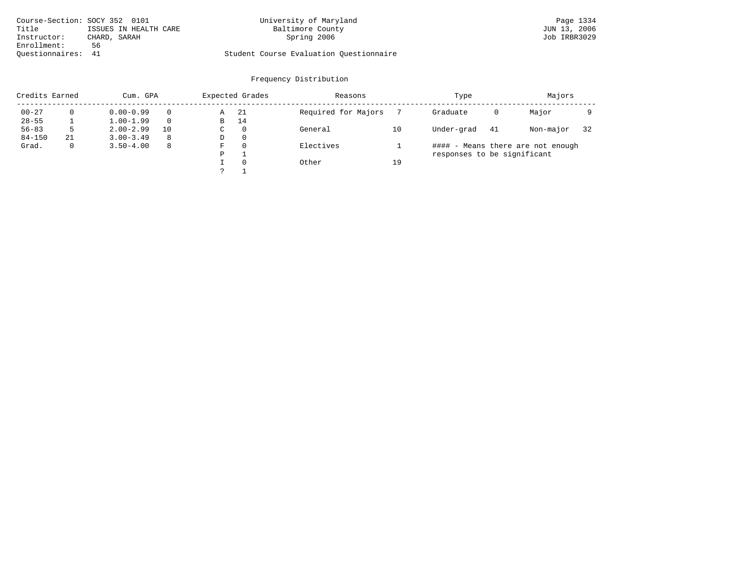Course-Section: SOCY 352 0101
Title: ISSUES IN HEALTH CARE
Instructor: CHARD, SARAH
Enrollment: 56
Questionnaires: 41

University of Maryland
Baltimore County
Spring 2006

Student Course Evaluation Questionnaire

Page 1334
JUN 13, 2006
Job IRBR3029

## Frequency Distribution

| Credits Earned | | Cum. GPA | | Expected Grades | | Reasons | | Type | | Majors | |
|---|---|---|---|---|---|---|---|---|---|---|---|
| 00-27 | 0 | 0.00-0.99 | 0 | A | 21 | Required for Majors | 7 | Graduate | 0 | Major | 9 |
| 28-55 | 1 | 1.00-1.99 | 0 | B | 14 | | | | | | |
| 56-83 | 5 | 2.00-2.99 | 10 | C | 0 | General | 10 | Under-grad | 41 | Non-major | 32 |
| 84-150 | 21 | 3.00-3.49 | 8 | D | 0 | | | | | | |
| Grad. | 0 | 3.50-4.00 | 8 | F | 0 | Electives | 1 | | | | |
| | | | | P | 1 | | | | | | |
| | | | | I | 0 | Other | 19 | | | | |
| | | | | ? | 1 | | | | | | |

#### - Means there are not enough responses to be significant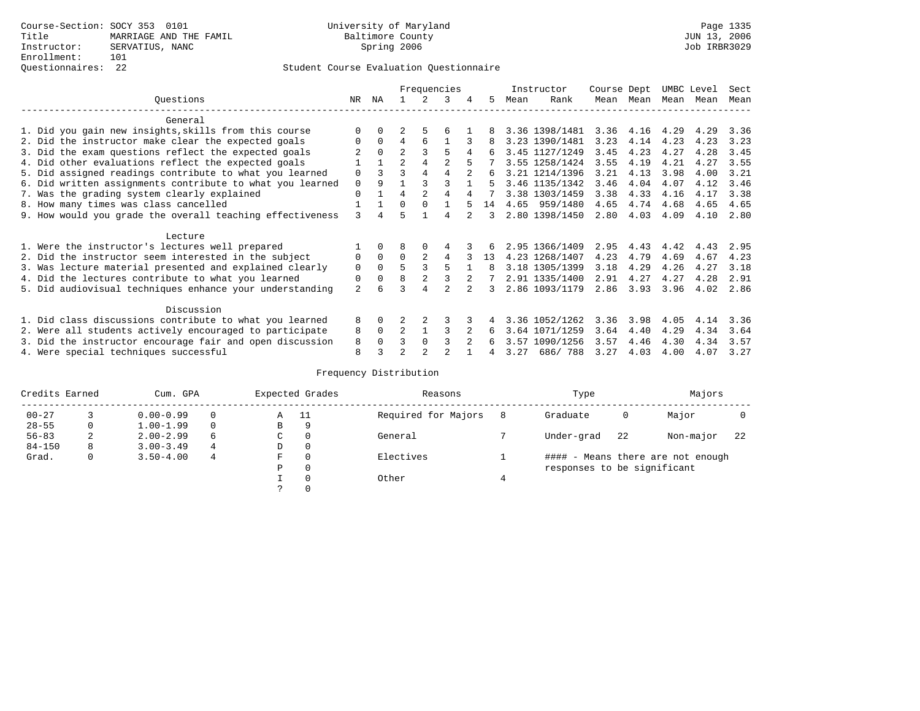Course-Section: SOCY 353 0101
Title: MARRIAGE AND THE FAMIL
Instructor: SERVATIUS, NANC
Enrollment: 101
Questionnaires: 22

University of Maryland
Baltimore County
Spring 2006

Page 1335
JUN 13, 2006
Job IRBR3029

Student Course Evaluation Questionnaire

| Questions | NR | NA | 1 | 2 | 3 | 4 | 5 | Instructor Mean | Instructor Rank | Course Mean | Dept Mean | UMBC Mean | Level Mean | Sect Mean |
|---|---|---|---|---|---|---|---|---|---|---|---|---|---|---|
| **General** | | | | | | | | | | | | | | |
| 1. Did you gain new insights,skills from this course | 0 | 0 | 2 | 5 | 6 | 1 | 8 | 3.36 | 1398/1481 | 3.36 | 4.16 | 4.29 | 4.29 | 3.36 |
| 2. Did the instructor make clear the expected goals | 0 | 0 | 4 | 6 | 1 | 3 | 8 | 3.23 | 1390/1481 | 3.23 | 4.14 | 4.23 | 4.23 | 3.23 |
| 3. Did the exam questions reflect the expected goals | 2 | 0 | 2 | 3 | 5 | 4 | 6 | 3.45 | 1127/1249 | 3.45 | 4.23 | 4.27 | 4.28 | 3.45 |
| 4. Did other evaluations reflect the expected goals | 1 | 1 | 2 | 4 | 2 | 5 | 7 | 3.55 | 1258/1424 | 3.55 | 4.19 | 4.21 | 4.27 | 3.55 |
| 5. Did assigned readings contribute to what you learned | 0 | 3 | 3 | 4 | 4 | 2 | 6 | 3.21 | 1214/1396 | 3.21 | 4.13 | 3.98 | 4.00 | 3.21 |
| 6. Did written assignments contribute to what you learned | 0 | 9 | 1 | 3 | 3 | 1 | 5 | 3.46 | 1135/1342 | 3.46 | 4.04 | 4.07 | 4.12 | 3.46 |
| 7. Was the grading system clearly explained | 0 | 1 | 4 | 2 | 4 | 4 | 7 | 3.38 | 1303/1459 | 3.38 | 4.33 | 4.16 | 4.17 | 3.38 |
| 8. How many times was class cancelled | 1 | 1 | 0 | 0 | 1 | 5 | 14 | 4.65 | 959/1480 | 4.65 | 4.74 | 4.68 | 4.65 | 4.65 |
| 9. How would you grade the overall teaching effectiveness | 3 | 4 | 5 | 1 | 4 | 2 | 3 | 2.80 | 1398/1450 | 2.80 | 4.03 | 4.09 | 4.10 | 2.80 |
| **Lecture** | | | | | | | | | | | | | | |
| 1. Were the instructor's lectures well prepared | 1 | 0 | 8 | 0 | 4 | 3 | 6 | 2.95 | 1366/1409 | 2.95 | 4.43 | 4.42 | 4.43 | 2.95 |
| 2. Did the instructor seem interested in the subject | 0 | 0 | 0 | 2 | 4 | 3 | 13 | 4.23 | 1268/1407 | 4.23 | 4.79 | 4.69 | 4.67 | 4.23 |
| 3. Was lecture material presented and explained clearly | 0 | 0 | 5 | 3 | 5 | 1 | 8 | 3.18 | 1305/1399 | 3.18 | 4.29 | 4.26 | 4.27 | 3.18 |
| 4. Did the lectures contribute to what you learned | 0 | 0 | 8 | 2 | 3 | 2 | 7 | 2.91 | 1335/1400 | 2.91 | 4.27 | 4.27 | 4.28 | 2.91 |
| 5. Did audiovisual techniques enhance your understanding | 2 | 6 | 3 | 4 | 2 | 2 | 3 | 2.86 | 1093/1179 | 2.86 | 3.93 | 3.96 | 4.02 | 2.86 |
| **Discussion** | | | | | | | | | | | | | | |
| 1. Did class discussions contribute to what you learned | 8 | 0 | 2 | 2 | 3 | 3 | 4 | 3.36 | 1052/1262 | 3.36 | 3.98 | 4.05 | 4.14 | 3.36 |
| 2. Were all students actively encouraged to participate | 8 | 0 | 2 | 1 | 3 | 2 | 6 | 3.64 | 1071/1259 | 3.64 | 4.40 | 4.29 | 4.34 | 3.64 |
| 3. Did the instructor encourage fair and open discussion | 8 | 0 | 3 | 0 | 3 | 2 | 6 | 3.57 | 1090/1256 | 3.57 | 4.46 | 4.30 | 4.34 | 3.57 |
| 4. Were special techniques successful | 8 | 3 | 2 | 2 | 2 | 1 | 4 | 3.27 | 686/ 788 | 3.27 | 4.03 | 4.00 | 4.07 | 3.27 |

Frequency Distribution

| Credits Earned | | Cum. GPA | | Expected Grades | | Reasons | | Type | | Majors | |
|---|---|---|---|---|---|---|---|---|---|---|---|
| 00-27 | 3 | 0.00-0.99 | 0 | A | 11 | Required for Majors | 8 | Graduate | 0 | Major | 0 |
| 28-55 | 0 | 1.00-1.99 | 0 | B | 9 | | | | | | |
| 56-83 | 2 | 2.00-2.99 | 6 | C | 0 | General | 7 | Under-grad | 22 | Non-major | 22 |
| 84-150 | 8 | 3.00-3.49 | 4 | D | 0 | | | | | | |
| Grad. | 0 | 3.50-4.00 | 4 | F | 0 | Electives | 1 | #### - Means there are not enough responses to be significant | | | |
| | | | | P | 0 | | | | | | |
| | | | | I | 0 | Other | 4 | | | | |
| | | | | ? | 0 | | | | | | |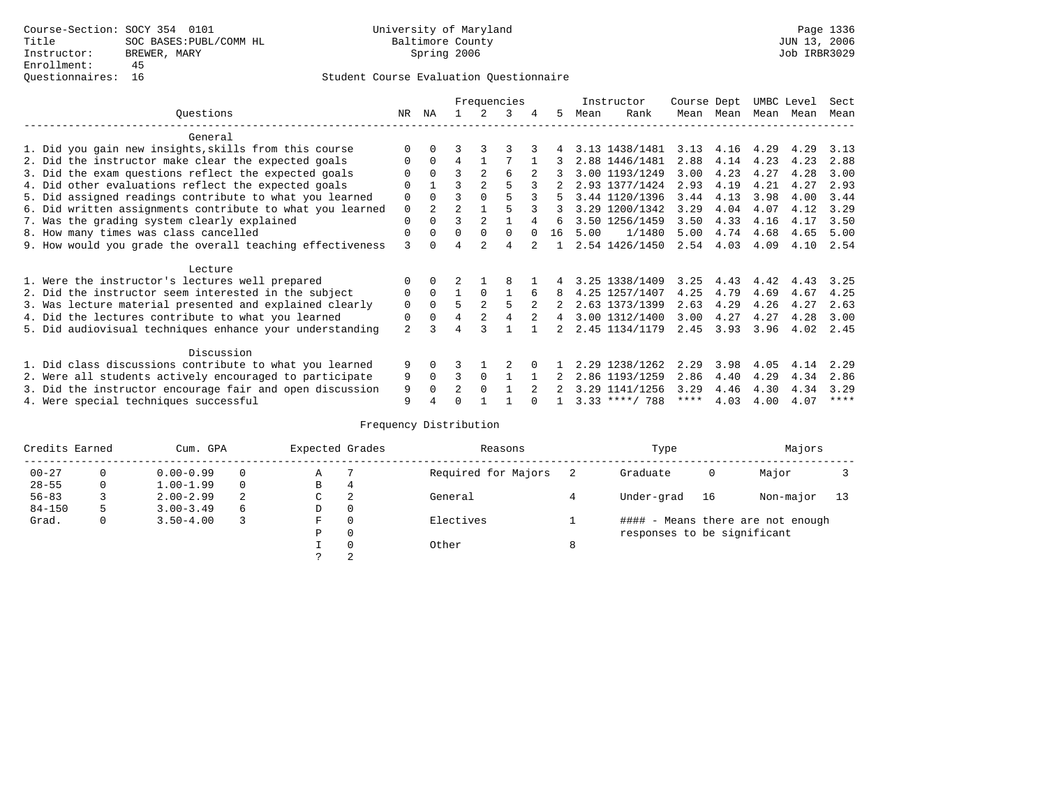Course-Section: SOCY 354 0101
Title: SOC BASES:PUBL/COMM HL
Instructor: BREWER, MARY
Enrollment: 45
Questionnaires: 16

University of Maryland Baltimore County
Spring 2006

JUN 13, 2006
Job IRBR3029

## Student Course Evaluation Questionnaire

| Questions | NR | NA | 1 | 2 | 3 | 4 | 5 | Instructor Mean | Instructor Rank | Course Mean | Dept Mean | UMBC Mean | Level Mean | Sect Mean |
|---|---|---|---|---|---|---|---|---|---|---|---|---|---|---|
| **General** | | | | | | | | | | | | | | |
| 1. Did you gain new insights,skills from this course | 0 | 0 | 3 | 3 | 3 | 3 | 4 | 3.13 | 1438/1481 | 3.13 | 4.16 | 4.29 | 4.29 | 3.13 |
| 2. Did the instructor make clear the expected goals | 0 | 0 | 4 | 1 | 7 | 1 | 3 | 2.88 | 1446/1481 | 2.88 | 4.14 | 4.23 | 4.23 | 2.88 |
| 3. Did the exam questions reflect the expected goals | 0 | 0 | 3 | 2 | 6 | 2 | 3 | 3.00 | 1193/1249 | 3.00 | 4.23 | 4.27 | 4.28 | 3.00 |
| 4. Did other evaluations reflect the expected goals | 0 | 1 | 3 | 2 | 5 | 3 | 2 | 2.93 | 1377/1424 | 2.93 | 4.19 | 4.21 | 4.27 | 2.93 |
| 5. Did assigned readings contribute to what you learned | 0 | 0 | 3 | 0 | 5 | 3 | 5 | 3.44 | 1120/1396 | 3.44 | 4.13 | 3.98 | 4.00 | 3.44 |
| 6. Did written assignments contribute to what you learned | 0 | 2 | 2 | 1 | 5 | 3 | 3 | 3.29 | 1200/1342 | 3.29 | 4.04 | 4.07 | 4.12 | 3.29 |
| 7. Was the grading system clearly explained | 0 | 0 | 3 | 2 | 1 | 4 | 6 | 3.50 | 1256/1459 | 3.50 | 4.33 | 4.16 | 4.17 | 3.50 |
| 8. How many times was class cancelled | 0 | 0 | 0 | 0 | 0 | 0 | 16 | 5.00 | 1/1480 | 5.00 | 4.74 | 4.68 | 4.65 | 5.00 |
| 9. How would you grade the overall teaching effectiveness | 3 | 0 | 4 | 2 | 4 | 2 | 1 | 2.54 | 1426/1450 | 2.54 | 4.03 | 4.09 | 4.10 | 2.54 |
| **Lecture** | | | | | | | | | | | | | | |
| 1. Were the instructor's lectures well prepared | 0 | 0 | 2 | 1 | 8 | 1 | 4 | 3.25 | 1338/1409 | 3.25 | 4.43 | 4.42 | 4.43 | 3.25 |
| 2. Did the instructor seem interested in the subject | 0 | 0 | 1 | 0 | 1 | 6 | 8 | 4.25 | 1257/1407 | 4.25 | 4.79 | 4.69 | 4.67 | 4.25 |
| 3. Was lecture material presented and explained clearly | 0 | 0 | 5 | 2 | 5 | 2 | 2 | 2.63 | 1373/1399 | 2.63 | 4.29 | 4.26 | 4.27 | 2.63 |
| 4. Did the lectures contribute to what you learned | 0 | 0 | 4 | 2 | 4 | 2 | 4 | 3.00 | 1312/1400 | 3.00 | 4.27 | 4.27 | 4.28 | 3.00 |
| 5. Did audiovisual techniques enhance your understanding | 2 | 3 | 4 | 3 | 1 | 1 | 2 | 2.45 | 1134/1179 | 2.45 | 3.93 | 3.96 | 4.02 | 2.45 |
| **Discussion** | | | | | | | | | | | | | | |
| 1. Did class discussions contribute to what you learned | 9 | 0 | 3 | 1 | 2 | 0 | 1 | 2.29 | 1238/1262 | 2.29 | 3.98 | 4.05 | 4.14 | 2.29 |
| 2. Were all students actively encouraged to participate | 9 | 0 | 3 | 0 | 1 | 1 | 2 | 2.86 | 1193/1259 | 2.86 | 4.40 | 4.29 | 4.34 | 2.86 |
| 3. Did the instructor encourage fair and open discussion | 9 | 0 | 2 | 0 | 1 | 2 | 2 | 3.29 | 1141/1256 | 3.29 | 4.46 | 4.30 | 4.34 | 3.29 |
| 4. Were special techniques successful | 9 | 4 | 0 | 1 | 1 | 0 | 1 | 3.33 | ****/ 788 | **** | 4.03 | 4.00 | 4.07 | **** |

## Frequency Distribution

| Credits Earned | | Cum. GPA | | Expected Grades | | Reasons | | Type | | Majors | |
|---|---|---|---|---|---|---|---|---|---|---|---|
| 00-27 | 0 | 0.00-0.99 | 0 | A | 7 | Required for Majors | 2 | Graduate | 0 | Major | 3 |
| 28-55 | 0 | 1.00-1.99 | 0 | B | 4 | | | | | | |
| 56-83 | 3 | 2.00-2.99 | 2 | C | 2 | General | 4 | Under-grad | 16 | Non-major | 13 |
| 84-150 | 5 | 3.00-3.49 | 6 | D | 0 | | | | | | |
| Grad. | 0 | 3.50-4.00 | 3 | F | 0 | Electives | 1 | | | | |
| | | | | P | 0 | | | | | | |
| | | | | I | 0 | Other | 8 | | | | |
| | | | | ? | 2 | | | | | | |

#### - Means there are not enough responses to be significant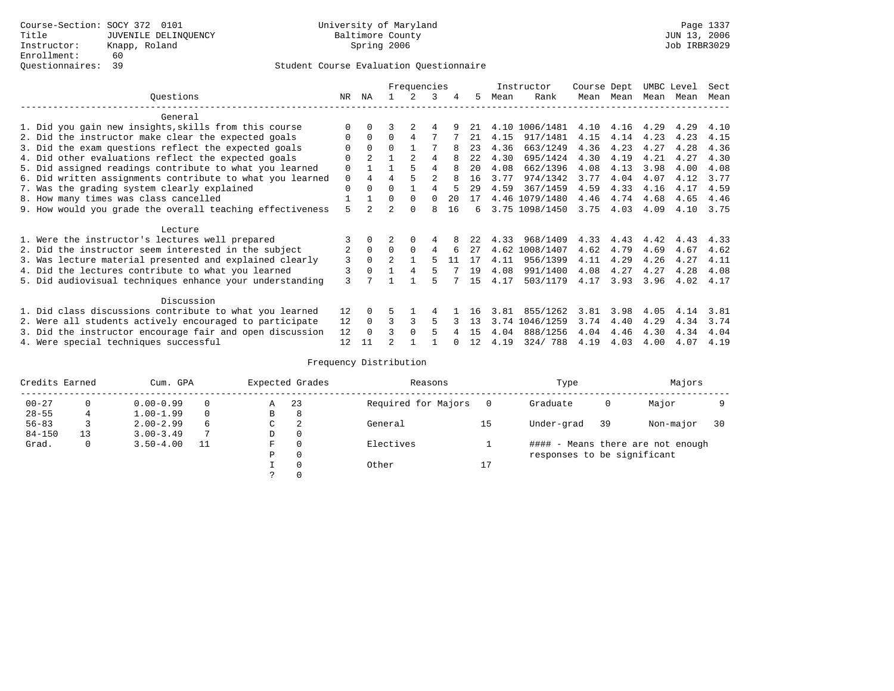Course-Section: SOCY 372 0101
Title: JUVENILE DELINQUENCY
Instructor: Knapp, Roland
Enrollment: 60
Questionnaires: 39

University of Maryland Baltimore County Spring 2006

Student Course Evaluation Questionnaire

| Questions | NR | NA | 1 | 2 | 3 | 4 | 5 | Instructor Mean | Instructor Rank | Course Mean | Dept Mean | UMBC Mean | Level Mean | Sect Mean |
|---|---|---|---|---|---|---|---|---|---|---|---|---|---|---|
| **General** | | | | | | | | | | | | | | |
| 1. Did you gain new insights,skills from this course | 0 | 0 | 3 | 2 | 4 | 9 | 21 | 4.10 | 1006/1481 | 4.10 | 4.16 | 4.29 | 4.29 | 4.10 |
| 2. Did the instructor make clear the expected goals | 0 | 0 | 0 | 4 | 7 | 7 | 21 | 4.15 | 917/1481 | 4.15 | 4.14 | 4.23 | 4.23 | 4.15 |
| 3. Did the exam questions reflect the expected goals | 0 | 0 | 0 | 1 | 7 | 8 | 23 | 4.36 | 663/1249 | 4.36 | 4.23 | 4.27 | 4.28 | 4.36 |
| 4. Did other evaluations reflect the expected goals | 0 | 2 | 1 | 2 | 4 | 8 | 22 | 4.30 | 695/1424 | 4.30 | 4.19 | 4.21 | 4.27 | 4.30 |
| 5. Did assigned readings contribute to what you learned | 0 | 1 | 1 | 5 | 4 | 8 | 20 | 4.08 | 662/1396 | 4.08 | 4.13 | 3.98 | 4.00 | 4.08 |
| 6. Did written assignments contribute to what you learned | 0 | 4 | 4 | 5 | 2 | 8 | 16 | 3.77 | 974/1342 | 3.77 | 4.04 | 4.07 | 4.12 | 3.77 |
| 7. Was the grading system clearly explained | 0 | 0 | 0 | 1 | 4 | 5 | 29 | 4.59 | 367/1459 | 4.59 | 4.33 | 4.16 | 4.17 | 4.59 |
| 8. How many times was class cancelled | 1 | 1 | 0 | 0 | 0 | 20 | 17 | 4.46 | 1079/1480 | 4.46 | 4.74 | 4.68 | 4.65 | 4.46 |
| 9. How would you grade the overall teaching effectiveness | 5 | 2 | 2 | 0 | 8 | 16 | 6 | 3.75 | 1098/1450 | 3.75 | 4.03 | 4.09 | 4.10 | 3.75 |
| **Lecture** | | | | | | | | | | | | | | |
| 1. Were the instructor's lectures well prepared | 3 | 0 | 2 | 0 | 4 | 8 | 22 | 4.33 | 968/1409 | 4.33 | 4.43 | 4.42 | 4.43 | 4.33 |
| 2. Did the instructor seem interested in the subject | 2 | 0 | 0 | 0 | 4 | 6 | 27 | 4.62 | 1008/1407 | 4.62 | 4.79 | 4.69 | 4.67 | 4.62 |
| 3. Was lecture material presented and explained clearly | 3 | 0 | 2 | 1 | 5 | 11 | 17 | 4.11 | 956/1399 | 4.11 | 4.29 | 4.26 | 4.27 | 4.11 |
| 4. Did the lectures contribute to what you learned | 3 | 0 | 1 | 4 | 5 | 7 | 19 | 4.08 | 991/1400 | 4.08 | 4.27 | 4.27 | 4.28 | 4.08 |
| 5. Did audiovisual techniques enhance your understanding | 3 | 7 | 1 | 1 | 5 | 7 | 15 | 4.17 | 503/1179 | 4.17 | 3.93 | 3.96 | 4.02 | 4.17 |
| **Discussion** | | | | | | | | | | | | | | |
| 1. Did class discussions contribute to what you learned | 12 | 0 | 5 | 1 | 4 | 1 | 16 | 3.81 | 855/1262 | 3.81 | 3.98 | 4.05 | 4.14 | 3.81 |
| 2. Were all students actively encouraged to participate | 12 | 0 | 3 | 3 | 5 | 3 | 13 | 3.74 | 1046/1259 | 3.74 | 4.40 | 4.29 | 4.34 | 3.74 |
| 3. Did the instructor encourage fair and open discussion | 12 | 0 | 3 | 0 | 5 | 4 | 15 | 4.04 | 888/1256 | 4.04 | 4.46 | 4.30 | 4.34 | 4.04 |
| 4. Were special techniques successful | 12 | 11 | 2 | 1 | 1 | 0 | 12 | 4.19 | 324/ 788 | 4.19 | 4.03 | 4.00 | 4.07 | 4.19 |

Frequency Distribution

| Credits Earned | | Cum. GPA | | Expected Grades | | Reasons | | Type | | Majors | |
|---|---|---|---|---|---|---|---|---|---|---|---|
| 00-27 | 0 | 0.00-0.99 | 0 | A | 23 | Required for Majors | 0 | Graduate | 0 | Major | 9 |
| 28-55 | 4 | 1.00-1.99 | 0 | B | 8 | | | | | | |
| 56-83 | 3 | 2.00-2.99 | 6 | C | 2 | General | 15 | Under-grad | 39 | Non-major | 30 |
| 84-150 | 13 | 3.00-3.49 | 7 | D | 0 | | | | | | |
| Grad. | 0 | 3.50-4.00 | 11 | F | 0 | Electives | 1 | #### - Means there are not enough responses to be significant | | | |
| | | | | P | 0 | | | | | | |
| | | | | I | 0 | Other | 17 | | | | |
| | | | | ? | 0 | | | | | | |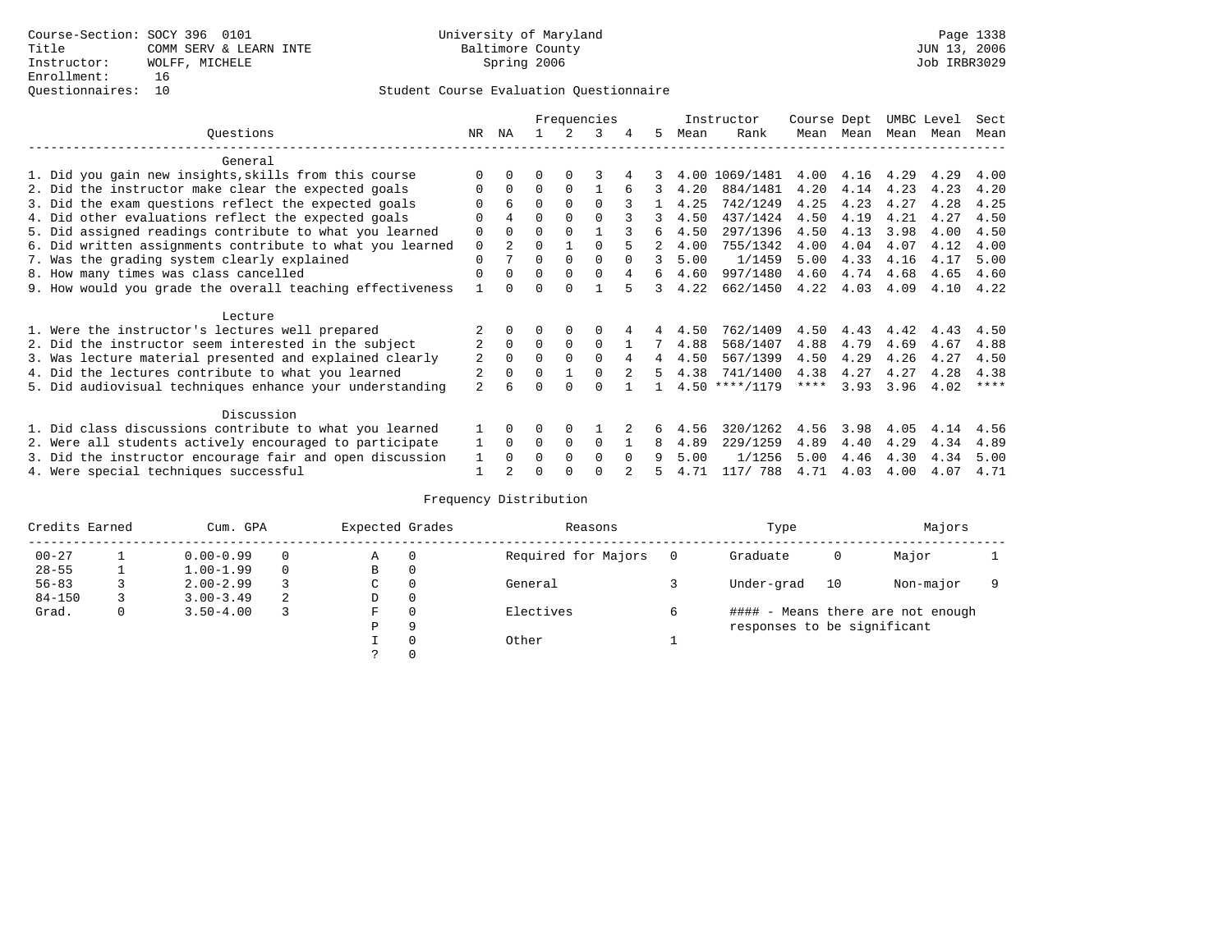Course-Section: SOCY 396 0101
Title: COMM SERV & LEARN INTE
Instructor: WOLFF, MICHELE
Enrollment: 16
Questionnaires: 10

University of Maryland
Baltimore County
Spring 2006

Page 1338
JUN 13, 2006
Job IRBR3029

## Student Course Evaluation Questionnaire

| Questions | NR | NA | 1 | 2 | 3 | 4 | 5 | Instructor Mean | Instructor Rank | Course Mean | Dept Mean | UMBC Mean | Level Mean | Sect Mean |
|---|---|---|---|---|---|---|---|---|---|---|---|---|---|---|
| **General** | | | | | | | | | | | | | | |
| 1. Did you gain new insights,skills from this course | 0 | 0 | 0 | 0 | 3 | 4 | 3 | 4.00 | 1069/1481 | 4.00 | 4.16 | 4.29 | 4.29 | 4.00 |
| 2. Did the instructor make clear the expected goals | 0 | 0 | 0 | 0 | 1 | 6 | 3 | 4.20 | 884/1481 | 4.20 | 4.14 | 4.23 | 4.23 | 4.20 |
| 3. Did the exam questions reflect the expected goals | 0 | 6 | 0 | 0 | 0 | 3 | 1 | 4.25 | 742/1249 | 4.25 | 4.23 | 4.27 | 4.28 | 4.25 |
| 4. Did other evaluations reflect the expected goals | 0 | 4 | 0 | 0 | 0 | 3 | 3 | 4.50 | 437/1424 | 4.50 | 4.19 | 4.21 | 4.27 | 4.50 |
| 5. Did assigned readings contribute to what you learned | 0 | 0 | 0 | 0 | 1 | 3 | 6 | 4.50 | 297/1396 | 4.50 | 4.13 | 3.98 | 4.00 | 4.50 |
| 6. Did written assignments contribute to what you learned | 0 | 2 | 0 | 1 | 0 | 5 | 2 | 4.00 | 755/1342 | 4.00 | 4.04 | 4.07 | 4.12 | 4.00 |
| 7. Was the grading system clearly explained | 0 | 7 | 0 | 0 | 0 | 0 | 3 | 5.00 | 1/1459 | 5.00 | 4.33 | 4.16 | 4.17 | 5.00 |
| 8. How many times was class cancelled | 0 | 0 | 0 | 0 | 0 | 4 | 6 | 4.60 | 997/1480 | 4.60 | 4.74 | 4.68 | 4.65 | 4.60 |
| 9. How would you grade the overall teaching effectiveness | 1 | 0 | 0 | 0 | 1 | 5 | 3 | 4.22 | 662/1450 | 4.22 | 4.03 | 4.09 | 4.10 | 4.22 |
| **Lecture** | | | | | | | | | | | | | | |
| 1. Were the instructor's lectures well prepared | 2 | 0 | 0 | 0 | 0 | 4 | 4 | 4.50 | 762/1409 | 4.50 | 4.43 | 4.42 | 4.43 | 4.50 |
| 2. Did the instructor seem interested in the subject | 2 | 0 | 0 | 0 | 0 | 1 | 7 | 4.88 | 568/1407 | 4.88 | 4.79 | 4.69 | 4.67 | 4.88 |
| 3. Was lecture material presented and explained clearly | 2 | 0 | 0 | 0 | 0 | 4 | 4 | 4.50 | 567/1399 | 4.50 | 4.29 | 4.26 | 4.27 | 4.50 |
| 4. Did the lectures contribute to what you learned | 2 | 0 | 0 | 1 | 0 | 2 | 5 | 4.38 | 741/1400 | 4.38 | 4.27 | 4.27 | 4.28 | 4.38 |
| 5. Did audiovisual techniques enhance your understanding | 2 | 6 | 0 | 0 | 0 | 1 | 1 | 4.50 | ****/1179 | **** | 3.93 | 3.96 | 4.02 | **** |
| **Discussion** | | | | | | | | | | | | | | |
| 1. Did class discussions contribute to what you learned | 1 | 0 | 0 | 0 | 1 | 2 | 6 | 4.56 | 320/1262 | 4.56 | 3.98 | 4.05 | 4.14 | 4.56 |
| 2. Were all students actively encouraged to participate | 1 | 0 | 0 | 0 | 0 | 1 | 8 | 4.89 | 229/1259 | 4.89 | 4.40 | 4.29 | 4.34 | 4.89 |
| 3. Did the instructor encourage fair and open discussion | 1 | 0 | 0 | 0 | 0 | 0 | 9 | 5.00 | 1/1256 | 5.00 | 4.46 | 4.30 | 4.34 | 5.00 |
| 4. Were special techniques successful | 1 | 2 | 0 | 0 | 0 | 2 | 5 | 4.71 | 117/ 788 | 4.71 | 4.03 | 4.00 | 4.07 | 4.71 |

## Frequency Distribution

| Credits Earned | | Cum. GPA | | Expected Grades | | Reasons | | Type | | Majors | |
|---|---|---|---|---|---|---|---|---|---|---|---|
| 00-27 | 1 | 0.00-0.99 | 0 | A | 0 | Required for Majors | 0 | Graduate | 0 | Major | 1 |
| 28-55 | 1 | 1.00-1.99 | 0 | B | 0 | | | | | | |
| 56-83 | 3 | 2.00-2.99 | 3 | C | 0 | General | 3 | Under-grad | 10 | Non-major | 9 |
| 84-150 | 3 | 3.00-3.49 | 2 | D | 0 | | | | | | |
| Grad. | 0 | 3.50-4.00 | 3 | F | 0 | Electives | 6 | | | | |
| | | | | P | 9 | | | | | | |
| | | | | I | 0 | Other | 1 | | | | |
| | | | | ? | 0 | | | | | | |

#### - Means there are not enough responses to be significant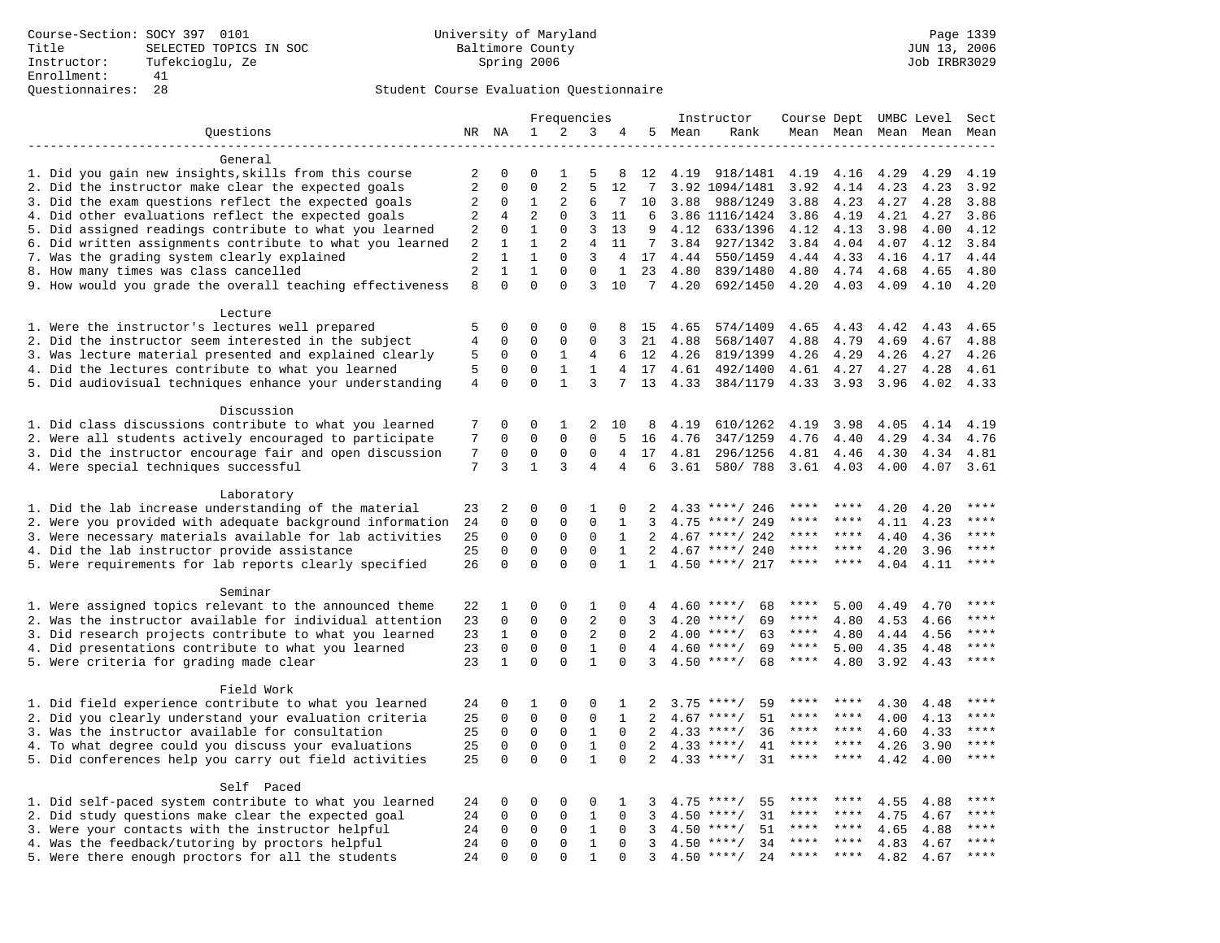Course-Section: SOCY 397 0101
Title: SELECTED TOPICS IN SOC
Instructor: Tufekcioglu, Ze
Enrollment: 41
Questionnaires: 28

University of Maryland
Baltimore County
Spring 2006

JUN 13, 2006
Job IRBR3029

Student Course Evaluation Questionnaire

| Questions | NR | NA | 1 | 2 | 3 | 4 | 5 | Instructor Mean | Instructor Rank | Course Mean | Dept Mean | UMBC Mean | Level Mean | Sect Mean |
|---|---|---|---|---|---|---|---|---|---|---|---|---|---|---|
| **General** | | | | | | | | | | | | | | |
| 1. Did you gain new insights,skills from this course | 2 | 0 | 0 | 1 | 5 | 8 | 12 | 4.19 | 918/1481 | 4.19 | 4.16 | 4.29 | 4.29 | 4.19 |
| 2. Did the instructor make clear the expected goals | 2 | 0 | 0 | 2 | 5 | 12 | 7 | 3.92 | 1094/1481 | 3.92 | 4.14 | 4.23 | 4.23 | 3.92 |
| 3. Did the exam questions reflect the expected goals | 2 | 0 | 1 | 2 | 6 | 7 | 10 | 3.88 | 988/1249 | 3.88 | 4.23 | 4.27 | 4.28 | 3.88 |
| 4. Did other evaluations reflect the expected goals | 2 | 4 | 2 | 0 | 3 | 11 | 6 | 3.86 | 1116/1424 | 3.86 | 4.19 | 4.21 | 4.27 | 3.86 |
| 5. Did assigned readings contribute to what you learned | 2 | 0 | 1 | 0 | 3 | 13 | 9 | 4.12 | 633/1396 | 4.12 | 4.13 | 3.98 | 4.00 | 4.12 |
| 6. Did written assignments contribute to what you learned | 2 | 1 | 1 | 2 | 4 | 11 | 7 | 3.84 | 927/1342 | 3.84 | 4.04 | 4.07 | 4.12 | 3.84 |
| 7. Was the grading system clearly explained | 2 | 1 | 1 | 0 | 3 | 4 | 17 | 4.44 | 550/1459 | 4.44 | 4.33 | 4.16 | 4.17 | 4.44 |
| 8. How many times was class cancelled | 2 | 1 | 1 | 0 | 0 | 1 | 23 | 4.80 | 839/1480 | 4.80 | 4.74 | 4.68 | 4.65 | 4.80 |
| 9. How would you grade the overall teaching effectiveness | 8 | 0 | 0 | 0 | 3 | 10 | 7 | 4.20 | 692/1450 | 4.20 | 4.03 | 4.09 | 4.10 | 4.20 |
| **Lecture** | | | | | | | | | | | | | | |
| 1. Were the instructor's lectures well prepared | 5 | 0 | 0 | 0 | 0 | 8 | 15 | 4.65 | 574/1409 | 4.65 | 4.43 | 4.42 | 4.43 | 4.65 |
| 2. Did the instructor seem interested in the subject | 4 | 0 | 0 | 0 | 0 | 3 | 21 | 4.88 | 568/1407 | 4.88 | 4.79 | 4.69 | 4.67 | 4.88 |
| 3. Was lecture material presented and explained clearly | 5 | 0 | 0 | 1 | 4 | 6 | 12 | 4.26 | 819/1399 | 4.26 | 4.29 | 4.26 | 4.27 | 4.26 |
| 4. Did the lectures contribute to what you learned | 5 | 0 | 0 | 1 | 1 | 4 | 17 | 4.61 | 492/1400 | 4.61 | 4.27 | 4.27 | 4.28 | 4.61 |
| 5. Did audiovisual techniques enhance your understanding | 4 | 0 | 0 | 1 | 3 | 7 | 13 | 4.33 | 384/1179 | 4.33 | 3.93 | 3.96 | 4.02 | 4.33 |
| **Discussion** | | | | | | | | | | | | | | |
| 1. Did class discussions contribute to what you learned | 7 | 0 | 0 | 1 | 2 | 10 | 8 | 4.19 | 610/1262 | 4.19 | 3.98 | 4.05 | 4.14 | 4.19 |
| 2. Were all students actively encouraged to participate | 7 | 0 | 0 | 0 | 0 | 5 | 16 | 4.76 | 347/1259 | 4.76 | 4.40 | 4.29 | 4.34 | 4.76 |
| 3. Did the instructor encourage fair and open discussion | 7 | 0 | 0 | 0 | 0 | 4 | 17 | 4.81 | 296/1256 | 4.81 | 4.46 | 4.30 | 4.34 | 4.81 |
| 4. Were special techniques successful | 7 | 3 | 1 | 3 | 4 | 4 | 6 | 3.61 | 580/ 788 | 3.61 | 4.03 | 4.00 | 4.07 | 3.61 |
| **Laboratory** | | | | | | | | | | | | | | |
| 1. Did the lab increase understanding of the material | 23 | 2 | 0 | 0 | 1 | 0 | 2 | 4.33 | ****/ 246 | **** | **** | 4.20 | 4.20 | **** |
| 2. Were you provided with adequate background information | 24 | 0 | 0 | 0 | 0 | 1 | 3 | 4.75 | ****/ 249 | **** | **** | 4.11 | 4.23 | **** |
| 3. Were necessary materials available for lab activities | 25 | 0 | 0 | 0 | 0 | 1 | 2 | 4.67 | ****/ 242 | **** | **** | 4.40 | 4.36 | **** |
| 4. Did the lab instructor provide assistance | 25 | 0 | 0 | 0 | 0 | 1 | 2 | 4.67 | ****/ 240 | **** | **** | 4.20 | 3.96 | **** |
| 5. Were requirements for lab reports clearly specified | 26 | 0 | 0 | 0 | 0 | 1 | 1 | 4.50 | ****/ 217 | **** | **** | 4.04 | 4.11 | **** |
| **Seminar** | | | | | | | | | | | | | | |
| 1. Were assigned topics relevant to the announced theme | 22 | 1 | 0 | 0 | 1 | 0 | 4 | 4.60 | ****/ 68 | **** | 5.00 | 4.49 | 4.70 | **** |
| 2. Was the instructor available for individual attention | 23 | 0 | 0 | 0 | 2 | 0 | 3 | 4.20 | ****/ 69 | **** | 4.80 | 4.53 | 4.66 | **** |
| 3. Did research projects contribute to what you learned | 23 | 1 | 0 | 0 | 2 | 0 | 2 | 4.00 | ****/ 63 | **** | 4.80 | 4.44 | 4.56 | **** |
| 4. Did presentations contribute to what you learned | 23 | 0 | 0 | 0 | 1 | 0 | 4 | 4.60 | ****/ 69 | **** | 5.00 | 4.35 | 4.48 | **** |
| 5. Were criteria for grading made clear | 23 | 1 | 0 | 0 | 1 | 0 | 3 | 4.50 | ****/ 68 | **** | 4.80 | 3.92 | 4.43 | **** |
| **Field Work** | | | | | | | | | | | | | | |
| 1. Did field experience contribute to what you learned | 24 | 0 | 1 | 0 | 0 | 1 | 2 | 3.75 | ****/ 59 | **** | **** | 4.30 | 4.48 | **** |
| 2. Did you clearly understand your evaluation criteria | 25 | 0 | 0 | 0 | 0 | 1 | 2 | 4.67 | ****/ 51 | **** | **** | 4.00 | 4.13 | **** |
| 3. Was the instructor available for consultation | 25 | 0 | 0 | 0 | 1 | 0 | 2 | 4.33 | ****/ 36 | **** | **** | 4.60 | 4.33 | **** |
| 4. To what degree could you discuss your evaluations | 25 | 0 | 0 | 0 | 1 | 0 | 2 | 4.33 | ****/ 41 | **** | **** | 4.26 | 3.90 | **** |
| 5. Did conferences help you carry out field activities | 25 | 0 | 0 | 0 | 1 | 0 | 2 | 4.33 | ****/ 31 | **** | **** | 4.42 | 4.00 | **** |
| **Self Paced** | | | | | | | | | | | | | | |
| 1. Did self-paced system contribute to what you learned | 24 | 0 | 0 | 0 | 0 | 1 | 3 | 4.75 | ****/ 55 | **** | **** | 4.55 | 4.88 | **** |
| 2. Did study questions make clear the expected goal | 24 | 0 | 0 | 0 | 1 | 0 | 3 | 4.50 | ****/ 31 | **** | **** | 4.75 | 4.67 | **** |
| 3. Were your contacts with the instructor helpful | 24 | 0 | 0 | 0 | 1 | 0 | 3 | 4.50 | ****/ 51 | **** | **** | 4.65 | 4.88 | **** |
| 4. Was the feedback/tutoring by proctors helpful | 24 | 0 | 0 | 0 | 1 | 0 | 3 | 4.50 | ****/ 34 | **** | **** | 4.83 | 4.67 | **** |
| 5. Were there enough proctors for all the students | 24 | 0 | 0 | 0 | 1 | 0 | 3 | 4.50 | ****/ 24 | **** | **** | 4.82 | 4.67 | **** |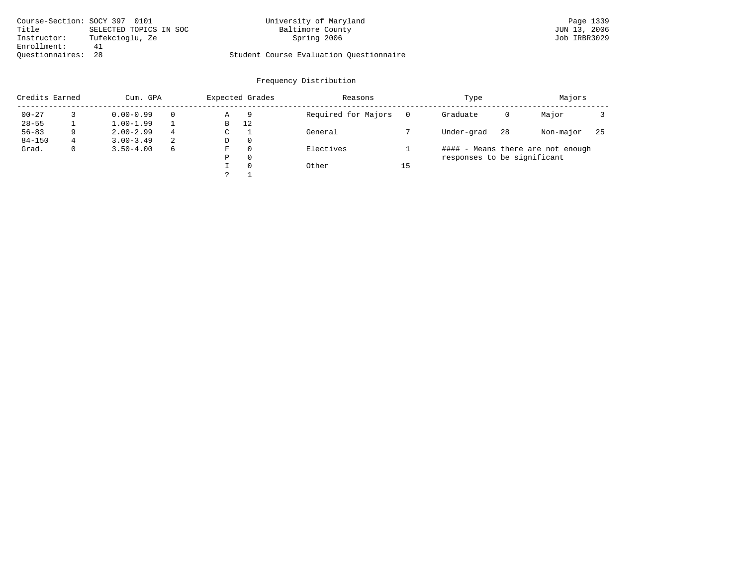Course-Section: SOCY 397 0101
Title: SELECTED TOPICS IN SOC
Instructor: Tufekcioglu, Ze
Enrollment: 41
Questionnaires: 28

University of Maryland
Baltimore County
Spring 2006

Student Course Evaluation Questionnaire

JUN 13, 2006
Job IRBR3029

## Frequency Distribution

| Credits Earned | | Cum. GPA | | Expected Grades | | Reasons | | Type | | Majors | |
|---|---|---|---|---|---|---|---|---|---|---|---|
| 00-27 | 3 | 0.00-0.99 | 0 | A | 9 | Required for Majors | 0 | Graduate | 0 | Major | 3 |
| 28-55 | 1 | 1.00-1.99 | 1 | B | 12 | | | | | | |
| 56-83 | 9 | 2.00-2.99 | 4 | C | 1 | General | 7 | Under-grad | 28 | Non-major | 25 |
| 84-150 | 4 | 3.00-3.49 | 2 | D | 0 | | | | | | |
| Grad. | 0 | 3.50-4.00 | 6 | F | 0 | Electives | 1 | | | | |
| | | | | P | 0 | | | | | | |
| | | | | I | 0 | Other | 15 | | | | |
| | | | | ? | 1 | | | | | | |

#### - Means there are not enough responses to be significant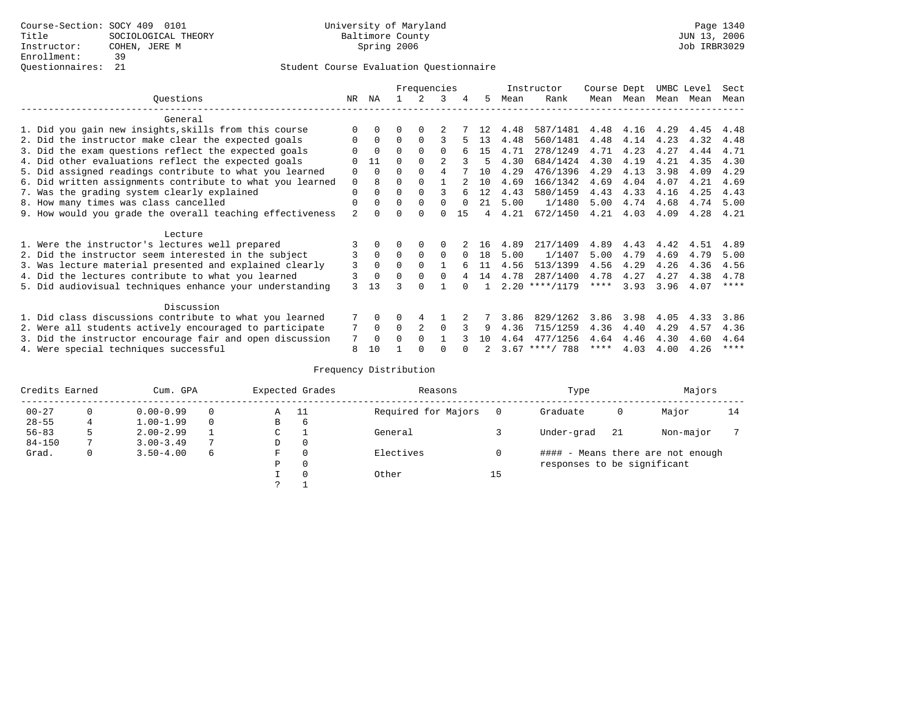Course-Section: SOCY 409 0101
Title: SOCIOLOGICAL THEORY
Instructor: COHEN, JERE M
Enrollment: 39
Questionnaires: 21

University of Maryland
Baltimore County
Spring 2006

Page 1340
JUN 13, 2006
Job IRBR3029

## Student Course Evaluation Questionnaire

| Questions | NR | NA | 1 | 2 | 3 | 4 | 5 | Instructor Mean | Instructor Rank | Course Mean | Dept Mean | UMBC Mean | Level Mean | Sect Mean |
|---|---|---|---|---|---|---|---|---|---|---|---|---|---|---|
| **General** | | | | | | | | | | | | | | |
| 1. Did you gain new insights,skills from this course | 0 | 0 | 0 | 0 | 2 | 7 | 12 | 4.48 | 587/1481 | 4.48 | 4.16 | 4.29 | 4.45 | 4.48 |
| 2. Did the instructor make clear the expected goals | 0 | 0 | 0 | 0 | 3 | 5 | 13 | 4.48 | 560/1481 | 4.48 | 4.14 | 4.23 | 4.32 | 4.48 |
| 3. Did the exam questions reflect the expected goals | 0 | 0 | 0 | 0 | 0 | 6 | 15 | 4.71 | 278/1249 | 4.71 | 4.23 | 4.27 | 4.44 | 4.71 |
| 4. Did other evaluations reflect the expected goals | 0 | 11 | 0 | 0 | 2 | 3 | 5 | 4.30 | 684/1424 | 4.30 | 4.19 | 4.21 | 4.35 | 4.30 |
| 5. Did assigned readings contribute to what you learned | 0 | 0 | 0 | 0 | 4 | 7 | 10 | 4.29 | 476/1396 | 4.29 | 4.13 | 3.98 | 4.09 | 4.29 |
| 6. Did written assignments contribute to what you learned | 0 | 8 | 0 | 0 | 1 | 2 | 10 | 4.69 | 166/1342 | 4.69 | 4.04 | 4.07 | 4.21 | 4.69 |
| 7. Was the grading system clearly explained | 0 | 0 | 0 | 0 | 3 | 6 | 12 | 4.43 | 580/1459 | 4.43 | 4.33 | 4.16 | 4.25 | 4.43 |
| 8. How many times was class cancelled | 0 | 0 | 0 | 0 | 0 | 0 | 21 | 5.00 | 1/1480 | 5.00 | 4.74 | 4.68 | 4.74 | 5.00 |
| 9. How would you grade the overall teaching effectiveness | 2 | 0 | 0 | 0 | 0 | 15 | 4 | 4.21 | 672/1450 | 4.21 | 4.03 | 4.09 | 4.28 | 4.21 |
| **Lecture** | | | | | | | | | | | | | | |
| 1. Were the instructor's lectures well prepared | 3 | 0 | 0 | 0 | 0 | 2 | 16 | 4.89 | 217/1409 | 4.89 | 4.43 | 4.42 | 4.51 | 4.89 |
| 2. Did the instructor seem interested in the subject | 3 | 0 | 0 | 0 | 0 | 0 | 18 | 5.00 | 1/1407 | 5.00 | 4.79 | 4.69 | 4.79 | 5.00 |
| 3. Was lecture material presented and explained clearly | 3 | 0 | 0 | 0 | 1 | 6 | 11 | 4.56 | 513/1399 | 4.56 | 4.29 | 4.26 | 4.36 | 4.56 |
| 4. Did the lectures contribute to what you learned | 3 | 0 | 0 | 0 | 0 | 4 | 14 | 4.78 | 287/1400 | 4.78 | 4.27 | 4.27 | 4.38 | 4.78 |
| 5. Did audiovisual techniques enhance your understanding | 3 | 13 | 3 | 0 | 1 | 0 | 1 | 2.20 | ****/1179 | **** | 3.93 | 3.96 | 4.07 | **** |
| **Discussion** | | | | | | | | | | | | | | |
| 1. Did class discussions contribute to what you learned | 7 | 0 | 0 | 4 | 1 | 2 | 7 | 3.86 | 829/1262 | 3.86 | 3.98 | 4.05 | 4.33 | 3.86 |
| 2. Were all students actively encouraged to participate | 7 | 0 | 0 | 2 | 0 | 3 | 9 | 4.36 | 715/1259 | 4.36 | 4.40 | 4.29 | 4.57 | 4.36 |
| 3. Did the instructor encourage fair and open discussion | 7 | 0 | 0 | 0 | 1 | 3 | 10 | 4.64 | 477/1256 | 4.64 | 4.46 | 4.30 | 4.60 | 4.64 |
| 4. Were special techniques successful | 8 | 10 | 1 | 0 | 0 | 0 | 2 | 3.67 | ****/ 788 | **** | 4.03 | 4.00 | 4.26 | **** |

## Frequency Distribution

| Credits Earned | | Cum. GPA | | Expected Grades | | Reasons | | Type | | Majors | |
|---|---|---|---|---|---|---|---|---|---|---|---|
| 00-27 | 0 | 0.00-0.99 | 0 | A | 11 | Required for Majors | 0 | Graduate | 0 | Major | 14 |
| 28-55 | 4 | 1.00-1.99 | 0 | B | 6 | | | | | | |
| 56-83 | 5 | 2.00-2.99 | 1 | C | 1 | General | 3 | Under-grad | 21 | Non-major | 7 |
| 84-150 | 7 | 3.00-3.49 | 7 | D | 0 | | | | | | |
| Grad. | 0 | 3.50-4.00 | 6 | F | 0 | Electives | 0 | #### - Means there are not enough responses to be significant | | | |
| | | | | P | 0 | | | | | | |
| | | | | I | 0 | Other | 15 | | | | |
| | | | | ? | 1 | | | | | | |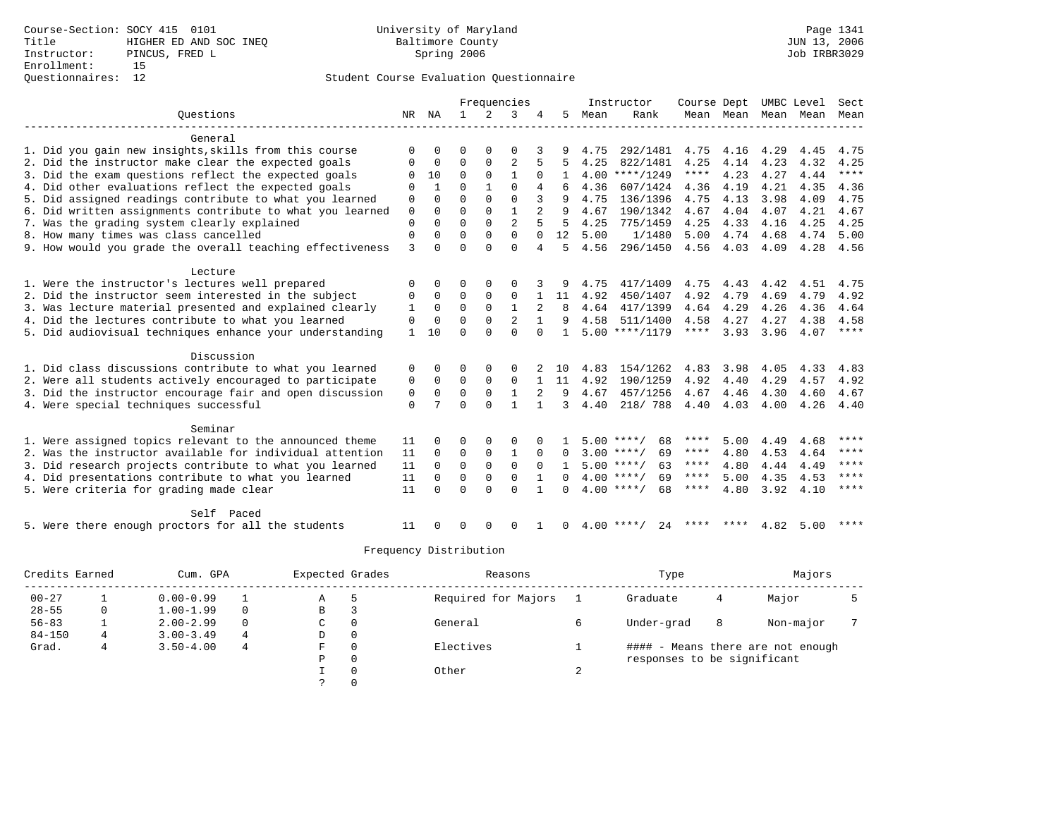Course-Section: SOCY 415 0101
Title: HIGHER ED AND SOC INEQ
Instructor: PINCUS, FRED L
Enrollment: 15
Questionnaires: 12

University of Maryland
Baltimore County
Spring 2006

JUN 13, 2006
Job IRBR3029

Student Course Evaluation Questionnaire

| Questions | NR | NA | 1 | 2 | 3 | 4 | 5 | Instructor Mean | Instructor Rank | Course Mean | Dept Mean | UMBC Mean | Level Mean | Sect Mean |
|---|---|---|---|---|---|---|---|---|---|---|---|---|---|---|
| **General** | | | | | | | | | | | | | | |
| 1. Did you gain new insights,skills from this course | 0 | 0 | 0 | 0 | 0 | 3 | 9 | 4.75 | 292/1481 | 4.75 | 4.16 | 4.29 | 4.45 | 4.75 |
| 2. Did the instructor make clear the expected goals | 0 | 0 | 0 | 0 | 2 | 5 | 5 | 4.25 | 822/1481 | 4.25 | 4.14 | 4.23 | 4.32 | 4.25 |
| 3. Did the exam questions reflect the expected goals | 0 | 10 | 0 | 0 | 1 | 0 | 1 | 4.00 | ****/1249 | **** | 4.23 | 4.27 | 4.44 | **** |
| 4. Did other evaluations reflect the expected goals | 0 | 1 | 0 | 1 | 0 | 4 | 6 | 4.36 | 607/1424 | 4.36 | 4.19 | 4.21 | 4.35 | 4.36 |
| 5. Did assigned readings contribute to what you learned | 0 | 0 | 0 | 0 | 0 | 3 | 9 | 4.75 | 136/1396 | 4.75 | 4.13 | 3.98 | 4.09 | 4.75 |
| 6. Did written assignments contribute to what you learned | 0 | 0 | 0 | 0 | 1 | 2 | 9 | 4.67 | 190/1342 | 4.67 | 4.04 | 4.07 | 4.21 | 4.67 |
| 7. Was the grading system clearly explained | 0 | 0 | 0 | 0 | 2 | 5 | 5 | 4.25 | 775/1459 | 4.25 | 4.33 | 4.16 | 4.25 | 4.25 |
| 8. How many times was class cancelled | 0 | 0 | 0 | 0 | 0 | 0 | 12 | 5.00 | 1/1480 | 5.00 | 4.74 | 4.68 | 4.74 | 5.00 |
| 9. How would you grade the overall teaching effectiveness | 3 | 0 | 0 | 0 | 0 | 4 | 5 | 4.56 | 296/1450 | 4.56 | 4.03 | 4.09 | 4.28 | 4.56 |
| **Lecture** | | | | | | | | | | | | | | |
| 1. Were the instructor's lectures well prepared | 0 | 0 | 0 | 0 | 0 | 3 | 9 | 4.75 | 417/1409 | 4.75 | 4.43 | 4.42 | 4.51 | 4.75 |
| 2. Did the instructor seem interested in the subject | 0 | 0 | 0 | 0 | 0 | 1 | 11 | 4.92 | 450/1407 | 4.92 | 4.79 | 4.69 | 4.79 | 4.92 |
| 3. Was lecture material presented and explained clearly | 1 | 0 | 0 | 0 | 1 | 2 | 8 | 4.64 | 417/1399 | 4.64 | 4.29 | 4.26 | 4.36 | 4.64 |
| 4. Did the lectures contribute to what you learned | 0 | 0 | 0 | 0 | 2 | 1 | 9 | 4.58 | 511/1400 | 4.58 | 4.27 | 4.27 | 4.38 | 4.58 |
| 5. Did audiovisual techniques enhance your understanding | 1 | 10 | 0 | 0 | 0 | 0 | 1 | 5.00 | ****/1179 | **** | 3.93 | 3.96 | 4.07 | **** |
| **Discussion** | | | | | | | | | | | | | | |
| 1. Did class discussions contribute to what you learned | 0 | 0 | 0 | 0 | 0 | 2 | 10 | 4.83 | 154/1262 | 4.83 | 3.98 | 4.05 | 4.33 | 4.83 |
| 2. Were all students actively encouraged to participate | 0 | 0 | 0 | 0 | 0 | 1 | 11 | 4.92 | 190/1259 | 4.92 | 4.40 | 4.29 | 4.57 | 4.92 |
| 3. Did the instructor encourage fair and open discussion | 0 | 0 | 0 | 0 | 1 | 2 | 9 | 4.67 | 457/1256 | 4.67 | 4.46 | 4.30 | 4.60 | 4.67 |
| 4. Were special techniques successful | 0 | 7 | 0 | 0 | 1 | 1 | 3 | 4.40 | 218/ 788 | 4.40 | 4.03 | 4.00 | 4.26 | 4.40 |
| **Seminar** | | | | | | | | | | | | | | |
| 1. Were assigned topics relevant to the announced theme | 11 | 0 | 0 | 0 | 0 | 0 | 1 | 5.00 | ****/ 68 | **** | 5.00 | 4.49 | 4.68 | **** |
| 2. Was the instructor available for individual attention | 11 | 0 | 0 | 0 | 1 | 0 | 0 | 3.00 | ****/ 69 | **** | 4.80 | 4.53 | 4.64 | **** |
| 3. Did research projects contribute to what you learned | 11 | 0 | 0 | 0 | 0 | 0 | 1 | 5.00 | ****/ 63 | **** | 4.80 | 4.44 | 4.49 | **** |
| 4. Did presentations contribute to what you learned | 11 | 0 | 0 | 0 | 0 | 1 | 0 | 4.00 | ****/ 69 | **** | 5.00 | 4.35 | 4.53 | **** |
| 5. Were criteria for grading made clear | 11 | 0 | 0 | 0 | 0 | 1 | 0 | 4.00 | ****/ 68 | **** | 4.80 | 3.92 | 4.10 | **** |
| **Self Paced** | | | | | | | | | | | | | | |
| 5. Were there enough proctors for all the students | 11 | 0 | 0 | 0 | 0 | 1 | 0 | 4.00 | ****/ 24 | **** | **** | 4.82 | 5.00 | **** |

Frequency Distribution

| Credits Earned | | Cum. GPA | | Expected Grades | | Reasons | | Type | | Majors | |
|---|---|---|---|---|---|---|---|---|---|---|---|
| 00-27 | 1 | 0.00-0.99 | 1 | A | 5 | Required for Majors | 1 | Graduate | 4 | Major | 5 |
| 28-55 | 0 | 1.00-1.99 | 0 | B | 3 | | | | | | |
| 56-83 | 1 | 2.00-2.99 | 0 | C | 0 | General | 6 | Under-grad | 8 | Non-major | 7 |
| 84-150 | 4 | 3.00-3.49 | 4 | D | 0 | | | | | | |
| Grad. | 4 | 3.50-4.00 | 4 | F | 0 | Electives | 1 | #### - Means there are not enough responses to be significant | | | |
| | | | | P | 0 | | | | | | |
| | | | | I | 0 | Other | 2 | | | | |
| | | | | ? | 0 | | | | | | |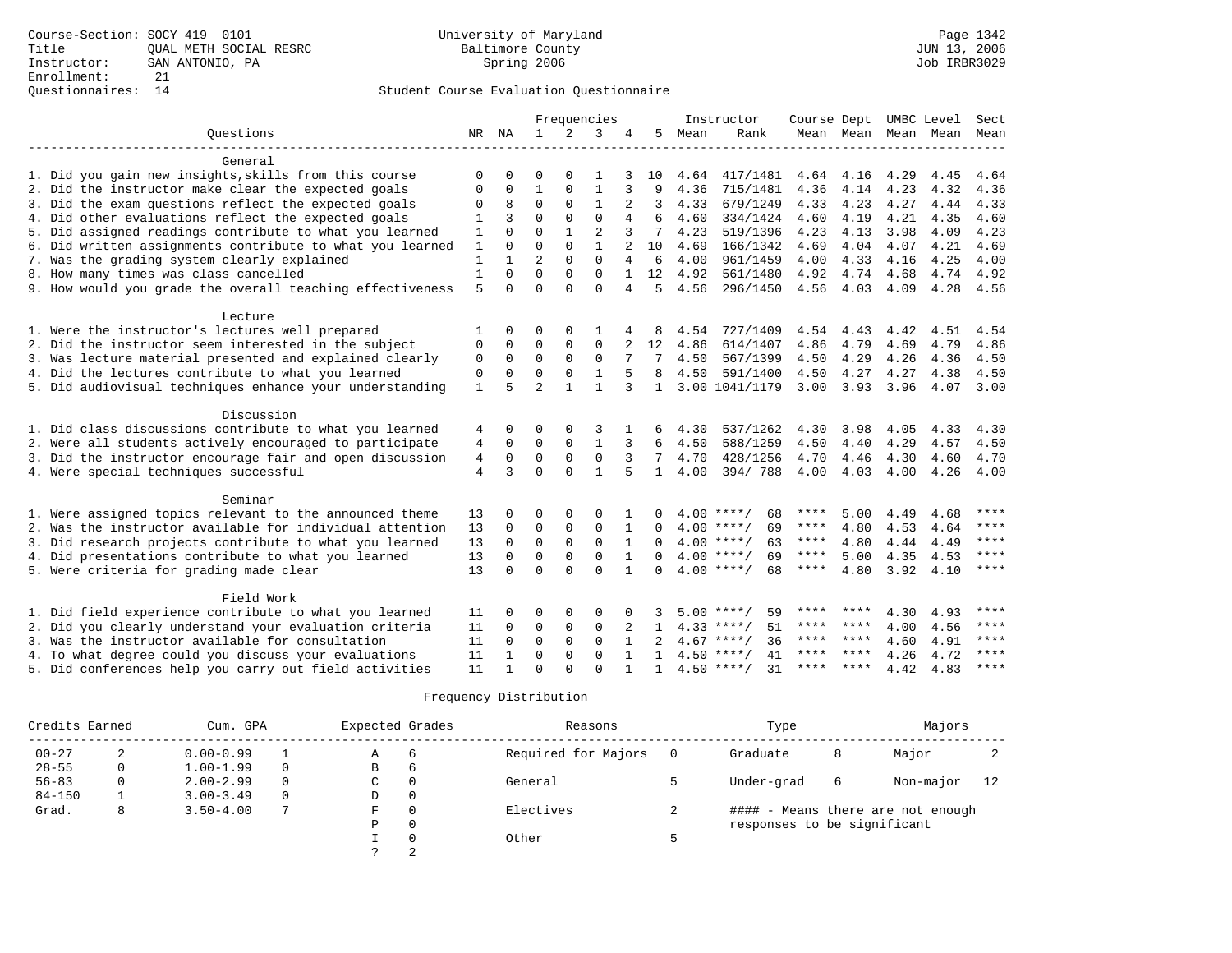Course-Section: SOCY 419 0101
Title: QUAL METH SOCIAL RESRC
Instructor: SAN ANTONIO, PA
Enrollment: 21
Questionnaires: 14

University of Maryland
Baltimore County
Spring 2006

JUN 13, 2006
Job IRBR3029

## Student Course Evaluation Questionnaire

| Questions | NR | NA | 1 | 2 | 3 | 4 | 5 | Instructor Mean | Rank | Course Mean | Dept Mean | UMBC Mean | Level Mean | Sect Mean |
|---|---|---|---|---|---|---|---|---|---|---|---|---|---|---|
| **General** | | | | | | | | | | | | | | |
| 1. Did you gain new insights,skills from this course | 0 | 0 | 0 | 0 | 1 | 3 | 10 | 4.64 | 417/1481 | 4.64 | 4.16 | 4.29 | 4.45 | 4.64 |
| 2. Did the instructor make clear the expected goals | 0 | 0 | 1 | 0 | 1 | 3 | 9 | 4.36 | 715/1481 | 4.36 | 4.14 | 4.23 | 4.32 | 4.36 |
| 3. Did the exam questions reflect the expected goals | 0 | 8 | 0 | 0 | 1 | 2 | 3 | 4.33 | 679/1249 | 4.33 | 4.23 | 4.27 | 4.44 | 4.33 |
| 4. Did other evaluations reflect the expected goals | 1 | 3 | 0 | 0 | 0 | 4 | 6 | 4.60 | 334/1424 | 4.60 | 4.19 | 4.21 | 4.35 | 4.60 |
| 5. Did assigned readings contribute to what you learned | 1 | 0 | 0 | 1 | 2 | 3 | 7 | 4.23 | 519/1396 | 4.23 | 4.13 | 3.98 | 4.09 | 4.23 |
| 6. Did written assignments contribute to what you learned | 1 | 0 | 0 | 0 | 1 | 2 | 10 | 4.69 | 166/1342 | 4.69 | 4.04 | 4.07 | 4.21 | 4.69 |
| 7. Was the grading system clearly explained | 1 | 1 | 2 | 0 | 0 | 4 | 6 | 4.00 | 961/1459 | 4.00 | 4.33 | 4.16 | 4.25 | 4.00 |
| 8. How many times was class cancelled | 1 | 0 | 0 | 0 | 0 | 1 | 12 | 4.92 | 561/1480 | 4.92 | 4.74 | 4.68 | 4.74 | 4.92 |
| 9. How would you grade the overall teaching effectiveness | 5 | 0 | 0 | 0 | 0 | 4 | 5 | 4.56 | 296/1450 | 4.56 | 4.03 | 4.09 | 4.28 | 4.56 |
| **Lecture** | | | | | | | | | | | | | | |
| 1. Were the instructor's lectures well prepared | 1 | 0 | 0 | 0 | 1 | 4 | 8 | 4.54 | 727/1409 | 4.54 | 4.43 | 4.42 | 4.51 | 4.54 |
| 2. Did the instructor seem interested in the subject | 0 | 0 | 0 | 0 | 0 | 2 | 12 | 4.86 | 614/1407 | 4.86 | 4.79 | 4.69 | 4.79 | 4.86 |
| 3. Was lecture material presented and explained clearly | 0 | 0 | 0 | 0 | 0 | 7 | 7 | 4.50 | 567/1399 | 4.50 | 4.29 | 4.26 | 4.36 | 4.50 |
| 4. Did the lectures contribute to what you learned | 0 | 0 | 0 | 0 | 1 | 5 | 8 | 4.50 | 591/1400 | 4.50 | 4.27 | 4.27 | 4.38 | 4.50 |
| 5. Did audiovisual techniques enhance your understanding | 1 | 5 | 2 | 1 | 1 | 3 | 1 | 3.00 | 1041/1179 | 3.00 | 3.93 | 3.96 | 4.07 | 3.00 |
| **Discussion** | | | | | | | | | | | | | | |
| 1. Did class discussions contribute to what you learned | 4 | 0 | 0 | 0 | 3 | 1 | 6 | 4.30 | 537/1262 | 4.30 | 3.98 | 4.05 | 4.33 | 4.30 |
| 2. Were all students actively encouraged to participate | 4 | 0 | 0 | 0 | 1 | 3 | 6 | 4.50 | 588/1259 | 4.50 | 4.40 | 4.29 | 4.57 | 4.50 |
| 3. Did the instructor encourage fair and open discussion | 4 | 0 | 0 | 0 | 0 | 3 | 7 | 4.70 | 428/1256 | 4.70 | 4.46 | 4.30 | 4.60 | 4.70 |
| 4. Were special techniques successful | 4 | 3 | 0 | 0 | 1 | 5 | 1 | 4.00 | 394/ 788 | 4.00 | 4.03 | 4.00 | 4.26 | 4.00 |
| **Seminar** | | | | | | | | | | | | | | |
| 1. Were assigned topics relevant to the announced theme | 13 | 0 | 0 | 0 | 0 | 1 | 0 | 4.00 | ****/ 68 | **** | 5.00 | 4.49 | 4.68 | **** |
| 2. Was the instructor available for individual attention | 13 | 0 | 0 | 0 | 0 | 1 | 0 | 4.00 | ****/ 69 | **** | 4.80 | 4.53 | 4.64 | **** |
| 3. Did research projects contribute to what you learned | 13 | 0 | 0 | 0 | 0 | 1 | 0 | 4.00 | ****/ 63 | **** | 4.80 | 4.44 | 4.49 | **** |
| 4. Did presentations contribute to what you learned | 13 | 0 | 0 | 0 | 0 | 1 | 0 | 4.00 | ****/ 69 | **** | 5.00 | 4.35 | 4.53 | **** |
| 5. Were criteria for grading made clear | 13 | 0 | 0 | 0 | 0 | 1 | 0 | 4.00 | ****/ 68 | **** | 4.80 | 3.92 | 4.10 | **** |
| **Field Work** | | | | | | | | | | | | | | |
| 1. Did field experience contribute to what you learned | 11 | 0 | 0 | 0 | 0 | 0 | 3 | 5.00 | ****/ 59 | **** | **** | 4.30 | 4.93 | **** |
| 2. Did you clearly understand your evaluation criteria | 11 | 0 | 0 | 0 | 0 | 2 | 1 | 4.33 | ****/ 51 | **** | **** | 4.00 | 4.56 | **** |
| 3. Was the instructor available for consultation | 11 | 0 | 0 | 0 | 0 | 1 | 2 | 4.67 | ****/ 36 | **** | **** | 4.60 | 4.91 | **** |
| 4. To what degree could you discuss your evaluations | 11 | 1 | 0 | 0 | 0 | 1 | 1 | 4.50 | ****/ 41 | **** | **** | 4.26 | 4.72 | **** |
| 5. Did conferences help you carry out field activities | 11 | 1 | 0 | 0 | 0 | 1 | 1 | 4.50 | ****/ 31 | **** | **** | 4.42 | 4.83 | **** |

### Frequency Distribution

| Credits Earned | | Cum. GPA | | Expected Grades | | Reasons | | Type | | Majors | |
|---|---|---|---|---|---|---|---|---|---|---|---|
| 00-27 | 2 | 0.00-0.99 | 1 | A | 6 | Required for Majors | 0 | Graduate | 8 | Major | 2 |
| 28-55 | 0 | 1.00-1.99 | 0 | B | 6 | | | | | | |
| 56-83 | 0 | 2.00-2.99 | 0 | C | 0 | General | 5 | Under-grad | 6 | Non-major | 12 |
| 84-150 | 1 | 3.00-3.49 | 0 | D | 0 | | | | | | |
| Grad. | 8 | 3.50-4.00 | 7 | F | 0 | Electives | 2 | | | | |
| | | | | P | 0 | | | | | | |
| | | | | I | 0 | Other | 5 | | | | |
| | | | | ? | 2 | | | | | | |

#### - Means there are not enough responses to be significant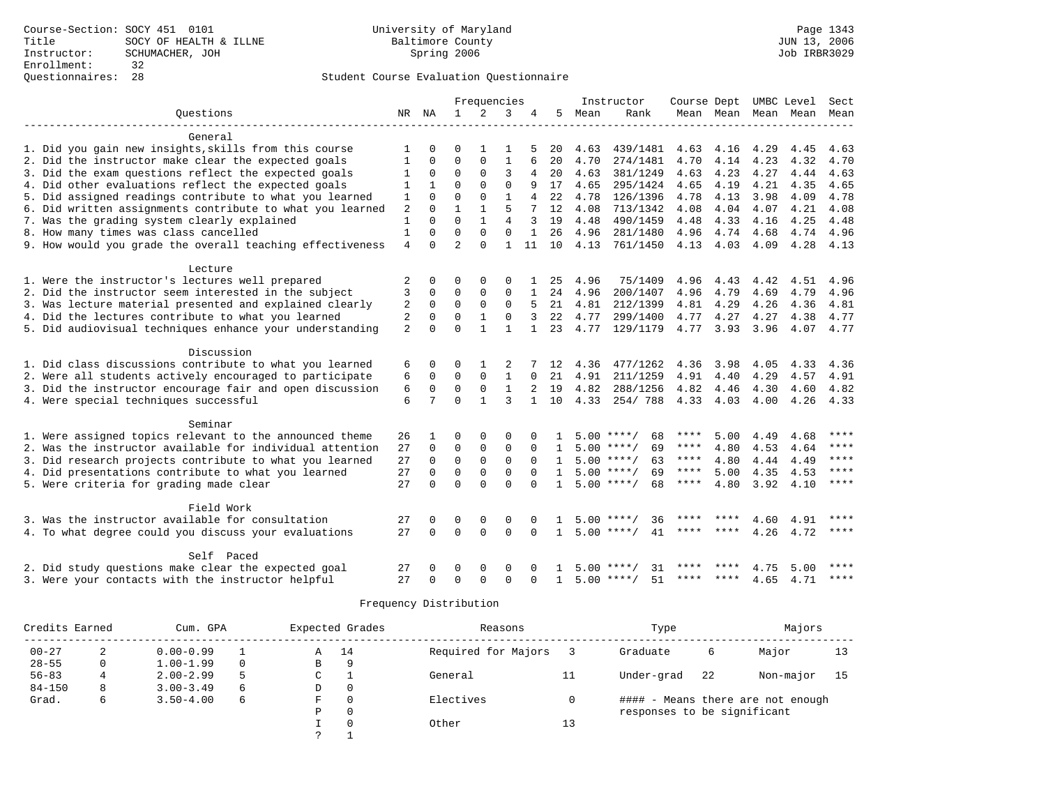Course-Section: SOCY 451 0101
Title: SOCY OF HEALTH & ILLNE
Instructor: SCHUMACHER, JOH
Enrollment: 32
Questionnaires: 28

University of Maryland
Baltimore County
Spring 2006

JUN 13, 2006
Job IRBR3029

## Student Course Evaluation Questionnaire

| Questions | NR | NA | 1 | 2 | 3 | 4 | 5 | Instructor Mean | Rank | Course Mean | Dept Mean | UMBC Mean | Level Mean | Sect Mean |
|---|---|---|---|---|---|---|---|---|---|---|---|---|---|---|
| **General** | | | | | | | | | | | | | | |
| 1. Did you gain new insights,skills from this course | 1 | 0 | 0 | 1 | 1 | 5 | 20 | 4.63 | 439/1481 | 4.63 | 4.16 | 4.29 | 4.45 | 4.63 |
| 2. Did the instructor make clear the expected goals | 1 | 0 | 0 | 0 | 1 | 6 | 20 | 4.70 | 274/1481 | 4.70 | 4.14 | 4.23 | 4.32 | 4.70 |
| 3. Did the exam questions reflect the expected goals | 1 | 0 | 0 | 0 | 3 | 4 | 20 | 4.63 | 381/1249 | 4.63 | 4.23 | 4.27 | 4.44 | 4.63 |
| 4. Did other evaluations reflect the expected goals | 1 | 1 | 0 | 0 | 0 | 9 | 17 | 4.65 | 295/1424 | 4.65 | 4.19 | 4.21 | 4.35 | 4.65 |
| 5. Did assigned readings contribute to what you learned | 1 | 0 | 0 | 0 | 1 | 4 | 22 | 4.78 | 126/1396 | 4.78 | 4.13 | 3.98 | 4.09 | 4.78 |
| 6. Did written assignments contribute to what you learned | 2 | 0 | 1 | 1 | 5 | 7 | 12 | 4.08 | 713/1342 | 4.08 | 4.04 | 4.07 | 4.21 | 4.08 |
| 7. Was the grading system clearly explained | 1 | 0 | 0 | 1 | 4 | 3 | 19 | 4.48 | 490/1459 | 4.48 | 4.33 | 4.16 | 4.25 | 4.48 |
| 8. How many times was class cancelled | 1 | 0 | 0 | 0 | 0 | 1 | 26 | 4.96 | 281/1480 | 4.96 | 4.74 | 4.68 | 4.74 | 4.96 |
| 9. How would you grade the overall teaching effectiveness | 4 | 0 | 2 | 0 | 1 | 11 | 10 | 4.13 | 761/1450 | 4.13 | 4.03 | 4.09 | 4.28 | 4.13 |
| **Lecture** | | | | | | | | | | | | | | |
| 1. Were the instructor's lectures well prepared | 2 | 0 | 0 | 0 | 0 | 1 | 25 | 4.96 | 75/1409 | 4.96 | 4.43 | 4.42 | 4.51 | 4.96 |
| 2. Did the instructor seem interested in the subject | 3 | 0 | 0 | 0 | 0 | 1 | 24 | 4.96 | 200/1407 | 4.96 | 4.79 | 4.69 | 4.79 | 4.96 |
| 3. Was lecture material presented and explained clearly | 2 | 0 | 0 | 0 | 0 | 5 | 21 | 4.81 | 212/1399 | 4.81 | 4.29 | 4.26 | 4.36 | 4.81 |
| 4. Did the lectures contribute to what you learned | 2 | 0 | 0 | 1 | 0 | 3 | 22 | 4.77 | 299/1400 | 4.77 | 4.27 | 4.27 | 4.38 | 4.77 |
| 5. Did audiovisual techniques enhance your understanding | 2 | 0 | 0 | 1 | 1 | 1 | 23 | 4.77 | 129/1179 | 4.77 | 3.93 | 3.96 | 4.07 | 4.77 |
| **Discussion** | | | | | | | | | | | | | | |
| 1. Did class discussions contribute to what you learned | 6 | 0 | 0 | 1 | 2 | 7 | 12 | 4.36 | 477/1262 | 4.36 | 3.98 | 4.05 | 4.33 | 4.36 |
| 2. Were all students actively encouraged to participate | 6 | 0 | 0 | 0 | 1 | 0 | 21 | 4.91 | 211/1259 | 4.91 | 4.40 | 4.29 | 4.57 | 4.91 |
| 3. Did the instructor encourage fair and open discussion | 6 | 0 | 0 | 0 | 1 | 2 | 19 | 4.82 | 288/1256 | 4.82 | 4.46 | 4.30 | 4.60 | 4.82 |
| 4. Were special techniques successful | 6 | 7 | 0 | 1 | 3 | 1 | 10 | 4.33 | 254/ 788 | 4.33 | 4.03 | 4.00 | 4.26 | 4.33 |
| **Seminar** | | | | | | | | | | | | | | |
| 1. Were assigned topics relevant to the announced theme | 26 | 1 | 0 | 0 | 0 | 0 | 1 | 5.00 | ****/ 68 | **** | 5.00 | 4.49 | 4.68 | **** |
| 2. Was the instructor available for individual attention | 27 | 0 | 0 | 0 | 0 | 0 | 1 | 5.00 | ****/ 69 | **** | 4.80 | 4.53 | 4.64 | **** |
| 3. Did research projects contribute to what you learned | 27 | 0 | 0 | 0 | 0 | 0 | 1 | 5.00 | ****/ 63 | **** | 4.80 | 4.44 | 4.49 | **** |
| 4. Did presentations contribute to what you learned | 27 | 0 | 0 | 0 | 0 | 0 | 1 | 5.00 | ****/ 69 | **** | 5.00 | 4.35 | 4.53 | **** |
| 5. Were criteria for grading made clear | 27 | 0 | 0 | 0 | 0 | 0 | 1 | 5.00 | ****/ 68 | **** | 4.80 | 3.92 | 4.10 | **** |
| **Field Work** | | | | | | | | | | | | | | |
| 3. Was the instructor available for consultation | 27 | 0 | 0 | 0 | 0 | 0 | 1 | 5.00 | ****/ 36 | **** | **** | 4.60 | 4.91 | **** |
| 4. To what degree could you discuss your evaluations | 27 | 0 | 0 | 0 | 0 | 0 | 1 | 5.00 | ****/ 41 | **** | **** | 4.26 | 4.72 | **** |
| **Self Paced** | | | | | | | | | | | | | | |
| 2. Did study questions make clear the expected goal | 27 | 0 | 0 | 0 | 0 | 0 | 1 | 5.00 | ****/ 31 | **** | **** | 4.75 | 5.00 | **** |
| 3. Were your contacts with the instructor helpful | 27 | 0 | 0 | 0 | 0 | 0 | 1 | 5.00 | ****/ 51 | **** | **** | 4.65 | 4.71 | **** |

## Frequency Distribution

| Credits Earned | | Cum. GPA | | Expected Grades | | Reasons | | Type | | Majors | |
|---|---|---|---|---|---|---|---|---|---|---|---|
| 00-27 | 2 | 0.00-0.99 | 1 | A | 14 | Required for Majors | 3 | Graduate | 6 | Major | 13 |
| 28-55 | 0 | 1.00-1.99 | 0 | B | 9 | | | | | | |
| 56-83 | 4 | 2.00-2.99 | 5 | C | 1 | General | 11 | Under-grad | 22 | Non-major | 15 |
| 84-150 | 8 | 3.00-3.49 | 6 | D | 0 | | | | | | |
| Grad. | 6 | 3.50-4.00 | 6 | F | 0 | Electives | 0 | #### - Means there are not enough responses to be significant | | | |
| | | | | P | 0 | | | | | | |
| | | | | I | 0 | Other | 13 | | | | |
| | | | | ? | 1 | | | | | | |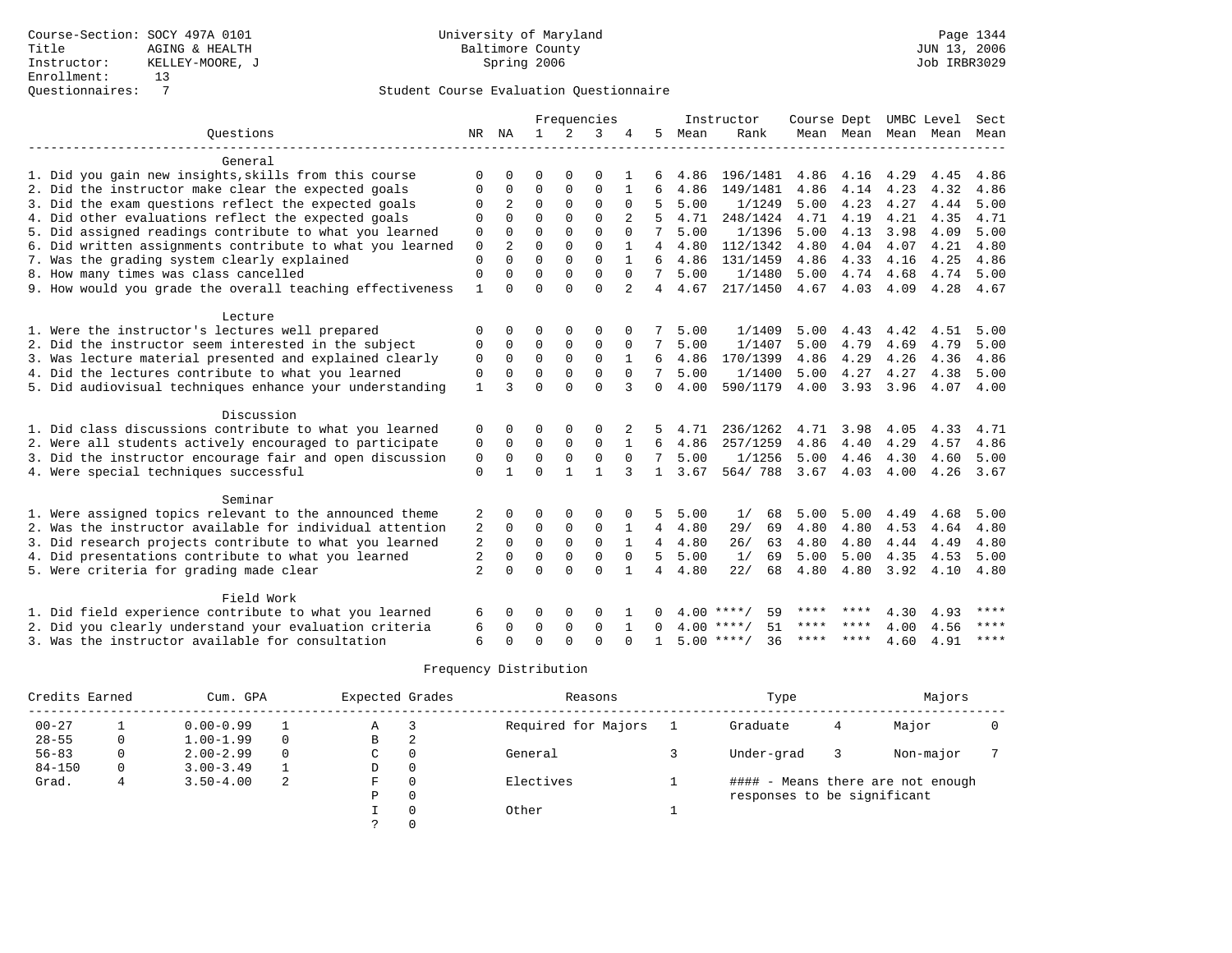Course-Section: SOCY 497A 0101
Title: AGING & HEALTH
Instructor: KELLEY-MOORE, J
Enrollment: 13
Questionnaires: 7

University of Maryland
Baltimore County
Spring 2006

Page 1344
JUN 13, 2006
Job IRBR3029

## Student Course Evaluation Questionnaire

| Questions | NR | NA | 1 | 2 | 3 | 4 | 5 | Instructor Mean | Rank | Course Mean | Dept Mean | UMBC Mean | Level Mean | Sect Mean |
|---|---|---|---|---|---|---|---|---|---|---|---|---|---|---|
| **General** | | | | | | | | | | | | | | |
| 1. Did you gain new insights,skills from this course | 0 | 0 | 0 | 0 | 0 | 1 | 6 | 4.86 | 196/1481 | 4.86 | 4.16 | 4.29 | 4.45 | 4.86 |
| 2. Did the instructor make clear the expected goals | 0 | 0 | 0 | 0 | 0 | 1 | 6 | 4.86 | 149/1481 | 4.86 | 4.14 | 4.23 | 4.32 | 4.86 |
| 3. Did the exam questions reflect the expected goals | 0 | 2 | 0 | 0 | 0 | 0 | 5 | 5.00 | 1/1249 | 5.00 | 4.23 | 4.27 | 4.44 | 5.00 |
| 4. Did other evaluations reflect the expected goals | 0 | 0 | 0 | 0 | 0 | 2 | 5 | 4.71 | 248/1424 | 4.71 | 4.19 | 4.21 | 4.35 | 4.71 |
| 5. Did assigned readings contribute to what you learned | 0 | 0 | 0 | 0 | 0 | 0 | 7 | 5.00 | 1/1396 | 5.00 | 4.13 | 3.98 | 4.09 | 5.00 |
| 6. Did written assignments contribute to what you learned | 0 | 2 | 0 | 0 | 0 | 1 | 4 | 4.80 | 112/1342 | 4.80 | 4.04 | 4.07 | 4.21 | 4.80 |
| 7. Was the grading system clearly explained | 0 | 0 | 0 | 0 | 0 | 1 | 6 | 4.86 | 131/1459 | 4.86 | 4.33 | 4.16 | 4.25 | 4.86 |
| 8. How many times was class cancelled | 0 | 0 | 0 | 0 | 0 | 0 | 7 | 5.00 | 1/1480 | 5.00 | 4.74 | 4.68 | 4.74 | 5.00 |
| 9. How would you grade the overall teaching effectiveness | 1 | 0 | 0 | 0 | 0 | 2 | 4 | 4.67 | 217/1450 | 4.67 | 4.03 | 4.09 | 4.28 | 4.67 |
| **Lecture** | | | | | | | | | | | | | | |
| 1. Were the instructor's lectures well prepared | 0 | 0 | 0 | 0 | 0 | 0 | 7 | 5.00 | 1/1409 | 5.00 | 4.43 | 4.42 | 4.51 | 5.00 |
| 2. Did the instructor seem interested in the subject | 0 | 0 | 0 | 0 | 0 | 0 | 7 | 5.00 | 1/1407 | 5.00 | 4.79 | 4.69 | 4.79 | 5.00 |
| 3. Was lecture material presented and explained clearly | 0 | 0 | 0 | 0 | 0 | 1 | 6 | 4.86 | 170/1399 | 4.86 | 4.29 | 4.26 | 4.36 | 4.86 |
| 4. Did the lectures contribute to what you learned | 0 | 0 | 0 | 0 | 0 | 0 | 7 | 5.00 | 1/1400 | 5.00 | 4.27 | 4.27 | 4.38 | 5.00 |
| 5. Did audiovisual techniques enhance your understanding | 1 | 3 | 0 | 0 | 0 | 3 | 0 | 4.00 | 590/1179 | 4.00 | 3.93 | 3.96 | 4.07 | 4.00 |
| **Discussion** | | | | | | | | | | | | | | |
| 1. Did class discussions contribute to what you learned | 0 | 0 | 0 | 0 | 0 | 2 | 5 | 4.71 | 236/1262 | 4.71 | 3.98 | 4.05 | 4.33 | 4.71 |
| 2. Were all students actively encouraged to participate | 0 | 0 | 0 | 0 | 0 | 1 | 6 | 4.86 | 257/1259 | 4.86 | 4.40 | 4.29 | 4.57 | 4.86 |
| 3. Did the instructor encourage fair and open discussion | 0 | 0 | 0 | 0 | 0 | 0 | 7 | 5.00 | 1/1256 | 5.00 | 4.46 | 4.30 | 4.60 | 5.00 |
| 4. Were special techniques successful | 0 | 1 | 0 | 1 | 1 | 3 | 1 | 3.67 | 564/ 788 | 3.67 | 4.03 | 4.00 | 4.26 | 3.67 |
| **Seminar** | | | | | | | | | | | | | | |
| 1. Were assigned topics relevant to the announced theme | 2 | 0 | 0 | 0 | 0 | 0 | 5 | 5.00 | 1/ 68 | 5.00 | 5.00 | 4.49 | 4.68 | 5.00 |
| 2. Was the instructor available for individual attention | 2 | 0 | 0 | 0 | 0 | 1 | 4 | 4.80 | 29/ 69 | 4.80 | 4.80 | 4.53 | 4.64 | 4.80 |
| 3. Did research projects contribute to what you learned | 2 | 0 | 0 | 0 | 0 | 1 | 4 | 4.80 | 26/ 63 | 4.80 | 4.80 | 4.44 | 4.49 | 4.80 |
| 4. Did presentations contribute to what you learned | 2 | 0 | 0 | 0 | 0 | 0 | 5 | 5.00 | 1/ 69 | 5.00 | 5.00 | 4.35 | 4.53 | 5.00 |
| 5. Were criteria for grading made clear | 2 | 0 | 0 | 0 | 0 | 1 | 4 | 4.80 | 22/ 68 | 4.80 | 4.80 | 3.92 | 4.10 | 4.80 |
| **Field Work** | | | | | | | | | | | | | | |
| 1. Did field experience contribute to what you learned | 6 | 0 | 0 | 0 | 0 | 1 | 0 | 4.00 | ****/ 59 | **** | **** | 4.30 | 4.93 | **** |
| 2. Did you clearly understand your evaluation criteria | 6 | 0 | 0 | 0 | 0 | 1 | 0 | 4.00 | ****/ 51 | **** | **** | 4.00 | 4.56 | **** |
| 3. Was the instructor available for consultation | 6 | 0 | 0 | 0 | 0 | 0 | 1 | 5.00 | ****/ 36 | **** | **** | 4.60 | 4.91 | **** |

## Frequency Distribution

| Credits Earned | | Cum. GPA | | Expected Grades | | Reasons | | Type | | Majors | |
|---|---|---|---|---|---|---|---|---|---|---|---|
| 00-27 | 1 | 0.00-0.99 | 1 | A | 3 | Required for Majors | 1 | Graduate | 4 | Major | 0 |
| 28-55 | 0 | 1.00-1.99 | 0 | B | 2 | | | | | | |
| 56-83 | 0 | 2.00-2.99 | 0 | C | 0 | General | 3 | Under-grad | 3 | Non-major | 7 |
| 84-150 | 0 | 3.00-3.49 | 1 | D | 0 | | | | | | |
| Grad. | 4 | 3.50-4.00 | 2 | F | 0 | Electives | 1 | | | | |
| | | | | P | 0 | | | | | | |
| | | | | I | 0 | Other | 1 | | | | |
| | | | | ? | 0 | | | | | | |

#### - Means there are not enough responses to be significant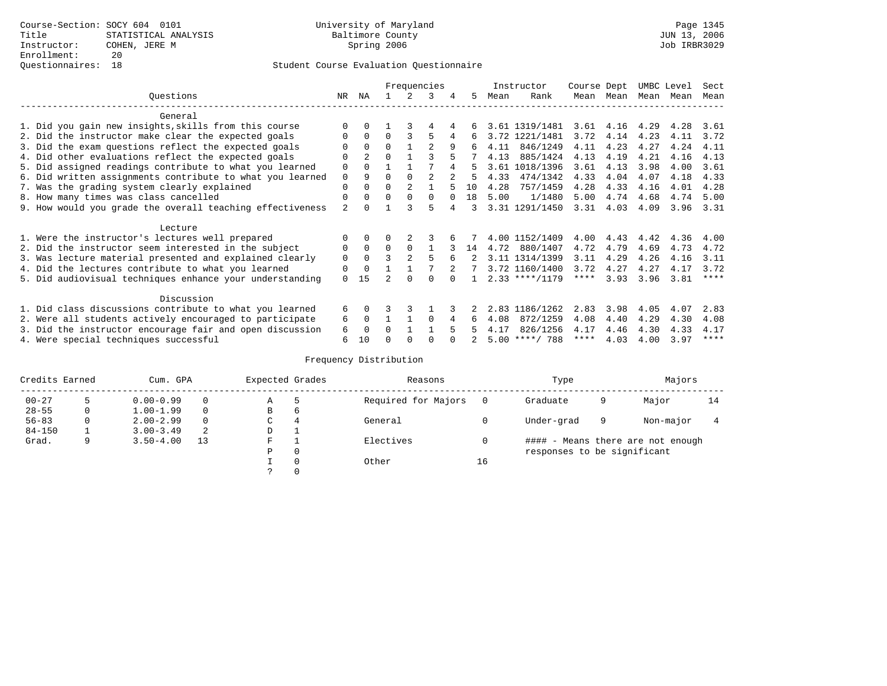Course-Section: SOCY 604 0101
Title: STATISTICAL ANALYSIS
Instructor: COHEN, JERE M
Enrollment: 20
Questionnaires: 18

University of Maryland
Baltimore County
Spring 2006

JUN 13, 2006
Job IRBR3029

## Student Course Evaluation Questionnaire

| Questions | NR | NA | 1 | 2 | 3 | 4 | 5 | Instructor Mean | Instructor Rank | Course Mean | Dept Mean | UMBC Mean | Level Mean | Sect Mean |
|---|---|---|---|---|---|---|---|---|---|---|---|---|---|---|
| **General** | | | | | | | | | | | | | | |
| 1. Did you gain new insights,skills from this course | 0 | 0 | 1 | 3 | 4 | 4 | 6 | 3.61 | 1319/1481 | 3.61 | 4.16 | 4.29 | 4.28 | 3.61 |
| 2. Did the instructor make clear the expected goals | 0 | 0 | 0 | 3 | 5 | 4 | 6 | 3.72 | 1221/1481 | 3.72 | 4.14 | 4.23 | 4.11 | 3.72 |
| 3. Did the exam questions reflect the expected goals | 0 | 0 | 0 | 1 | 2 | 9 | 6 | 4.11 | 846/1249 | 4.11 | 4.23 | 4.27 | 4.24 | 4.11 |
| 4. Did other evaluations reflect the expected goals | 0 | 2 | 0 | 1 | 3 | 5 | 7 | 4.13 | 885/1424 | 4.13 | 4.19 | 4.21 | 4.16 | 4.13 |
| 5. Did assigned readings contribute to what you learned | 0 | 0 | 1 | 1 | 7 | 4 | 5 | 3.61 | 1018/1396 | 3.61 | 4.13 | 3.98 | 4.00 | 3.61 |
| 6. Did written assignments contribute to what you learned | 0 | 9 | 0 | 0 | 2 | 2 | 5 | 4.33 | 474/1342 | 4.33 | 4.04 | 4.07 | 4.18 | 4.33 |
| 7. Was the grading system clearly explained | 0 | 0 | 0 | 2 | 1 | 5 | 10 | 4.28 | 757/1459 | 4.28 | 4.33 | 4.16 | 4.01 | 4.28 |
| 8. How many times was class cancelled | 0 | 0 | 0 | 0 | 0 | 0 | 18 | 5.00 | 1/1480 | 5.00 | 4.74 | 4.68 | 4.74 | 5.00 |
| 9. How would you grade the overall teaching effectiveness | 2 | 0 | 1 | 3 | 5 | 4 | 3 | 3.31 | 1291/1450 | 3.31 | 4.03 | 4.09 | 3.96 | 3.31 |
| **Lecture** | | | | | | | | | | | | | | |
| 1. Were the instructor's lectures well prepared | 0 | 0 | 0 | 2 | 3 | 6 | 7 | 4.00 | 1152/1409 | 4.00 | 4.43 | 4.42 | 4.36 | 4.00 |
| 2. Did the instructor seem interested in the subject | 0 | 0 | 0 | 0 | 1 | 3 | 14 | 4.72 | 880/1407 | 4.72 | 4.79 | 4.69 | 4.73 | 4.72 |
| 3. Was lecture material presented and explained clearly | 0 | 0 | 3 | 2 | 5 | 6 | 2 | 3.11 | 1314/1399 | 3.11 | 4.29 | 4.26 | 4.16 | 3.11 |
| 4. Did the lectures contribute to what you learned | 0 | 0 | 1 | 1 | 7 | 2 | 7 | 3.72 | 1160/1400 | 3.72 | 4.27 | 4.27 | 4.17 | 3.72 |
| 5. Did audiovisual techniques enhance your understanding | 0 | 15 | 2 | 0 | 0 | 0 | 1 | 2.33 | ****/1179 | **** | 3.93 | 3.96 | 3.81 | **** |
| **Discussion** | | | | | | | | | | | | | | |
| 1. Did class discussions contribute to what you learned | 6 | 0 | 3 | 3 | 1 | 3 | 2 | 2.83 | 1186/1262 | 2.83 | 3.98 | 4.05 | 4.07 | 2.83 |
| 2. Were all students actively encouraged to participate | 6 | 0 | 1 | 1 | 0 | 4 | 6 | 4.08 | 872/1259 | 4.08 | 4.40 | 4.29 | 4.30 | 4.08 |
| 3. Did the instructor encourage fair and open discussion | 6 | 0 | 0 | 1 | 1 | 5 | 5 | 4.17 | 826/1256 | 4.17 | 4.46 | 4.30 | 4.33 | 4.17 |
| 4. Were special techniques successful | 6 | 10 | 0 | 0 | 0 | 0 | 2 | 5.00 | ****/ 788 | **** | 4.03 | 4.00 | 3.97 | **** |

### Frequency Distribution

| Credits Earned | | Cum. GPA | | Expected Grades | | Reasons | | Type | | Majors | |
|---|---|---|---|---|---|---|---|---|---|---|---|
| 00-27 | 5 | 0.00-0.99 | 0 | A | 5 | Required for Majors | 0 | Graduate | 9 | Major | 14 |
| 28-55 | 0 | 1.00-1.99 | 0 | B | 6 | | | | | | |
| 56-83 | 0 | 2.00-2.99 | 0 | C | 4 | General | 0 | Under-grad | 9 | Non-major | 4 |
| 84-150 | 1 | 3.00-3.49 | 2 | D | 1 | | | | | | |
| Grad. | 9 | 3.50-4.00 | 13 | F | 1 | Electives | 0 | #### - Means there are not enough responses to be significant | | | |
| | | | | P | 0 | | | | | | |
| | | | | I | 0 | Other | 16 | | | | |
| | | | | ? | 0 | | | | | | |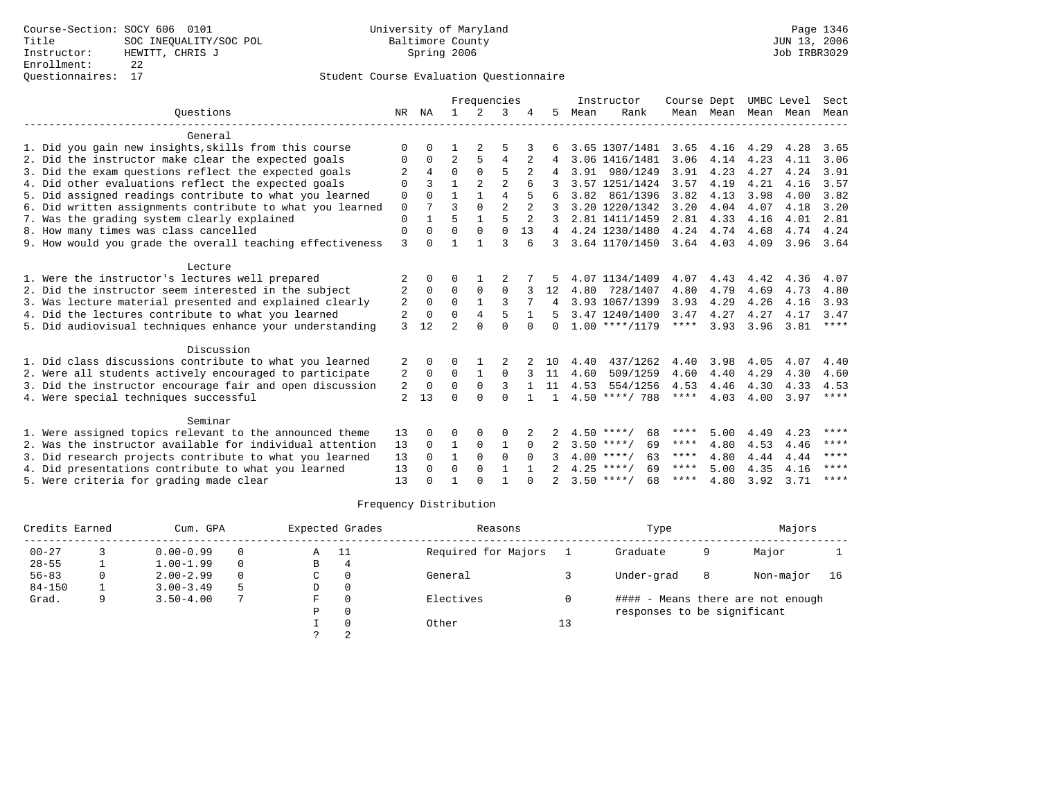Course-Section: SOCY 606 0101
Title: SOC INEQUALITY/SOC POL
Instructor: HEWITT, CHRIS J
Enrollment: 22
Questionnaires: 17

University of Maryland
Baltimore County
Spring 2006

JUN 13, 2006
Job IRBR3029

## Student Course Evaluation Questionnaire

| Questions | NR | NA | 1 | 2 | 3 | 4 | 5 | Instructor Mean | Instructor Rank | Course Mean | Dept Mean | UMBC Mean | Level Mean | Sect Mean |
|---|---|---|---|---|---|---|---|---|---|---|---|---|---|---|
| **General** | | | | | | | | | | | | | | |
| 1. Did you gain new insights,skills from this course | 0 | 0 | 1 | 2 | 5 | 3 | 6 | 3.65 | 1307/1481 | 3.65 | 4.16 | 4.29 | 4.28 | 3.65 |
| 2. Did the instructor make clear the expected goals | 0 | 0 | 2 | 5 | 4 | 2 | 4 | 3.06 | 1416/1481 | 3.06 | 4.14 | 4.23 | 4.11 | 3.06 |
| 3. Did the exam questions reflect the expected goals | 2 | 4 | 0 | 0 | 5 | 2 | 4 | 3.91 | 980/1249 | 3.91 | 4.23 | 4.27 | 4.24 | 3.91 |
| 4. Did other evaluations reflect the expected goals | 0 | 3 | 1 | 2 | 2 | 6 | 3 | 3.57 | 1251/1424 | 3.57 | 4.19 | 4.21 | 4.16 | 3.57 |
| 5. Did assigned readings contribute to what you learned | 0 | 0 | 1 | 1 | 4 | 5 | 6 | 3.82 | 861/1396 | 3.82 | 4.13 | 3.98 | 4.00 | 3.82 |
| 6. Did written assignments contribute to what you learned | 0 | 7 | 3 | 0 | 2 | 2 | 3 | 3.20 | 1220/1342 | 3.20 | 4.04 | 4.07 | 4.18 | 3.20 |
| 7. Was the grading system clearly explained | 0 | 1 | 5 | 1 | 5 | 2 | 3 | 2.81 | 1411/1459 | 2.81 | 4.33 | 4.16 | 4.01 | 2.81 |
| 8. How many times was class cancelled | 0 | 0 | 0 | 0 | 0 | 13 | 4 | 4.24 | 1230/1480 | 4.24 | 4.74 | 4.68 | 4.74 | 4.24 |
| 9. How would you grade the overall teaching effectiveness | 3 | 0 | 1 | 1 | 3 | 6 | 3 | 3.64 | 1170/1450 | 3.64 | 4.03 | 4.09 | 3.96 | 3.64 |
| **Lecture** | | | | | | | | | | | | | | |
| 1. Were the instructor's lectures well prepared | 2 | 0 | 0 | 1 | 2 | 7 | 5 | 4.07 | 1134/1409 | 4.07 | 4.43 | 4.42 | 4.36 | 4.07 |
| 2. Did the instructor seem interested in the subject | 2 | 0 | 0 | 0 | 0 | 3 | 12 | 4.80 | 728/1407 | 4.80 | 4.79 | 4.69 | 4.73 | 4.80 |
| 3. Was lecture material presented and explained clearly | 2 | 0 | 0 | 1 | 3 | 7 | 4 | 3.93 | 1067/1399 | 3.93 | 4.29 | 4.26 | 4.16 | 3.93 |
| 4. Did the lectures contribute to what you learned | 2 | 0 | 0 | 4 | 5 | 1 | 5 | 3.47 | 1240/1400 | 3.47 | 4.27 | 4.27 | 4.17 | 3.47 |
| 5. Did audiovisual techniques enhance your understanding | 3 | 12 | 2 | 0 | 0 | 0 | 0 | 1.00 | ****/1179 | **** | 3.93 | 3.96 | 3.81 | **** |
| **Discussion** | | | | | | | | | | | | | | |
| 1. Did class discussions contribute to what you learned | 2 | 0 | 0 | 1 | 2 | 2 | 10 | 4.40 | 437/1262 | 4.40 | 3.98 | 4.05 | 4.07 | 4.40 |
| 2. Were all students actively encouraged to participate | 2 | 0 | 0 | 1 | 0 | 3 | 11 | 4.60 | 509/1259 | 4.60 | 4.40 | 4.29 | 4.30 | 4.60 |
| 3. Did the instructor encourage fair and open discussion | 2 | 0 | 0 | 0 | 3 | 1 | 11 | 4.53 | 554/1256 | 4.53 | 4.46 | 4.30 | 4.33 | 4.53 |
| 4. Were special techniques successful | 2 | 13 | 0 | 0 | 0 | 1 | 1 | 4.50 | ****/ 788 | **** | 4.03 | 4.00 | 3.97 | **** |
| **Seminar** | | | | | | | | | | | | | | |
| 1. Were assigned topics relevant to the announced theme | 13 | 0 | 0 | 0 | 0 | 2 | 2 | 4.50 | ****/ 68 | **** | 5.00 | 4.49 | 4.23 | **** |
| 2. Was the instructor available for individual attention | 13 | 0 | 1 | 0 | 1 | 0 | 2 | 3.50 | ****/ 69 | **** | 4.80 | 4.53 | 4.46 | **** |
| 3. Did research projects contribute to what you learned | 13 | 0 | 1 | 0 | 0 | 0 | 3 | 4.00 | ****/ 63 | **** | 4.80 | 4.44 | 4.44 | **** |
| 4. Did presentations contribute to what you learned | 13 | 0 | 0 | 0 | 1 | 1 | 2 | 4.25 | ****/ 69 | **** | 5.00 | 4.35 | 4.16 | **** |
| 5. Were criteria for grading made clear | 13 | 0 | 1 | 0 | 1 | 0 | 2 | 3.50 | ****/ 68 | **** | 4.80 | 3.92 | 3.71 | **** |

### Frequency Distribution

| Credits Earned | | Cum. GPA | | Expected Grades | | Reasons | | Type | | Majors | |
|---|---|---|---|---|---|---|---|---|---|---|---|
| 00-27 | 3 | 0.00-0.99 | 0 | A | 11 | Required for Majors | 1 | Graduate | 9 | Major | 1 |
| 28-55 | 1 | 1.00-1.99 | 0 | B | 4 | | | | | | |
| 56-83 | 0 | 2.00-2.99 | 0 | C | 0 | General | 3 | Under-grad | 8 | Non-major | 16 |
| 84-150 | 1 | 3.00-3.49 | 5 | D | 0 | | | | | | |
| Grad. | 9 | 3.50-4.00 | 7 | F | 0 | Electives | 0 | | | | |
| | | | | P | 0 | | | | | | |
| | | | | I | 0 | Other | 13 | | | | |
| | | | | ? | 2 | | | | | | |

#### - Means there are not enough responses to be significant